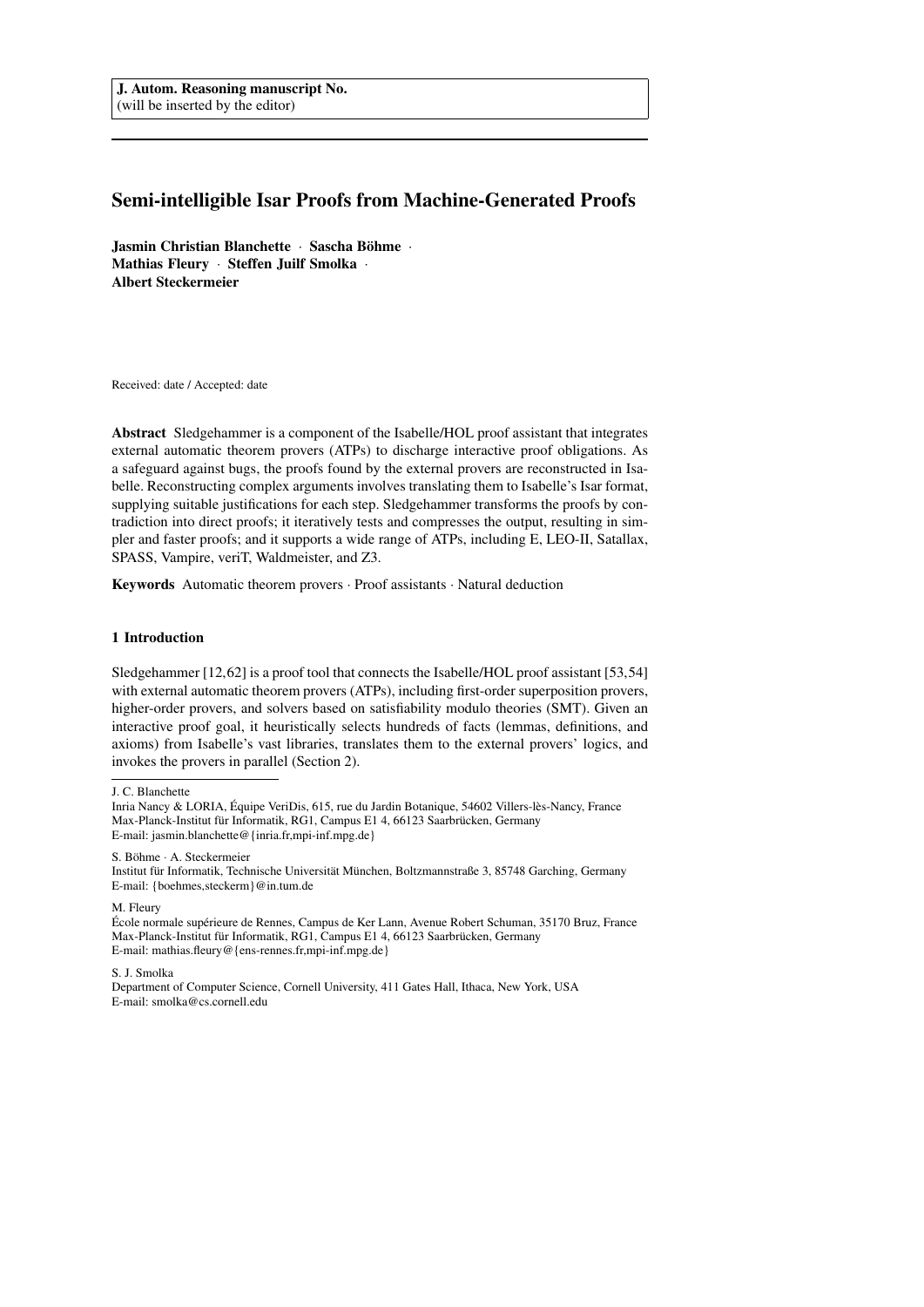J. Autom. Reasoning manuscript No.
(will be inserted by the editor)

# Semi-intelligible Isar Proofs from Machine-Generated Proofs

**Jasmin Christian Blanchette · Sascha Böhme · Mathias Fleury · Steffen Juilf Smolka · Albert Steckermeier**

Received: date / Accepted: date

**Abstract** Sledgehammer is a component of the Isabelle/HOL proof assistant that integrates external automatic theorem provers (ATPs) to discharge interactive proof obligations. As a safeguard against bugs, the proofs found by the external provers are reconstructed in Isabelle. Reconstructing complex arguments involves translating them to Isabelle's Isar format, supplying suitable justifications for each step. Sledgehammer transforms the proofs by contradiction into direct proofs; it iteratively tests and compresses the output, resulting in simpler and faster proofs; and it supports a wide range of ATPs, including E, LEO-II, Satallax, SPASS, Vampire, veriT, Waldmeister, and Z3.

**Keywords** Automatic theorem provers · Proof assistants · Natural deduction

## 1 Introduction

Sledgehammer [12,62] is a proof tool that connects the Isabelle/HOL proof assistant [53,54] with external automatic theorem provers (ATPs), including first-order superposition provers, higher-order provers, and solvers based on satisfiability modulo theories (SMT). Given an interactive proof goal, it heuristically selects hundreds of facts (lemmas, definitions, and axioms) from Isabelle's vast libraries, translates them to the external provers' logics, and invokes the provers in parallel (Section 2).

---

J. C. Blanchette
Inria Nancy & LORIA, Équipe VeriDis, 615, rue du Jardin Botanique, 54602 Villers-lès-Nancy, France
Max-Planck-Institut für Informatik, RG1, Campus E1 4, 66123 Saarbrücken, Germany
E-mail: jasmin.blanchette@{inria.fr,mpi-inf.mpg.de}

S. Böhme · A. Steckermeier
Institut für Informatik, Technische Universität München, Boltzmannstraße 3, 85748 Garching, Germany
E-mail: {boehmes,steckerm}@in.tum.de

M. Fleury
École normale supérieure de Rennes, Campus de Ker Lann, Avenue Robert Schuman, 35170 Bruz, France
Max-Planck-Institut für Informatik, RG1, Campus E1 4, 66123 Saarbrücken, Germany
E-mail: mathias.fleury@{ens-rennes.fr,mpi-inf.mpg.de}

S. J. Smolka
Department of Computer Science, Cornell University, 411 Gates Hall, Ithaca, New York, USA
E-mail: smolka@cs.cornell.edu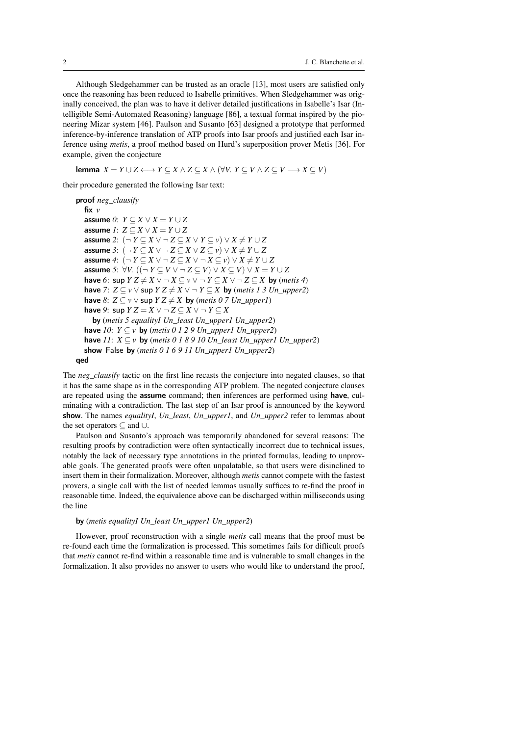Although Sledgehammer can be trusted as an oracle [13], most users are satisfied only once the reasoning has been reduced to Isabelle primitives. When Sledgehammer was originally conceived, the plan was to have it deliver detailed justifications in Isabelle's Isar (Intelligible Semi-Automated Reasoning) language [86], a textual format inspired by the pioneering Mizar system [46]. Paulson and Susanto [63] designed a prototype that performed inference-by-inference translation of ATP proofs into Isar proofs and justified each Isar inference using *metis*, a proof method based on Hurd's superposition prover Metis [36]. For example, given the conjecture

**lemma** $X = Y \cup Z \longleftrightarrow Y \subseteq X \wedge Z \subseteq X \wedge (\forall V.\ Y \subseteq V \wedge Z \subseteq V \longrightarrow X \subseteq V)$

their procedure generated the following Isar text:

**proof** *neg_clausify*
  **fix** $v$
  **assume** *0*: $Y \subseteq X \vee X = Y \cup Z$
  **assume** *1*: $Z \subseteq X \vee X = Y \cup Z$
  **assume** *2*: $(\neg\, Y \subseteq X \vee \neg\, Z \subseteq X \vee Y \subseteq v) \vee X \neq Y \cup Z$
  **assume** *3*: $(\neg\, Y \subseteq X \vee \neg\, Z \subseteq X \vee Z \subseteq v) \vee X \neq Y \cup Z$
  **assume** *4*: $(\neg\, Y \subseteq X \vee \neg\, Z \subseteq X \vee \neg\, X \subseteq v) \vee X \neq Y \cup Z$
  **assume** *5*: $\forall V.\ ((\neg\, Y \subseteq V \vee \neg\, Z \subseteq V) \vee X \subseteq V) \vee X = Y \cup Z$
  **have** *6*: $\mathsf{sup}\ Y\ Z \neq X \vee \neg\, X \subseteq v \vee \neg\, Y \subseteq X \vee \neg\, Z \subseteq X$ **by** (*metis 4*)
  **have** *7*: $Z \subseteq v \vee \mathsf{sup}\ Y\ Z \neq X \vee \neg\, Y \subseteq X$ **by** (*metis 1 3 Un_upper2*)
  **have** *8*: $Z \subseteq v \vee \mathsf{sup}\ Y\ Z \neq X$ **by** (*metis 0 7 Un_upper1*)
  **have** *9*: $\mathsf{sup}\ Y\ Z = X \vee \neg\, Z \subseteq X \vee \neg\, Y \subseteq X$
    **by** (*metis 5 equalityI Un_least Un_upper1 Un_upper2*)
  **have** *10*: $Y \subseteq v$ **by** (*metis 0 1 2 9 Un_upper1 Un_upper2*)
  **have** *11*: $X \subseteq v$ **by** (*metis 0 1 8 9 10 Un_least Un_upper1 Un_upper2*)
  **show** False **by** (*metis 0 1 6 9 11 Un_upper1 Un_upper2*)
**qed**

The *neg_clausify* tactic on the first line recasts the conjecture into negated clauses, so that it has the same shape as in the corresponding ATP problem. The negated conjecture clauses are repeated using the **assume** command; then inferences are performed using **have**, culminating with a contradiction. The last step of an Isar proof is announced by the keyword **show**. The names *equalityI*, *Un_least*, *Un_upper1*, and *Un_upper2* refer to lemmas about the set operators $\subseteq$ and $\cup$.

Paulson and Susanto's approach was temporarily abandoned for several reasons: The resulting proofs by contradiction were often syntactically incorrect due to technical issues, notably the lack of necessary type annotations in the printed formulas, leading to unprovable goals. The generated proofs were often unpalatable, so that users were disinclined to insert them in their formalization. Moreover, although *metis* cannot compete with the fastest provers, a single call with the list of needed lemmas usually suffices to re-find the proof in reasonable time. Indeed, the equivalence above can be discharged within milliseconds using the line

**by** (*metis equalityI Un_least Un_upper1 Un_upper2*)

However, proof reconstruction with a single *metis* call means that the proof must be re-found each time the formalization is processed. This sometimes fails for difficult proofs that *metis* cannot re-find within a reasonable time and is vulnerable to small changes in the formalization. It also provides no answer to users who would like to understand the proof,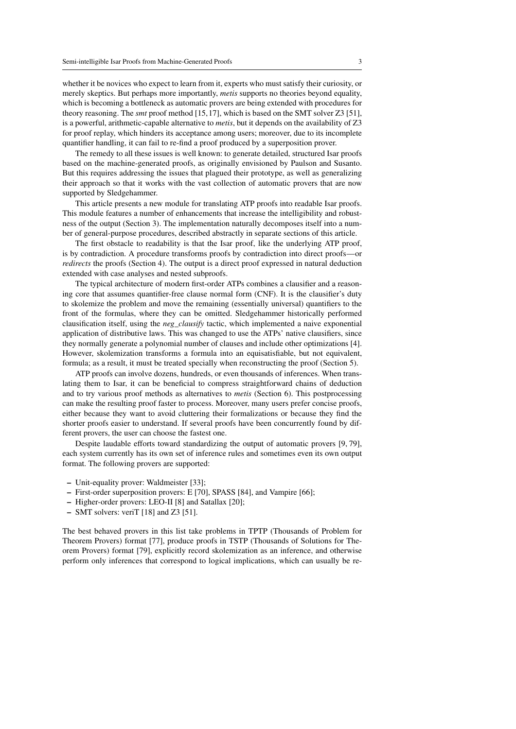whether it be novices who expect to learn from it, experts who must satisfy their curiosity, or merely skeptics. But perhaps more importantly, *metis* supports no theories beyond equality, which is becoming a bottleneck as automatic provers are being extended with procedures for theory reasoning. The *smt* proof method [15, 17], which is based on the SMT solver Z3 [51], is a powerful, arithmetic-capable alternative to *metis*, but it depends on the availability of Z3 for proof replay, which hinders its acceptance among users; moreover, due to its incomplete quantifier handling, it can fail to re-find a proof produced by a superposition prover.

The remedy to all these issues is well known: to generate detailed, structured Isar proofs based on the machine-generated proofs, as originally envisioned by Paulson and Susanto. But this requires addressing the issues that plagued their prototype, as well as generalizing their approach so that it works with the vast collection of automatic provers that are now supported by Sledgehammer.

This article presents a new module for translating ATP proofs into readable Isar proofs. This module features a number of enhancements that increase the intelligibility and robustness of the output (Section 3). The implementation naturally decomposes itself into a number of general-purpose procedures, described abstractly in separate sections of this article.

The first obstacle to readability is that the Isar proof, like the underlying ATP proof, is by contradiction. A procedure transforms proofs by contradiction into direct proofs—or *redirects* the proofs (Section 4). The output is a direct proof expressed in natural deduction extended with case analyses and nested subproofs.

The typical architecture of modern first-order ATPs combines a clausifier and a reasoning core that assumes quantifier-free clause normal form (CNF). It is the clausifier's duty to skolemize the problem and move the remaining (essentially universal) quantifiers to the front of the formulas, where they can be omitted. Sledgehammer historically performed clausification itself, using the *neg_clausify* tactic, which implemented a naive exponential application of distributive laws. This was changed to use the ATPs' native clausifiers, since they normally generate a polynomial number of clauses and include other optimizations [4]. However, skolemization transforms a formula into an equisatisfiable, but not equivalent, formula; as a result, it must be treated specially when reconstructing the proof (Section 5).

ATP proofs can involve dozens, hundreds, or even thousands of inferences. When translating them to Isar, it can be beneficial to compress straightforward chains of deduction and to try various proof methods as alternatives to *metis* (Section 6). This postprocessing can make the resulting proof faster to process. Moreover, many users prefer concise proofs, either because they want to avoid cluttering their formalizations or because they find the shorter proofs easier to understand. If several proofs have been concurrently found by different provers, the user can choose the fastest one.

Despite laudable efforts toward standardizing the output of automatic provers [9, 79], each system currently has its own set of inference rules and sometimes even its own output format. The following provers are supported:

- Unit-equality prover: Waldmeister [33];
- First-order superposition provers: E [70], SPASS [84], and Vampire [66];
- Higher-order provers: LEO-II [8] and Satallax [20];
- SMT solvers: veriT [18] and Z3 [51].

The best behaved provers in this list take problems in TPTP (Thousands of Problem for Theorem Provers) format [77], produce proofs in TSTP (Thousands of Solutions for Theorem Provers) format [79], explicitly record skolemization as an inference, and otherwise perform only inferences that correspond to logical implications, which can usually be re-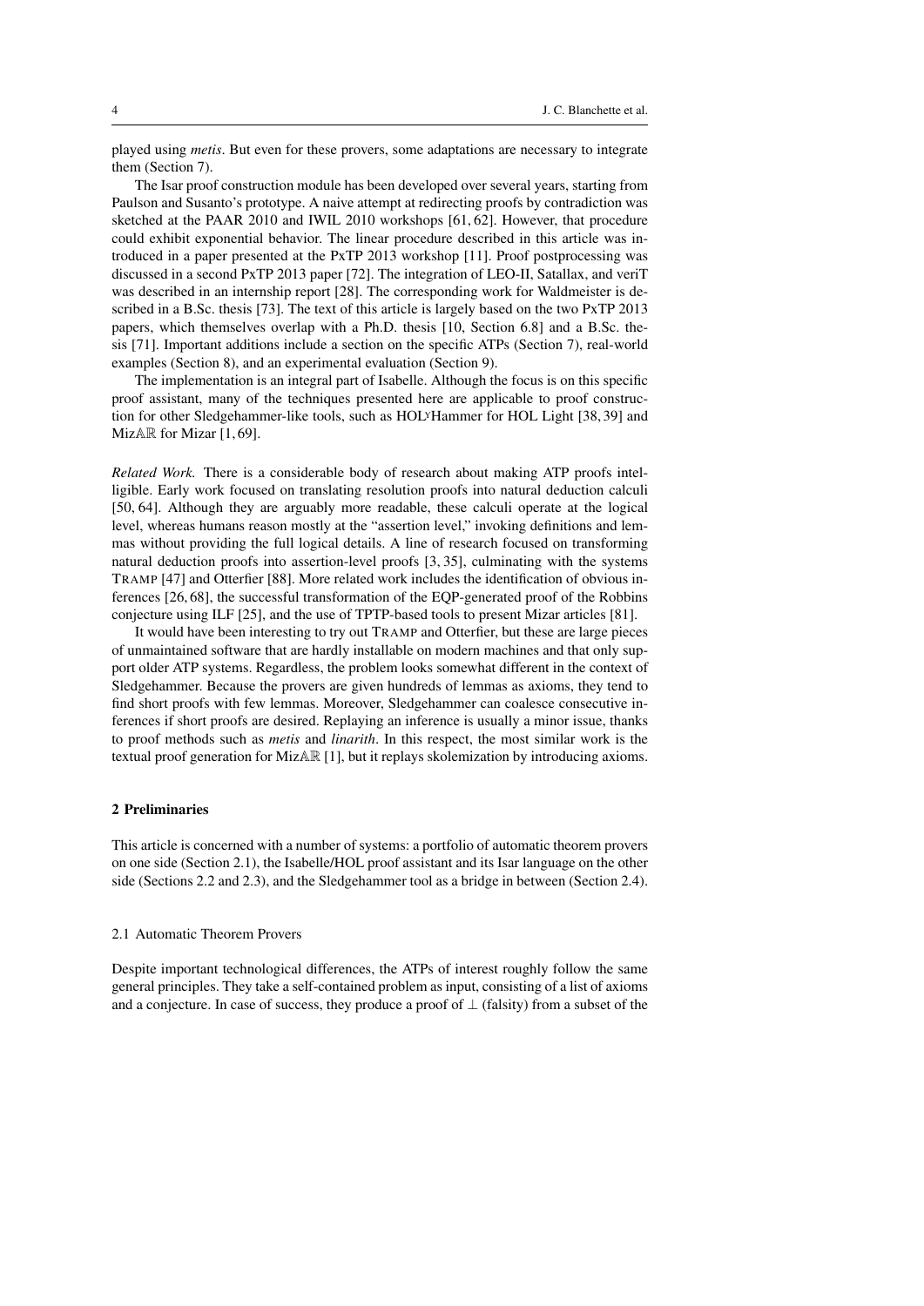played using *metis*. But even for these provers, some adaptations are necessary to integrate them (Section 7).

The Isar proof construction module has been developed over several years, starting from Paulson and Susanto's prototype. A naive attempt at redirecting proofs by contradiction was sketched at the PAAR 2010 and IWIL 2010 workshops [61, 62]. However, that procedure could exhibit exponential behavior. The linear procedure described in this article was introduced in a paper presented at the PxTP 2013 workshop [11]. Proof postprocessing was discussed in a second PxTP 2013 paper [72]. The integration of LEO-II, Satallax, and veriT was described in an internship report [28]. The corresponding work for Waldmeister is described in a B.Sc. thesis [73]. The text of this article is largely based on the two PxTP 2013 papers, which themselves overlap with a Ph.D. thesis [10, Section 6.8] and a B.Sc. thesis [71]. Important additions include a section on the specific ATPs (Section 7), real-world examples (Section 8), and an experimental evaluation (Section 9).

The implementation is an integral part of Isabelle. Although the focus is on this specific proof assistant, many of the techniques presented here are applicable to proof construction for other Sledgehammer-like tools, such as HOLyHammer for HOL Light [38, 39] and Miz$\mathbb{AR}$ for Mizar [1, 69].

*Related Work.* There is a considerable body of research about making ATP proofs intelligible. Early work focused on translating resolution proofs into natural deduction calculi [50, 64]. Although they are arguably more readable, these calculi operate at the logical level, whereas humans reason mostly at the "assertion level," invoking definitions and lemmas without providing the full logical details. A line of research focused on transforming natural deduction proofs into assertion-level proofs [3, 35], culminating with the systems TRAMP [47] and Otterfier [88]. More related work includes the identification of obvious inferences [26, 68], the successful transformation of the EQP-generated proof of the Robbins conjecture using ILF [25], and the use of TPTP-based tools to present Mizar articles [81].

It would have been interesting to try out TRAMP and Otterfier, but these are large pieces of unmaintained software that are hardly installable on modern machines and that only support older ATP systems. Regardless, the problem looks somewhat different in the context of Sledgehammer. Because the provers are given hundreds of lemmas as axioms, they tend to find short proofs with few lemmas. Moreover, Sledgehammer can coalesce consecutive inferences if short proofs are desired. Replaying an inference is usually a minor issue, thanks to proof methods such as *metis* and *linarith*. In this respect, the most similar work is the textual proof generation for Miz$\mathbb{AR}$ [1], but it replays skolemization by introducing axioms.

## 2 Preliminaries

This article is concerned with a number of systems: a portfolio of automatic theorem provers on one side (Section 2.1), the Isabelle/HOL proof assistant and its Isar language on the other side (Sections 2.2 and 2.3), and the Sledgehammer tool as a bridge in between (Section 2.4).

### 2.1 Automatic Theorem Provers

Despite important technological differences, the ATPs of interest roughly follow the same general principles. They take a self-contained problem as input, consisting of a list of axioms and a conjecture. In case of success, they produce a proof of $\perp$ (falsity) from a subset of the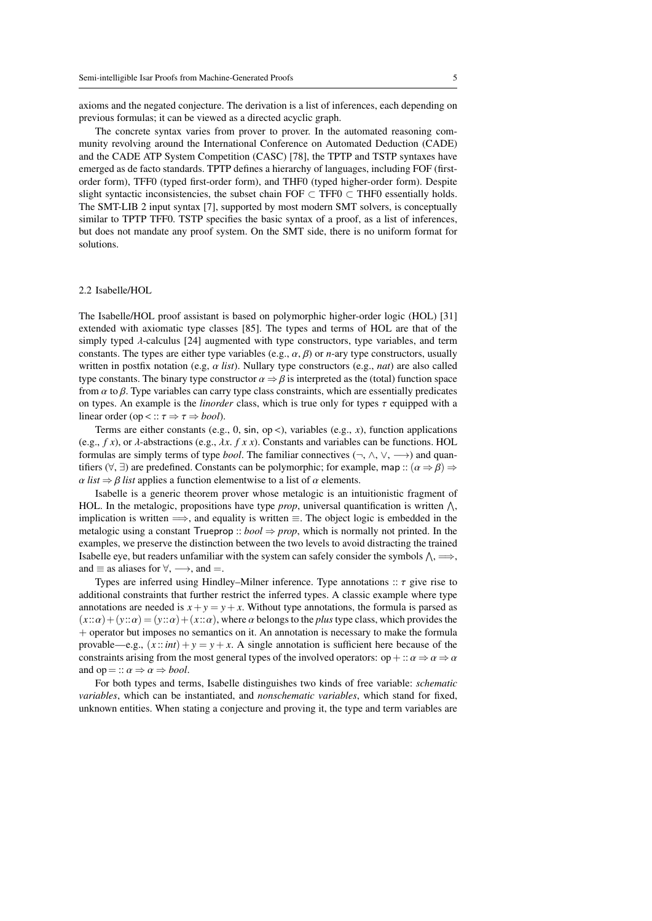axioms and the negated conjecture. The derivation is a list of inferences, each depending on previous formulas; it can be viewed as a directed acyclic graph.

The concrete syntax varies from prover to prover. In the automated reasoning community revolving around the International Conference on Automated Deduction (CADE) and the CADE ATP System Competition (CASC) [78], the TPTP and TSTP syntaxes have emerged as de facto standards. TPTP defines a hierarchy of languages, including FOF (first-order form), TFF0 (typed first-order form), and THF0 (typed higher-order form). Despite slight syntactic inconsistencies, the subset chain FOF $\subset$ TFF0 $\subset$ THF0 essentially holds. The SMT-LIB 2 input syntax [7], supported by most modern SMT solvers, is conceptually similar to TPTP TFF0. TSTP specifies the basic syntax of a proof, as a list of inferences, but does not mandate any proof system. On the SMT side, there is no uniform format for solutions.

### 2.2 Isabelle/HOL

The Isabelle/HOL proof assistant is based on polymorphic higher-order logic (HOL) [31] extended with axiomatic type classes [85]. The types and terms of HOL are that of the simply typed $\lambda$-calculus [24] augmented with type constructors, type variables, and term constants. The types are either type variables (e.g., $\alpha$, $\beta$) or $n$-ary type constructors, usually written in postfix notation (e.g, $\alpha$ *list*). Nullary type constructors (e.g., *nat*) are also called type constants. The binary type constructor $\alpha \Rightarrow \beta$ is interpreted as the (total) function space from $\alpha$ to $\beta$. Type variables can carry type class constraints, which are essentially predicates on types. An example is the *linorder* class, which is true only for types $\tau$ equipped with a linear order ($\text{op} < :: \tau \Rightarrow \tau \Rightarrow \textit{bool}$).

Terms are either constants (e.g., 0, $\mathsf{sin}$, op $<$), variables (e.g., $x$), function applications (e.g., $f\ x$), or $\lambda$-abstractions (e.g., $\lambda x.\ f\ x\ x$). Constants and variables can be functions. HOL formulas are simply terms of type *bool*. The familiar connectives ($\neg$, $\wedge$, $\vee$, $\longrightarrow$) and quantifiers ($\forall$, $\exists$) are predefined. Constants can be polymorphic; for example, $\mathsf{map} :: (\alpha \Rightarrow \beta) \Rightarrow \alpha\ \textit{list} \Rightarrow \beta\ \textit{list}$ applies a function elementwise to a list of $\alpha$ elements.

Isabelle is a generic theorem prover whose metalogic is an intuitionistic fragment of HOL. In the metalogic, propositions have type *prop*, universal quantification is written $\bigwedge$, implication is written $\Longrightarrow$, and equality is written $\equiv$. The object logic is embedded in the metalogic using a constant $\mathsf{Trueprop} :: \textit{bool} \Rightarrow \textit{prop}$, which is normally not printed. In the examples, we preserve the distinction between the two levels to avoid distracting the trained Isabelle eye, but readers unfamiliar with the system can safely consider the symbols $\bigwedge$, $\Longrightarrow$, and $\equiv$ as aliases for $\forall$, $\longrightarrow$, and $=$.

Types are inferred using Hindley–Milner inference. Type annotations $:: \tau$ give rise to additional constraints that further restrict the inferred types. A classic example where type annotations are needed is $x + y = y + x$. Without type annotations, the formula is parsed as $(x{::}\alpha) + (y{::}\alpha) = (y{::}\alpha) + (x{::}\alpha)$, where $\alpha$ belongs to the *plus* type class, which provides the $+$ operator but imposes no semantics on it. An annotation is necessary to make the formula provable—e.g., $(x :: \textit{int}) + y = y + x$. A single annotation is sufficient here because of the constraints arising from the most general types of the involved operators: $\text{op} + :: \alpha \Rightarrow \alpha \Rightarrow \alpha$ and $\text{op} = :: \alpha \Rightarrow \alpha \Rightarrow \textit{bool}$.

For both types and terms, Isabelle distinguishes two kinds of free variable: *schematic variables*, which can be instantiated, and *nonschematic variables*, which stand for fixed, unknown entities. When stating a conjecture and proving it, the type and term variables are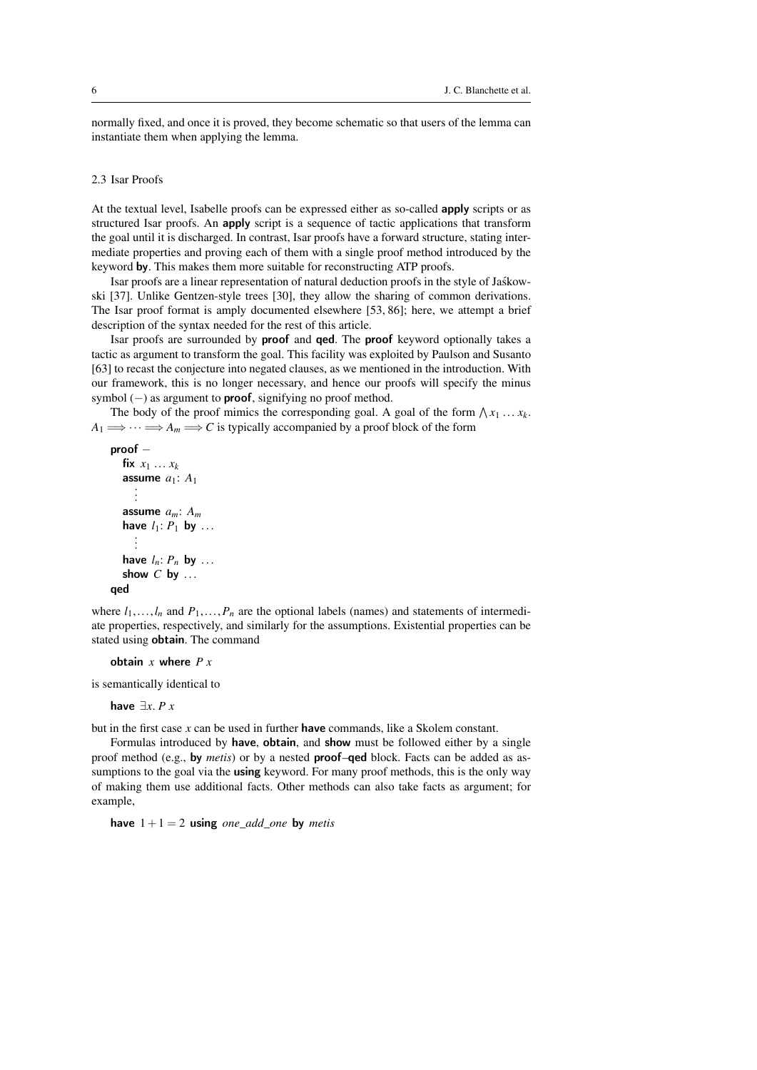normally fixed, and once it is proved, they become schematic so that users of the lemma can instantiate them when applying the lemma.

### 2.3 Isar Proofs

At the textual level, Isabelle proofs can be expressed either as so-called **apply** scripts or as structured Isar proofs. An **apply** script is a sequence of tactic applications that transform the goal until it is discharged. In contrast, Isar proofs have a forward structure, stating intermediate properties and proving each of them with a single proof method introduced by the keyword **by**. This makes them more suitable for reconstructing ATP proofs.

Isar proofs are a linear representation of natural deduction proofs in the style of Jaśkowski [37]. Unlike Gentzen-style trees [30], they allow the sharing of common derivations. The Isar proof format is amply documented elsewhere [53, 86]; here, we attempt a brief description of the syntax needed for the rest of this article.

Isar proofs are surrounded by **proof** and **qed**. The **proof** keyword optionally takes a tactic as argument to transform the goal. This facility was exploited by Paulson and Susanto [63] to recast the conjecture into negated clauses, as we mentioned in the introduction. With our framework, this is no longer necessary, and hence our proofs will specify the minus symbol ($-$) as argument to **proof**, signifying no proof method.

The body of the proof mimics the corresponding goal. A goal of the form $\bigwedge x_1 \ldots x_k.\ A_1 \Longrightarrow \cdots \Longrightarrow A_m \Longrightarrow C$ is typically accompanied by a proof block of the form

```
proof −
  fix x_1 … x_k
  assume a_1: A_1
    ⋮
  assume a_m: A_m
  have l_1: P_1 by …
    ⋮
  have l_n: P_n by …
  show C by …
qed
```

where $l_1, \ldots, l_n$ and $P_1, \ldots, P_n$ are the optional labels (names) and statements of intermediate properties, respectively, and similarly for the assumptions. Existential properties can be stated using **obtain**. The command

**obtain** $x$ **where** $P\ x$

is semantically identical to

**have** $\exists x.\ P\ x$

but in the first case $x$ can be used in further **have** commands, like a Skolem constant.

Formulas introduced by **have**, **obtain**, and **show** must be followed either by a single proof method (e.g., **by** *metis*) or by a nested **proof**–**qed** block. Facts can be added as assumptions to the goal via the **using** keyword. For many proof methods, this is the only way of making them use additional facts. Other methods can also take facts as argument; for example,

**have** $1 + 1 = 2$ **using** *one_add_one* **by** *metis*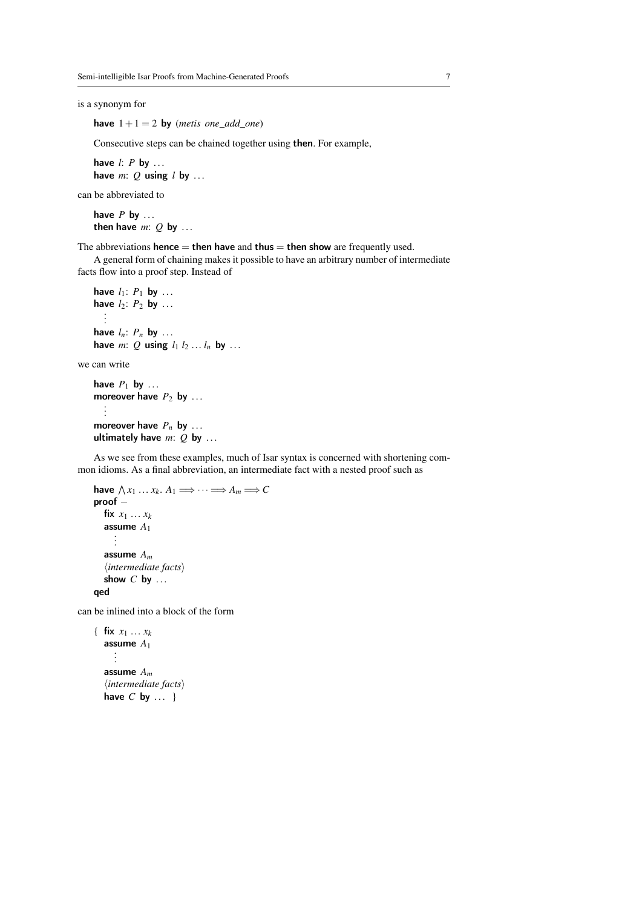is a synonym for

```
have 1 + 1 = 2 by (metis one_add_one)
```

Consecutive steps can be chained together using **then**. For example,

```
have l: P by ...
have m: Q using l by ...
```

can be abbreviated to

```
have P by ...
then have m: Q by ...
```

The abbreviations **hence** = **then have** and **thus** = **then show** are frequently used.

A general form of chaining makes it possible to have an arbitrary number of intermediate facts flow into a proof step. Instead of

```
have l₁: P₁ by ...
have l₂: P₂ by ...
  ⋮
have lₙ: Pₙ by ...
have m: Q using l₁ l₂ ... lₙ by ...
```

we can write

```
have P₁ by ...
moreover have P₂ by ...
  ⋮
moreover have Pₙ by ...
ultimately have m: Q by ...
```

As we see from these examples, much of Isar syntax is concerned with shortening common idioms. As a final abbreviation, an intermediate fact with a nested proof such as

```
have ⋀x₁ ... xₖ. A₁ ⟹ ··· ⟹ Aₘ ⟹ C
proof −
  fix x₁ ... xₖ
  assume A₁
    ⋮
  assume Aₘ
  ⟨intermediate facts⟩
  show C by ...
qed
```

can be inlined into a block of the form

```
{ fix x₁ ... xₖ
  assume A₁
    ⋮
  assume Aₘ
  ⟨intermediate facts⟩
  have C by ... }
```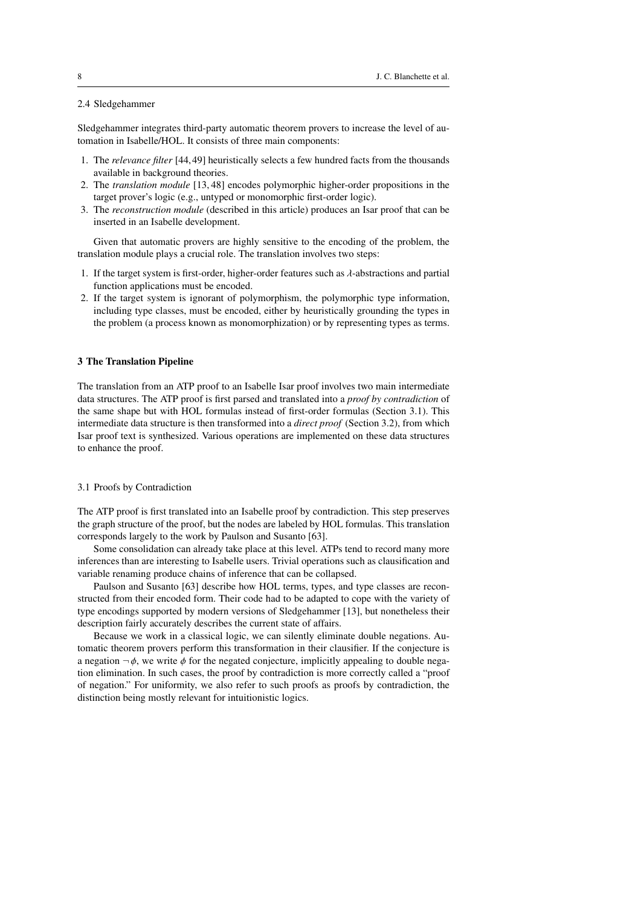### 2.4 Sledgehammer

Sledgehammer integrates third-party automatic theorem provers to increase the level of automation in Isabelle/HOL. It consists of three main components:

1. The *relevance filter* [44, 49] heuristically selects a few hundred facts from the thousands available in background theories.
2. The *translation module* [13, 48] encodes polymorphic higher-order propositions in the target prover's logic (e.g., untyped or monomorphic first-order logic).
3. The *reconstruction module* (described in this article) produces an Isar proof that can be inserted in an Isabelle development.

Given that automatic provers are highly sensitive to the encoding of the problem, the translation module plays a crucial role. The translation involves two steps:

1. If the target system is first-order, higher-order features such as $\lambda$-abstractions and partial function applications must be encoded.
2. If the target system is ignorant of polymorphism, the polymorphic type information, including type classes, must be encoded, either by heuristically grounding the types in the problem (a process known as monomorphization) or by representing types as terms.

## 3 The Translation Pipeline

The translation from an ATP proof to an Isabelle Isar proof involves two main intermediate data structures. The ATP proof is first parsed and translated into a *proof by contradiction* of the same shape but with HOL formulas instead of first-order formulas (Section 3.1). This intermediate data structure is then transformed into a *direct proof* (Section 3.2), from which Isar proof text is synthesized. Various operations are implemented on these data structures to enhance the proof.

### 3.1 Proofs by Contradiction

The ATP proof is first translated into an Isabelle proof by contradiction. This step preserves the graph structure of the proof, but the nodes are labeled by HOL formulas. This translation corresponds largely to the work by Paulson and Susanto [63].

Some consolidation can already take place at this level. ATPs tend to record many more inferences than are interesting to Isabelle users. Trivial operations such as clausification and variable renaming produce chains of inference that can be collapsed.

Paulson and Susanto [63] describe how HOL terms, types, and type classes are reconstructed from their encoded form. Their code had to be adapted to cope with the variety of type encodings supported by modern versions of Sledgehammer [13], but nonetheless their description fairly accurately describes the current state of affairs.

Because we work in a classical logic, we can silently eliminate double negations. Automatic theorem provers perform this transformation in their clausifier. If the conjecture is a negation $\neg\,\phi$, we write $\phi$ for the negated conjecture, implicitly appealing to double negation elimination. In such cases, the proof by contradiction is more correctly called a "proof of negation." For uniformity, we also refer to such proofs as proofs by contradiction, the distinction being mostly relevant for intuitionistic logics.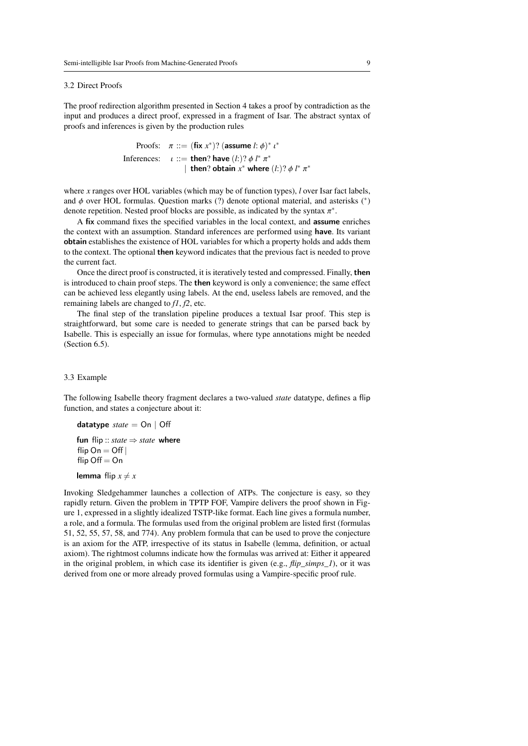### 3.2 Direct Proofs

The proof redirection algorithm presented in Section 4 takes a proof by contradiction as the input and produces a direct proof, expressed in a fragment of Isar. The abstract syntax of proofs and inferences is given by the production rules

$$
\begin{array}{rl}
\text{Proofs:} & \pi ::= (\textbf{fix}\ x^*)?\ (\textbf{assume}\ l\text{:}\ \phi)^*\ \iota^* \\
\text{Inferences:} & \iota ::= \textbf{then}?\ \textbf{have}\ (l\text{:})?\ \phi\ l^*\ \pi^* \\
& \quad\ \mid\ \textbf{then}?\ \textbf{obtain}\ x^*\ \textbf{where}\ (l\text{:})?\ \phi\ l^*\ \pi^*
\end{array}
$$

where $x$ ranges over HOL variables (which may be of function types), $l$ over Isar fact labels, and $\phi$ over HOL formulas. Question marks (?) denote optional material, and asterisks (*) denote repetition. Nested proof blocks are possible, as indicated by the syntax $\pi^*$.

A **fix** command fixes the specified variables in the local context, and **assume** enriches the context with an assumption. Standard inferences are performed using **have**. Its variant **obtain** establishes the existence of HOL variables for which a property holds and adds them to the context. The optional **then** keyword indicates that the previous fact is needed to prove the current fact.

Once the direct proof is constructed, it is iteratively tested and compressed. Finally, **then** is introduced to chain proof steps. The **then** keyword is only a convenience; the same effect can be achieved less elegantly using labels. At the end, useless labels are removed, and the remaining labels are changed to *f1*, *f2*, etc.

The final step of the translation pipeline produces a textual Isar proof. This step is straightforward, but some care is needed to generate strings that can be parsed back by Isabelle. This is especially an issue for formulas, where type annotations might be needed (Section 6.5).

### 3.3 Example

The following Isabelle theory fragment declares a two-valued *state* datatype, defines a flip function, and states a conjecture about it:

**datatype** *state* = On | Off

**fun** flip :: *state* ⇒ *state* **where**
flip On = Off |
flip Off = On

**lemma** flip $x \neq x$

Invoking Sledgehammer launches a collection of ATPs. The conjecture is easy, so they rapidly return. Given the problem in TPTP FOF, Vampire delivers the proof shown in Figure 1, expressed in a slightly idealized TSTP-like format. Each line gives a formula number, a role, and a formula. The formulas used from the original problem are listed first (formulas 51, 52, 55, 57, 58, and 774). Any problem formula that can be used to prove the conjecture is an axiom for the ATP, irrespective of its status in Isabelle (lemma, definition, or actual axiom). The rightmost columns indicate how the formulas was arrived at: Either it appeared in the original problem, in which case its identifier is given (e.g., *flip_simps_1*), or it was derived from one or more already proved formulas using a Vampire-specific proof rule.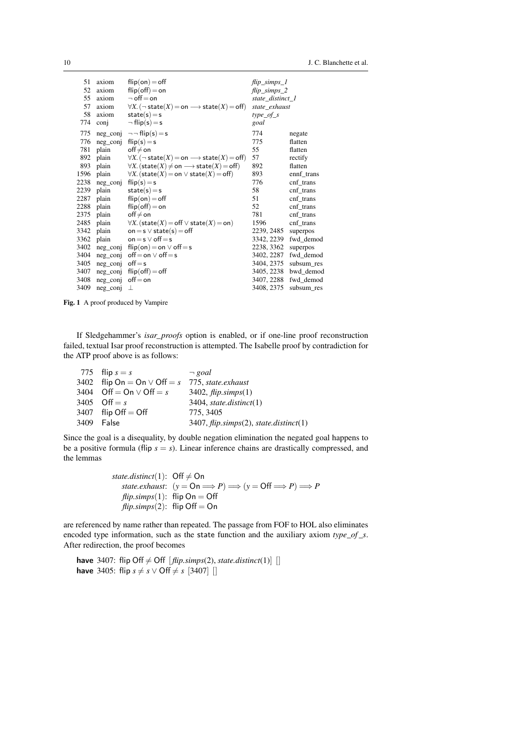| | | | | |
|---|---|---|---|---|
| 51 | axiom | $\mathsf{flip}(\mathsf{on}) = \mathsf{off}$ | *flip_simps_1* | |
| 52 | axiom | $\mathsf{flip}(\mathsf{off}) = \mathsf{on}$ | *flip_simps_2* | |
| 55 | axiom | $\neg\, \mathsf{off} = \mathsf{on}$ | *state_distinct_1* | |
| 57 | axiom | $\forall X.\, (\neg\, \mathsf{state}(X) = \mathsf{on} \longrightarrow \mathsf{state}(X) = \mathsf{off})$ | *state_exhaust* | |
| 58 | axiom | $\mathsf{state}(\mathsf{s}) = \mathsf{s}$ | *type_of_s* | |
| 774 | conj | $\neg\, \mathsf{flip}(\mathsf{s}) = \mathsf{s}$ | *goal* | |
| 775 | neg_conj | $\neg\neg\, \mathsf{flip}(\mathsf{s}) = \mathsf{s}$ | 774 | negate |
| 776 | neg_conj | $\mathsf{flip}(\mathsf{s}) = \mathsf{s}$ | 775 | flatten |
| 781 | plain | $\mathsf{off} \neq \mathsf{on}$ | 55 | flatten |
| 892 | plain | $\forall X.\, (\neg\, \mathsf{state}(X) = \mathsf{on} \longrightarrow \mathsf{state}(X) = \mathsf{off})$ | 57 | rectify |
| 893 | plain | $\forall X.\, (\mathsf{state}(X) \neq \mathsf{on} \longrightarrow \mathsf{state}(X) = \mathsf{off})$ | 892 | flatten |
| 1596 | plain | $\forall X.\, (\mathsf{state}(X) = \mathsf{on} \vee \mathsf{state}(X) = \mathsf{off})$ | 893 | ennf_trans |
| 2238 | neg_conj | $\mathsf{flip}(\mathsf{s}) = \mathsf{s}$ | 776 | cnf_trans |
| 2239 | plain | $\mathsf{state}(\mathsf{s}) = \mathsf{s}$ | 58 | cnf_trans |
| 2287 | plain | $\mathsf{flip}(\mathsf{on}) = \mathsf{off}$ | 51 | cnf_trans |
| 2288 | plain | $\mathsf{flip}(\mathsf{off}) = \mathsf{on}$ | 52 | cnf_trans |
| 2375 | plain | $\mathsf{off} \neq \mathsf{on}$ | 781 | cnf_trans |
| 2485 | plain | $\forall X.\, (\mathsf{state}(X) = \mathsf{off} \vee \mathsf{state}(X) = \mathsf{on})$ | 1596 | cnf_trans |
| 3342 | plain | $\mathsf{on} = \mathsf{s} \vee \mathsf{state}(\mathsf{s}) = \mathsf{off}$ | 2239, 2485 | superpos |
| 3362 | plain | $\mathsf{on} = \mathsf{s} \vee \mathsf{off} = \mathsf{s}$ | 3342, 2239 | fwd_demod |
| 3402 | neg_conj | $\mathsf{flip}(\mathsf{on}) = \mathsf{on} \vee \mathsf{off} = \mathsf{s}$ | 2238, 3362 | superpos |
| 3404 | neg_conj | $\mathsf{off} = \mathsf{on} \vee \mathsf{off} = \mathsf{s}$ | 3402, 2287 | fwd_demod |
| 3405 | neg_conj | $\mathsf{off} = \mathsf{s}$ | 3404, 2375 | subsum_res |
| 3407 | neg_conj | $\mathsf{flip}(\mathsf{off}) = \mathsf{off}$ | 3405, 2238 | bwd_demod |
| 3408 | neg_conj | $\mathsf{off} = \mathsf{on}$ | 3407, 2288 | fwd_demod |
| 3409 | neg_conj | $\bot$ | 3408, 2375 | subsum_res |

**Fig. 1** A proof produced by Vampire

If Sledgehammer's *isar_proofs* option is enabled, or if one-line proof reconstruction failed, textual Isar proof reconstruction is attempted. The Isabelle proof by contradiction for the ATP proof above is as follows:

| | | |
|---|---|---|
| 775 | $\mathsf{flip}\ s = s$ | $\neg$ *goal* |
| 3402 | $\mathsf{flip}\ \mathsf{On} = \mathsf{On} \vee \mathsf{Off} = s$ | 775, *state.exhaust* |
| 3404 | $\mathsf{Off} = \mathsf{On} \vee \mathsf{Off} = s$ | 3402, *flip.simps*(1) |
| 3405 | $\mathsf{Off} = s$ | 3404, *state.distinct*(1) |
| 3407 | $\mathsf{flip}\ \mathsf{Off} = \mathsf{Off}$ | 775, 3405 |
| 3409 | False | 3407, *flip.simps*(2), *state.distinct*(1) |

Since the goal is a disequality, by double negation elimination the negated goal happens to be a positive formula ($\mathsf{flip}\ s = s$). Linear inference chains are drastically compressed, and the lemmas

*state.distinct*(1): $\mathsf{Off} \neq \mathsf{On}$
*state.exhaust*: $(y = \mathsf{On} \Longrightarrow P) \Longrightarrow (y = \mathsf{Off} \Longrightarrow P) \Longrightarrow P$
*flip.simps*(1): $\mathsf{flip}\ \mathsf{On} = \mathsf{Off}$
*flip.simps*(2): $\mathsf{flip}\ \mathsf{Off} = \mathsf{On}$

are referenced by name rather than repeated. The passage from FOF to HOL also eliminates encoded type information, such as the state function and the auxiliary axiom *type_of_s*. After redirection, the proof becomes

**have** 3407: $\mathsf{flip}\ \mathsf{Off} \neq \mathsf{Off}$ [*flip.simps*(2), *state.distinct*(1)] []
**have** 3405: $\mathsf{flip}\ s \neq s \vee \mathsf{Off} \neq s$ [3407] []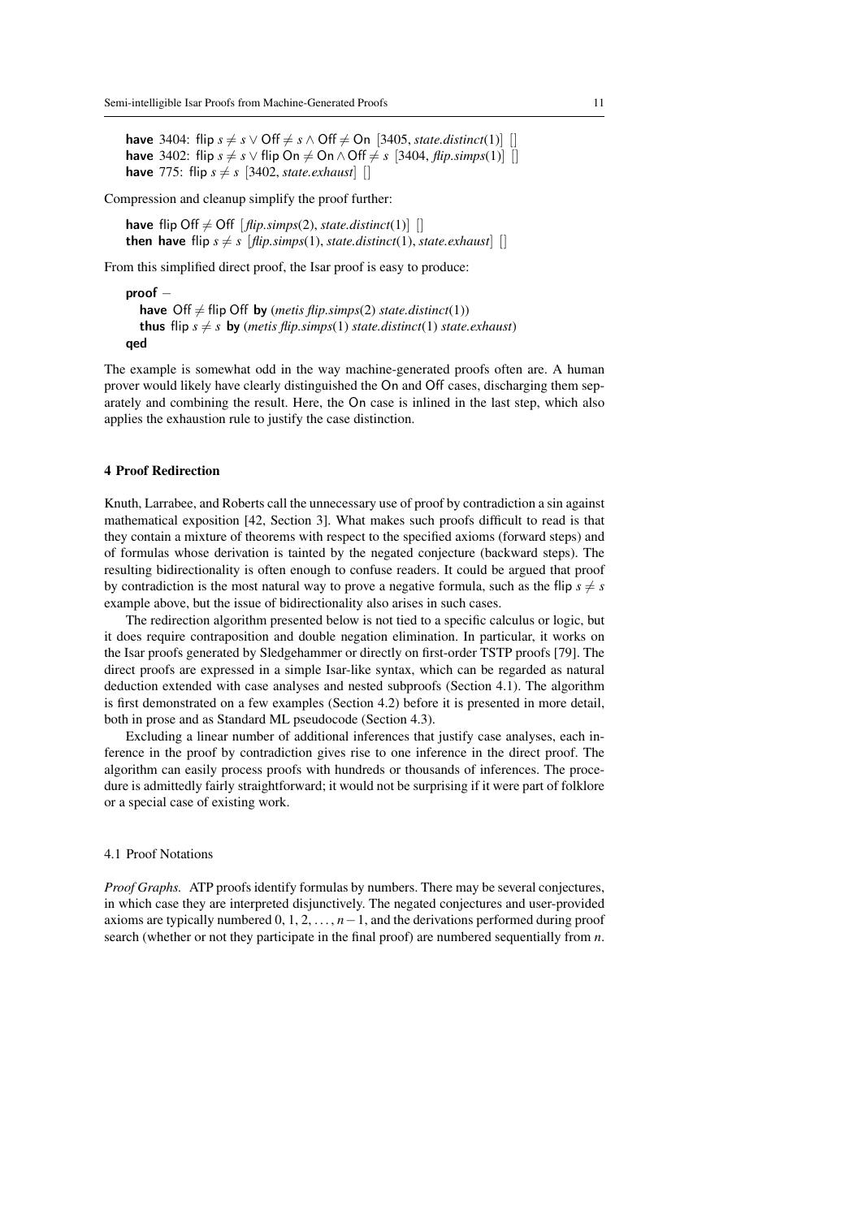**have** 3404: flip $s \neq s \vee \mathsf{Off} \neq s \wedge \mathsf{Off} \neq \mathsf{On}$ [3405, *state.distinct*(1)] []
**have** 3402: flip $s \neq s \vee$ flip $\mathsf{On} \neq \mathsf{On} \wedge \mathsf{Off} \neq s$ [3404, *flip.simps*(1)] []
**have** 775: flip $s \neq s$ [3402, *state.exhaust*] []

Compression and cleanup simplify the proof further:

**have** flip $\mathsf{Off} \neq \mathsf{Off}$ [*flip.simps*(2), *state.distinct*(1)] []
**then have** flip $s \neq s$ [*flip.simps*(1), *state.distinct*(1), *state.exhaust*] []

From this simplified direct proof, the Isar proof is easy to produce:

**proof** –
  **have** $\mathsf{Off} \neq$ flip Off **by** (*metis flip.simps*(2) *state.distinct*(1))
  **thus** flip $s \neq s$ **by** (*metis flip.simps*(1) *state.distinct*(1) *state.exhaust*)
**qed**

The example is somewhat odd in the way machine-generated proofs often are. A human prover would likely have clearly distinguished the On and Off cases, discharging them separately and combining the result. Here, the On case is inlined in the last step, which also applies the exhaustion rule to justify the case distinction.

## 4 Proof Redirection

Knuth, Larrabee, and Roberts call the unnecessary use of proof by contradiction a sin against mathematical exposition [42, Section 3]. What makes such proofs difficult to read is that they contain a mixture of theorems with respect to the specified axioms (forward steps) and of formulas whose derivation is tainted by the negated conjecture (backward steps). The resulting bidirectionality is often enough to confuse readers. It could be argued that proof by contradiction is the most natural way to prove a negative formula, such as the flip $s \neq s$ example above, but the issue of bidirectionality also arises in such cases.

The redirection algorithm presented below is not tied to a specific calculus or logic, but it does require contraposition and double negation elimination. In particular, it works on the Isar proofs generated by Sledgehammer or directly on first-order TSTP proofs [79]. The direct proofs are expressed in a simple Isar-like syntax, which can be regarded as natural deduction extended with case analyses and nested subproofs (Section 4.1). The algorithm is first demonstrated on a few examples (Section 4.2) before it is presented in more detail, both in prose and as Standard ML pseudocode (Section 4.3).

Excluding a linear number of additional inferences that justify case analyses, each inference in the proof by contradiction gives rise to one inference in the direct proof. The algorithm can easily process proofs with hundreds or thousands of inferences. The procedure is admittedly fairly straightforward; it would not be surprising if it were part of folklore or a special case of existing work.

### 4.1 Proof Notations

*Proof Graphs.* ATP proofs identify formulas by numbers. There may be several conjectures, in which case they are interpreted disjunctively. The negated conjectures and user-provided axioms are typically numbered $0, 1, 2, \ldots, n-1$, and the derivations performed during proof search (whether or not they participate in the final proof) are numbered sequentially from $n$.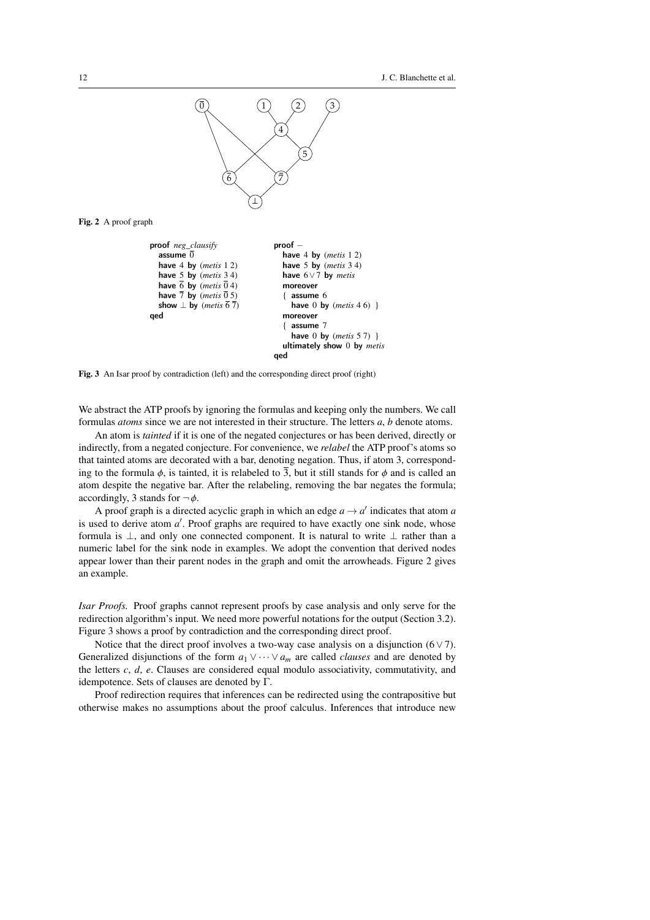Fig. 2 A proof graph

```
proof neg_clausify
  assume 0̄
  have 4 by (metis 1 2)
  have 5 by (metis 3 4)
  have 6̄ by (metis 0̄ 4)
  have 7̄ by (metis 0̄ 5)
  show ⊥ by (metis 6̄ 7̄)
qed
```

```
proof –
  have 4 by (metis 1 2)
  have 5 by (metis 3 4)
  have 6 ∨ 7 by metis
  moreover
  { assume 6
    have 0 by (metis 4 6) }
  moreover
  { assume 7
    have 0 by (metis 5 7) }
  ultimately show 0 by metis
qed
```

Fig. 3 An Isar proof by contradiction (left) and the corresponding direct proof (right)

We abstract the ATP proofs by ignoring the formulas and keeping only the numbers. We call formulas *atoms* since we are not interested in their structure. The letters $a$, $b$ denote atoms.

An atom is *tainted* if it is one of the negated conjectures or has been derived, directly or indirectly, from a negated conjecture. For convenience, we *relabel* the ATP proof's atoms so that tainted atoms are decorated with a bar, denoting negation. Thus, if atom 3, corresponding to the formula $\phi$, is tainted, it is relabeled to $\overline{3}$, but it still stands for $\phi$ and is called an atom despite the negative bar. After the relabeling, removing the bar negates the formula; accordingly, 3 stands for $\neg\,\phi$.

A proof graph is a directed acyclic graph in which an edge $a \to a'$ indicates that atom $a$ is used to derive atom $a'$. Proof graphs are required to have exactly one sink node, whose formula is $\bot$, and only one connected component. It is natural to write $\bot$ rather than a numeric label for the sink node in examples. We adopt the convention that derived nodes appear lower than their parent nodes in the graph and omit the arrowheads. Figure 2 gives an example.

*Isar Proofs.* Proof graphs cannot represent proofs by case analysis and only serve for the redirection algorithm's input. We need more powerful notations for the output (Section 3.2). Figure 3 shows a proof by contradiction and the corresponding direct proof.

Notice that the direct proof involves a two-way case analysis on a disjunction ($6 \vee 7$). Generalized disjunctions of the form $a_1 \vee \cdots \vee a_m$ are called *clauses* and are denoted by the letters $c$, $d$, $e$. Clauses are considered equal modulo associativity, commutativity, and idempotence. Sets of clauses are denoted by $\Gamma$.

Proof redirection requires that inferences can be redirected using the contrapositive but otherwise makes no assumptions about the proof calculus. Inferences that introduce new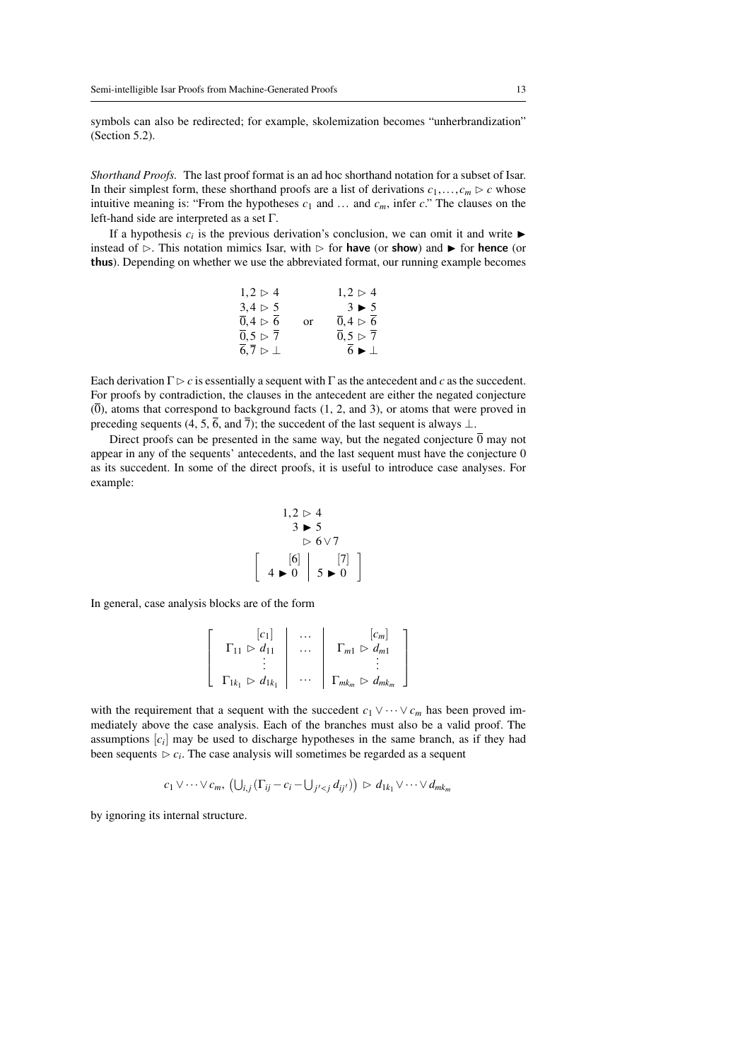symbols can also be redirected; for example, skolemization becomes "unherbrandization" (Section 5.2).

*Shorthand Proofs.* The last proof format is an ad hoc shorthand notation for a subset of Isar. In their simplest form, these shorthand proofs are a list of derivations $c_1, \ldots, c_m \rhd c$ whose intuitive meaning is: "From the hypotheses $c_1$ and $\ldots$ and $c_m$, infer $c$." The clauses on the left-hand side are interpreted as a set $\Gamma$.

If a hypothesis $c_i$ is the previous derivation's conclusion, we can omit it and write $\blacktriangleright$ instead of $\rhd$. This notation mimics Isar, with $\rhd$ for **have** (or **show**) and $\blacktriangleright$ for **hence** (or **thus**). Depending on whether we use the abbreviated format, our running example becomes

$$\begin{array}{rl} 1,2 & \rhd\ 4 \\ 3,4 & \rhd\ 5 \\ \overline{0},4 & \rhd\ \overline{6} \\ \overline{0},5 & \rhd\ \overline{7} \\ \overline{6},\overline{7} & \rhd\ \bot \end{array} \qquad \text{or} \qquad \begin{array}{rl} 1,2 & \rhd\ 4 \\ 3 & \blacktriangleright\ 5 \\ \overline{0},4 & \rhd\ \overline{6} \\ \overline{0},5 & \rhd\ \overline{7} \\ \overline{6} & \blacktriangleright\ \bot \end{array}$$

Each derivation $\Gamma \rhd c$ is essentially a sequent with $\Gamma$ as the antecedent and $c$ as the succedent. For proofs by contradiction, the clauses in the antecedent are either the negated conjecture ($\overline{0}$), atoms that correspond to background facts (1, 2, and 3), or atoms that were proved in preceding sequents (4, 5, $\overline{6}$, and $\overline{7}$); the succedent of the last sequent is always $\bot$.

Direct proofs can be presented in the same way, but the negated conjecture $\overline{0}$ may not appear in any of the sequents' antecedents, and the last sequent must have the conjecture 0 as its succedent. In some of the direct proofs, it is useful to introduce case analyses. For example:

$$\begin{array}{c} \begin{array}{rl} 1,2 & \rhd\ 4 \\ 3 & \blacktriangleright\ 5 \\ & \rhd\ 6 \vee 7 \end{array} \\ \left[\begin{array}{c|c} [6] & [7] \\ 4 \blacktriangleright 0 & 5 \blacktriangleright 0 \end{array}\right] \end{array}$$

In general, case analysis blocks are of the form

$$\left[\begin{array}{c|c|c} [c_1] & \ldots & [c_m] \\ \Gamma_{11} \rhd d_{11} & \ldots & \Gamma_{m1} \rhd d_{m1} \\ \vdots & & \vdots \\ \Gamma_{1k_1} \rhd d_{1k_1} & \cdots & \Gamma_{mk_m} \rhd d_{mk_m} \end{array}\right]$$

with the requirement that a sequent with the succedent $c_1 \vee \cdots \vee c_m$ has been proved immediately above the case analysis. Each of the branches must also be a valid proof. The assumptions $[c_i]$ may be used to discharge hypotheses in the same branch, as if they had been sequents $\rhd c_i$. The case analysis will sometimes be regarded as a sequent

$$c_1 \vee \cdots \vee c_m,\ \big(\textstyle\bigcup_{i,j} (\Gamma_{ij} - c_i - \bigcup_{j' < j} d_{ij'})\big)\ \rhd\ d_{1k_1} \vee \cdots \vee d_{mk_m}$$

by ignoring its internal structure.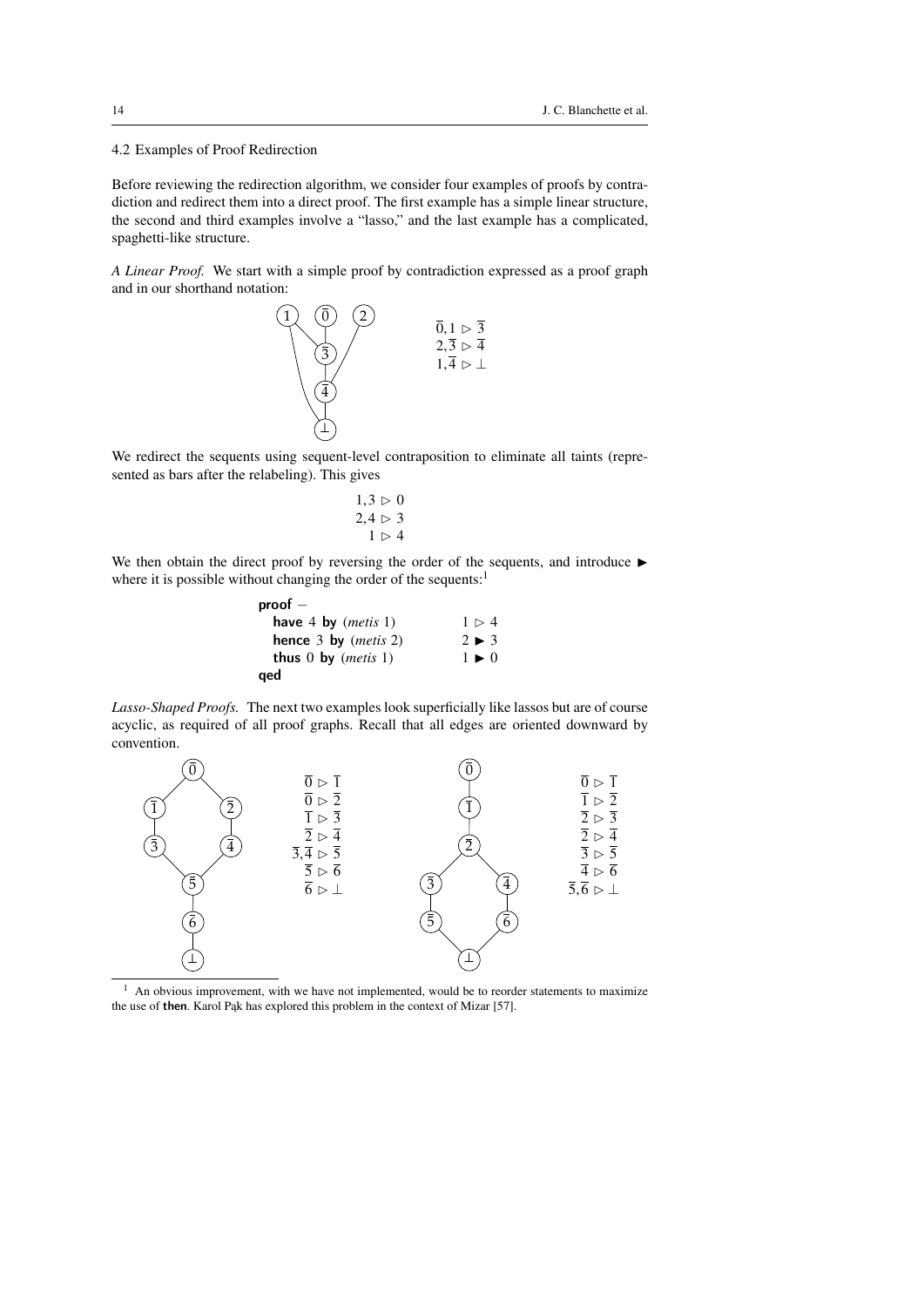### 4.2 Examples of Proof Redirection

Before reviewing the redirection algorithm, we consider four examples of proofs by contradiction and redirect them into a direct proof. The first example has a simple linear structure, the second and third examples involve a "lasso," and the last example has a complicated, spaghetti-like structure.

*A Linear Proof.* We start with a simple proof by contradiction expressed as a proof graph and in our shorthand notation:

$$\overline{0}, 1 \rhd \overline{3}$$
$$2, \overline{3} \rhd \overline{4}$$
$$1, \overline{4} \rhd \bot$$

We redirect the sequents using sequent-level contraposition to eliminate all taints (represented as bars after the relabeling). This gives

$$1, 3 \rhd 0$$
$$2, 4 \rhd 3$$
$$1 \rhd 4$$

We then obtain the direct proof by reversing the order of the sequents, and introduce ► where it is possible without changing the order of the sequents:[1]

```
proof –
  have 4 by (metis 1)        1 ▷ 4
  hence 3 by (metis 2)       2 ► 3
  thus 0 by (metis 1)        1 ► 0
qed
```

*Lasso-Shaped Proofs.* The next two examples look superficially like lassos but are of course acyclic, as required of all proof graphs. Recall that all edges are oriented downward by convention.

$$\overline{0} \rhd \overline{1}$$
$$\overline{0} \rhd \overline{2}$$
$$\overline{1} \rhd \overline{3}$$
$$\overline{2} \rhd \overline{4}$$
$$\overline{3}, \overline{4} \rhd \overline{5}$$
$$\overline{5} \rhd \overline{6}$$
$$\overline{6} \rhd \bot$$

$$\overline{0} \rhd \overline{1}$$
$$\overline{1} \rhd \overline{2}$$
$$\overline{2} \rhd \overline{3}$$
$$\overline{2} \rhd \overline{4}$$
$$\overline{3} \rhd \overline{5}$$
$$\overline{4} \rhd \overline{6}$$
$$\overline{5}, \overline{6} \rhd \bot$$

[1] An obvious improvement, with we have not implemented, would be to reorder statements to maximize the use of **then**. Karol Pąk has explored this problem in the context of Mizar [57].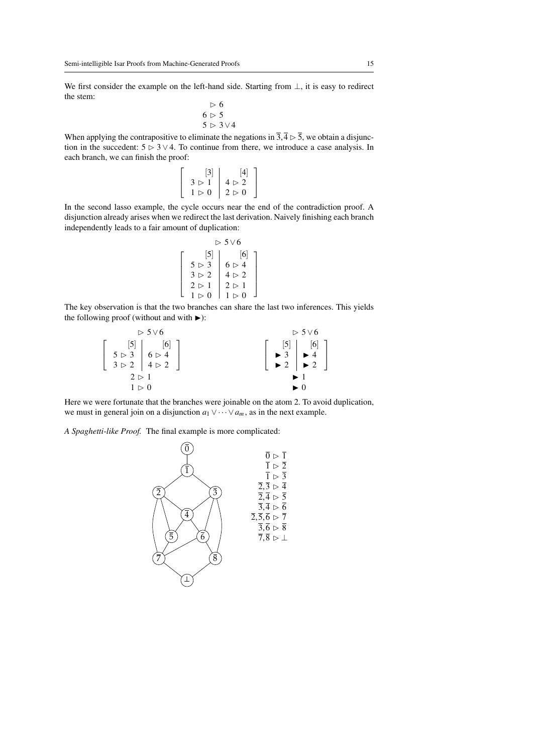We first consider the example on the left-hand side. Starting from $\bot$, it is easy to redirect the stem:

$$\begin{array}{l} \rhd\ 6 \\ 6\ \rhd\ 5 \\ 5\ \rhd\ 3 \vee 4 \end{array}$$

When applying the contrapositive to eliminate the negations in $\overline{3}, \overline{4} \rhd \overline{5}$, we obtain a disjunction in the succedent: $5 \rhd 3 \vee 4$. To continue from there, we introduce a case analysis. In each branch, we can finish the proof:

$$\left[\begin{array}{c|c} [3] & [4] \\ 3 \rhd 1 & 4 \rhd 2 \\ 1 \rhd 0 & 2 \rhd 0 \end{array}\right]$$

In the second lasso example, the cycle occurs near the end of the contradiction proof. A disjunction already arises when we redirect the last derivation. Naively finishing each branch independently leads to a fair amount of duplication:

$$\begin{array}{c} \rhd\ 5 \vee 6 \\ \left[\begin{array}{c|c} [5] & [6] \\ 5 \rhd 3 & 6 \rhd 4 \\ 3 \rhd 2 & 4 \rhd 2 \\ 2 \rhd 1 & 2 \rhd 1 \\ 1 \rhd 0 & 1 \rhd 0 \end{array}\right] \end{array}$$

The key observation is that the two branches can share the last two inferences. This yields the following proof (without and with $\blacktriangleright$):

$$\begin{array}{c} \rhd\ 5 \vee 6 \\ \left[\begin{array}{c|c} [5] & [6] \\ 5 \rhd 3 & 6 \rhd 4 \\ 3 \rhd 2 & 4 \rhd 2 \end{array}\right] \\ 2 \rhd 1 \\ 1 \rhd 0 \end{array} \qquad\qquad \begin{array}{c} \rhd\ 5 \vee 6 \\ \left[\begin{array}{c|c} [5] & [6] \\ \blacktriangleright 3 & \blacktriangleright 4 \\ \blacktriangleright 2 & \blacktriangleright 2 \end{array}\right] \\ \blacktriangleright 1 \\ \blacktriangleright 0 \end{array}$$

Here we were fortunate that the branches were joinable on the atom 2. To avoid duplication, we must in general join on a disjunction $a_1 \vee \cdots \vee a_m$, as in the next example.

*A Spaghetti-like Proof.* The final example is more complicated:

$$\begin{array}{r} \overline{0} \rhd \overline{1} \\ \overline{1} \rhd \overline{2} \\ \overline{1} \rhd \overline{3} \\ \overline{2}, \overline{3} \rhd \overline{4} \\ \overline{2}, \overline{4} \rhd \overline{5} \\ \overline{3}, \overline{4} \rhd \overline{6} \\ \overline{2}, \overline{5}, \overline{6} \rhd \overline{7} \\ \overline{3}, \overline{6} \rhd \overline{8} \\ \overline{7}, \overline{8} \rhd \bot \end{array}$$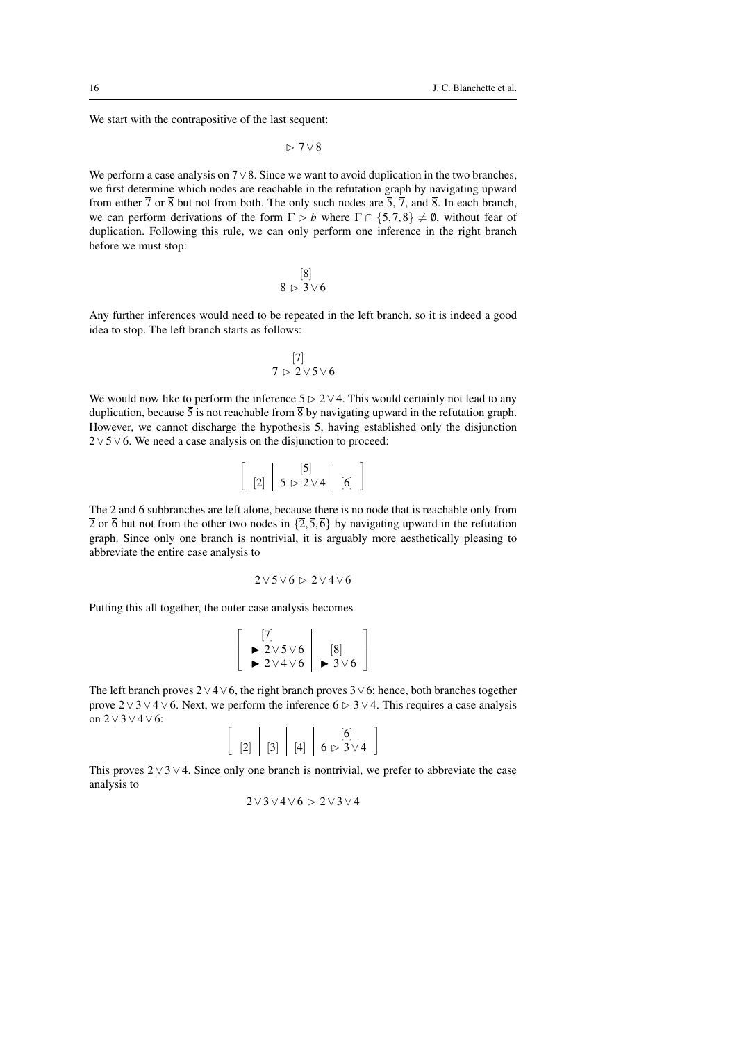We start with the contrapositive of the last sequent:

$$\rhd\ 7 \vee 8$$

We perform a case analysis on $7 \vee 8$. Since we want to avoid duplication in the two branches, we first determine which nodes are reachable in the refutation graph by navigating upward from either $\overline{7}$ or $\overline{8}$ but not from both. The only such nodes are $\overline{5}$, $\overline{7}$, and $\overline{8}$. In each branch, we can perform derivations of the form $\Gamma \rhd b$ where $\Gamma \cap \{5, 7, 8\} \neq \emptyset$, without fear of duplication. Following this rule, we can only perform one inference in the right branch before we must stop:

$$\begin{array}{c} [8] \\ 8 \rhd 3 \vee 6 \end{array}$$

Any further inferences would need to be repeated in the left branch, so it is indeed a good idea to stop. The left branch starts as follows:

$$\begin{array}{c} [7] \\ 7 \rhd 2 \vee 5 \vee 6 \end{array}$$

We would now like to perform the inference $5 \rhd 2 \vee 4$. This would certainly not lead to any duplication, because $\overline{5}$ is not reachable from $\overline{8}$ by navigating upward in the refutation graph. However, we cannot discharge the hypothesis 5, having established only the disjunction $2 \vee 5 \vee 6$. We need a case analysis on the disjunction to proceed:

$$\left[\begin{array}{c|c|c} [2] & \begin{array}{c} [5] \\ 5 \rhd 2 \vee 4 \end{array} & [6] \end{array}\right]$$

The 2 and 6 subbranches are left alone, because there is no node that is reachable only from $\overline{2}$ or $\overline{6}$ but not from the other two nodes in $\{\overline{2}, \overline{5}, \overline{6}\}$ by navigating upward in the refutation graph. Since only one branch is nontrivial, it is arguably more aesthetically pleasing to abbreviate the entire case analysis to

$$2 \vee 5 \vee 6 \rhd 2 \vee 4 \vee 6$$

Putting this all together, the outer case analysis becomes

$$\left[\begin{array}{l|l} \begin{array}{l} [7] \\ \blacktriangleright 2 \vee 5 \vee 6 \\ \blacktriangleright 2 \vee 4 \vee 6 \end{array} & \begin{array}{l} [8] \\ \blacktriangleright 3 \vee 6 \end{array} \end{array}\right]$$

The left branch proves $2 \vee 4 \vee 6$, the right branch proves $3 \vee 6$; hence, both branches together prove $2 \vee 3 \vee 4 \vee 6$. Next, we perform the inference $6 \rhd 3 \vee 4$. This requires a case analysis on $2 \vee 3 \vee 4 \vee 6$:

$$\left[\begin{array}{c|c|c|c} [2] & [3] & [4] & \begin{array}{c} [6] \\ 6 \rhd 3 \vee 4 \end{array} \end{array}\right]$$

This proves $2 \vee 3 \vee 4$. Since only one branch is nontrivial, we prefer to abbreviate the case analysis to

$$2 \vee 3 \vee 4 \vee 6 \rhd 2 \vee 3 \vee 4$$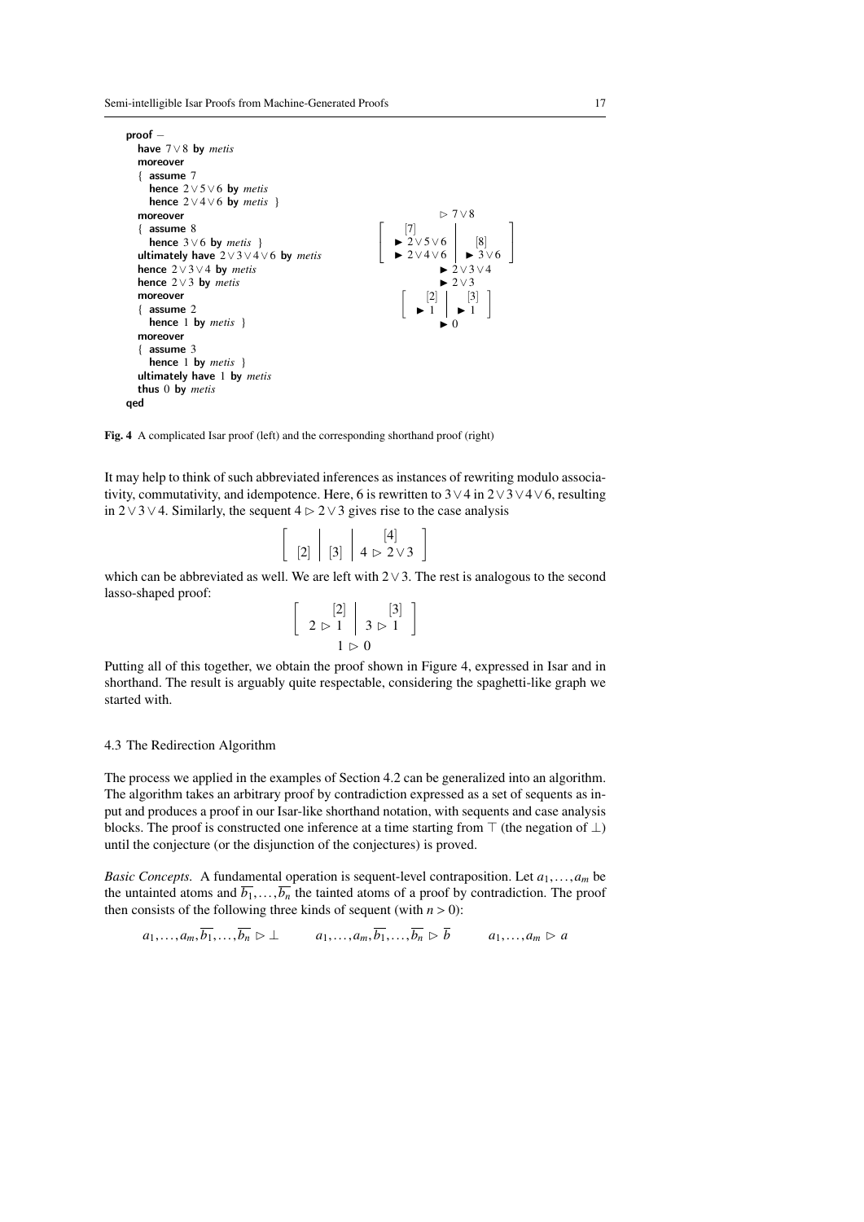```
proof –
  have 7 ∨ 8 by metis
  moreover
  { assume 7
    hence 2 ∨ 5 ∨ 6 by metis
    hence 2 ∨ 4 ∨ 6 by metis }
  moreover
  { assume 8
    hence 3 ∨ 6 by metis }
  ultimately have 2 ∨ 3 ∨ 4 ∨ 6 by metis
  hence 2 ∨ 3 ∨ 4 by metis
  hence 2 ∨ 3 by metis
  moreover
  { assume 2
    hence 1 by metis }
  moreover
  { assume 3
    hence 1 by metis }
  ultimately have 1 by metis
  thus 0 by metis
qed
```

$$
\begin{array}{c}
\rhd\; 7 \vee 8 \\
\left[\begin{array}{c|c}
\begin{array}{l} [7] \\ \blacktriangleright\; 2 \vee 5 \vee 6 \\ \blacktriangleright\; 2 \vee 4 \vee 6 \end{array} & \begin{array}{c} [8] \\ \blacktriangleright\; 3 \vee 6 \end{array}
\end{array}\right] \\
\blacktriangleright\; 2 \vee 3 \vee 4 \\
\blacktriangleright\; 2 \vee 3 \\
\left[\begin{array}{c|c}
\begin{array}{c} [2] \\ \blacktriangleright\; 1 \end{array} & \begin{array}{c} [3] \\ \blacktriangleright\; 1 \end{array}
\end{array}\right] \\
\blacktriangleright\; 0
\end{array}
$$

**Fig. 4** A complicated Isar proof (left) and the corresponding shorthand proof (right)

It may help to think of such abbreviated inferences as instances of rewriting modulo associativity, commutativity, and idempotence. Here, 6 is rewritten to $3 \vee 4$ in $2 \vee 3 \vee 4 \vee 6$, resulting in $2 \vee 3 \vee 4$. Similarly, the sequent $4 \rhd 2 \vee 3$ gives rise to the case analysis

$$
\left[\begin{array}{c|c|c}
[2] & [3] & \begin{array}{c} [4] \\ 4 \rhd 2 \vee 3 \end{array}
\end{array}\right]
$$

which can be abbreviated as well. We are left with $2 \vee 3$. The rest is analogous to the second lasso-shaped proof:

$$
\begin{array}{c}
\left[\begin{array}{c|c}
\begin{array}{c} [2] \\ 2 \rhd 1 \end{array} & \begin{array}{c} [3] \\ 3 \rhd 1 \end{array}
\end{array}\right] \\
1 \rhd 0
\end{array}
$$

Putting all of this together, we obtain the proof shown in Figure 4, expressed in Isar and in shorthand. The result is arguably quite respectable, considering the spaghetti-like graph we started with.

### 4.3 The Redirection Algorithm

The process we applied in the examples of Section 4.2 can be generalized into an algorithm. The algorithm takes an arbitrary proof by contradiction expressed as a set of sequents as input and produces a proof in our Isar-like shorthand notation, with sequents and case analysis blocks. The proof is constructed one inference at a time starting from $\top$ (the negation of $\bot$) until the conjecture (or the disjunction of the conjectures) is proved.

*Basic Concepts.* A fundamental operation is sequent-level contraposition. Let $a_1, \ldots, a_m$ be the untainted atoms and $\overline{b_1}, \ldots, \overline{b_n}$ the tainted atoms of a proof by contradiction. The proof then consists of the following three kinds of sequent (with $n > 0$):

$$
a_1, \ldots, a_m, \overline{b_1}, \ldots, \overline{b_n} \rhd \bot \qquad a_1, \ldots, a_m, \overline{b_1}, \ldots, \overline{b_n} \rhd \overline{b} \qquad a_1, \ldots, a_m \rhd a
$$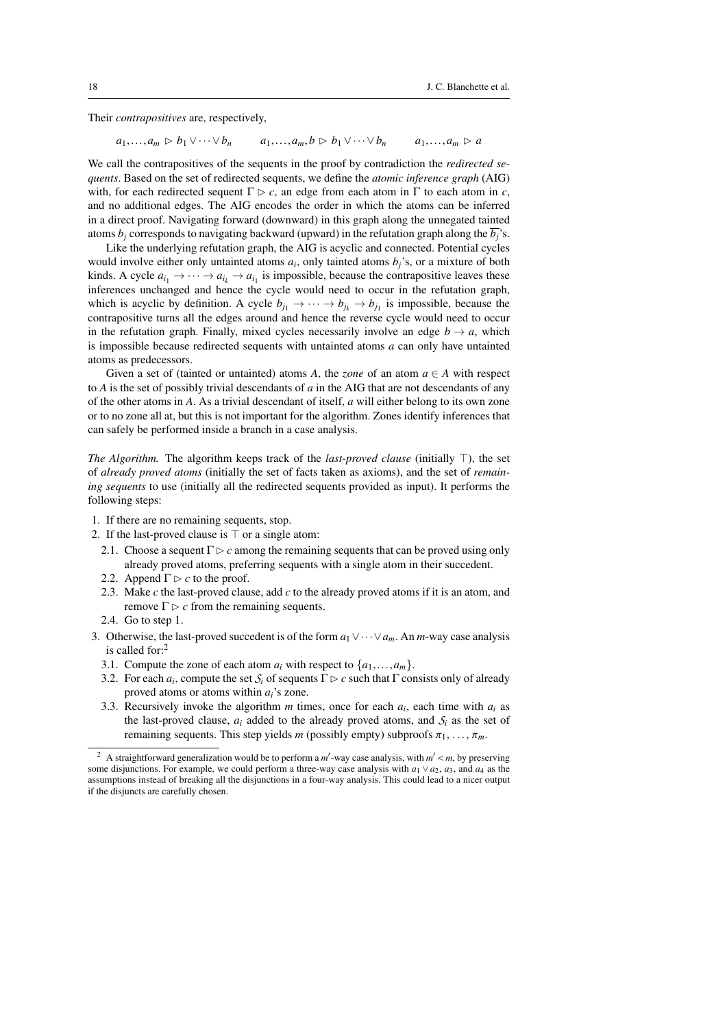Their *contrapositives* are, respectively,

$$a_1, \ldots, a_m \rhd b_1 \vee \cdots \vee b_n \qquad a_1, \ldots, a_m, b \rhd b_1 \vee \cdots \vee b_n \qquad a_1, \ldots, a_m \rhd a$$

We call the contrapositives of the sequents in the proof by contradiction the *redirected sequents*. Based on the set of redirected sequents, we define the *atomic inference graph* (AIG) with, for each redirected sequent $\Gamma \rhd c$, an edge from each atom in $\Gamma$ to each atom in $c$, and no additional edges. The AIG encodes the order in which the atoms can be inferred in a direct proof. Navigating forward (downward) in this graph along the unnegated tainted atoms $b_j$ corresponds to navigating backward (upward) in the refutation graph along the $\overline{b_j}$'s.

Like the underlying refutation graph, the AIG is acyclic and connected. Potential cycles would involve either only untainted atoms $a_i$, only tainted atoms $b_j$'s, or a mixture of both kinds. A cycle $a_{i_1} \to \cdots \to a_{i_k} \to a_{i_1}$ is impossible, because the contrapositive leaves these inferences unchanged and hence the cycle would need to occur in the refutation graph, which is acyclic by definition. A cycle $b_{j_1} \to \cdots \to b_{j_k} \to b_{j_1}$ is impossible, because the contrapositive turns all the edges around and hence the reverse cycle would need to occur in the refutation graph. Finally, mixed cycles necessarily involve an edge $b \to a$, which is impossible because redirected sequents with untainted atoms $a$ can only have untainted atoms as predecessors.

Given a set of (tainted or untainted) atoms $A$, the *zone* of an atom $a \in A$ with respect to $A$ is the set of possibly trivial descendants of $a$ in the AIG that are not descendants of any of the other atoms in $A$. As a trivial descendant of itself, $a$ will either belong to its own zone or to no zone all at, but this is not important for the algorithm. Zones identify inferences that can safely be performed inside a branch in a case analysis.

*The Algorithm.* The algorithm keeps track of the *last-proved clause* (initially $\top$), the set of *already proved atoms* (initially the set of facts taken as axioms), and the set of *remaining sequents* to use (initially all the redirected sequents provided as input). It performs the following steps:

1. If there are no remaining sequents, stop.
2. If the last-proved clause is $\top$ or a single atom:
   2.1. Choose a sequent $\Gamma \rhd c$ among the remaining sequents that can be proved using only already proved atoms, preferring sequents with a single atom in their succedent.
   2.2. Append $\Gamma \rhd c$ to the proof.
   2.3. Make $c$ the last-proved clause, add $c$ to the already proved atoms if it is an atom, and remove $\Gamma \rhd c$ from the remaining sequents.
   2.4. Go to step 1.
3. Otherwise, the last-proved succedent is of the form $a_1 \vee \cdots \vee a_m$. An $m$-way case analysis is called for:[2]
   3.1. Compute the zone of each atom $a_i$ with respect to $\{a_1, \ldots, a_m\}$.
   3.2. For each $a_i$, compute the set $\mathcal{S}_i$ of sequents $\Gamma \rhd c$ such that $\Gamma$ consists only of already proved atoms or atoms within $a_i$'s zone.
   3.3. Recursively invoke the algorithm $m$ times, once for each $a_i$, each time with $a_i$ as the last-proved clause, $a_i$ added to the already proved atoms, and $\mathcal{S}_i$ as the set of remaining sequents. This step yields $m$ (possibly empty) subproofs $\pi_1, \ldots, \pi_m$.

---

[2] A straightforward generalization would be to perform a $m'$-way case analysis, with $m' < m$, by preserving some disjunctions. For example, we could perform a three-way case analysis with $a_1 \vee a_2$, $a_3$, and $a_4$ as the assumptions instead of breaking all the disjunctions in a four-way analysis. This could lead to a nicer output if the disjuncts are carefully chosen.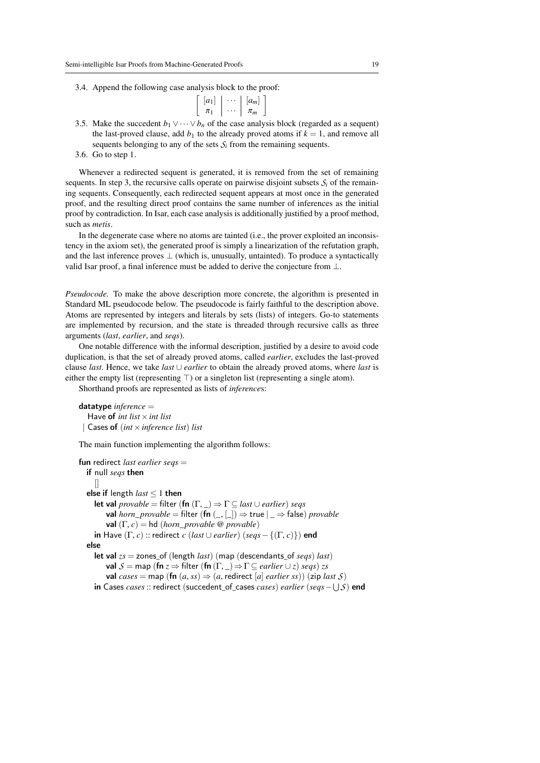3.4. Append the following case analysis block to the proof:

$$\left[\begin{array}{c|c|c} [a_1] & \cdots & [a_m] \\ \pi_1 & \cdots & \pi_m \end{array}\right]$$

3.5. Make the succedent $b_1 \vee \cdots \vee b_n$ of the case analysis block (regarded as a sequent) the last-proved clause, add $b_1$ to the already proved atoms if $k = 1$, and remove all sequents belonging to any of the sets $\mathcal{S}_i$ from the remaining sequents.

3.6. Go to step 1.

Whenever a redirected sequent is generated, it is removed from the set of remaining sequents. In step 3, the recursive calls operate on pairwise disjoint subsets $\mathcal{S}_i$ of the remaining sequents. Consequently, each redirected sequent appears at most once in the generated proof, and the resulting direct proof contains the same number of inferences as the initial proof by contradiction. In Isar, each case analysis is additionally justified by a proof method, such as *metis*.

In the degenerate case where no atoms are tainted (i.e., the prover exploited an inconsistency in the axiom set), the generated proof is simply a linearization of the refutation graph, and the last inference proves $\bot$ (which is, unusually, untainted). To produce a syntactically valid Isar proof, a final inference must be added to derive the conjecture from $\bot$.

*Pseudocode.* To make the above description more concrete, the algorithm is presented in Standard ML pseudocode below. The pseudocode is fairly faithful to the description above. Atoms are represented by integers and literals by sets (lists) of integers. Go-to statements are implemented by recursion, and the state is threaded through recursive calls as three arguments (*last*, *earlier*, and *seqs*).

One notable difference with the informal description, justified by a desire to avoid code duplication, is that the set of already proved atoms, called *earlier*, excludes the last-proved clause *last*. Hence, we take $last \cup earlier$ to obtain the already proved atoms, where *last* is either the empty list (representing $\top$) or a singleton list (representing a single atom).

Shorthand proofs are represented as lists of *inference*s:

```
datatype inference =
  Have of int list × int list
| Cases of (int × inference list) list
```

The main function implementing the algorithm follows:

```
fun redirect last earlier seqs =
  if null seqs then
    []
  else if length last ≤ 1 then
    let val provable = filter (fn (Γ, _) ⇒ Γ ⊆ last ∪ earlier) seqs
        val horn_provable = filter (fn (_, [_]) ⇒ true | _ ⇒ false) provable
        val (Γ, c) = hd (horn_provable @ provable)
    in Have (Γ, c) :: redirect c (last ∪ earlier) (seqs − {(Γ, c)}) end
  else
    let val zs = zones_of (length last) (map (descendants_of seqs) last)
        val S = map (fn z ⇒ filter (fn (Γ, _) ⇒ Γ ⊆ earlier ∪ z) seqs) zs
        val cases = map (fn (a, ss) ⇒ (a, redirect [a] earlier ss)) (zip last S)
    in Cases cases :: redirect (succedent_of_cases cases) earlier (seqs − ⋃S) end
```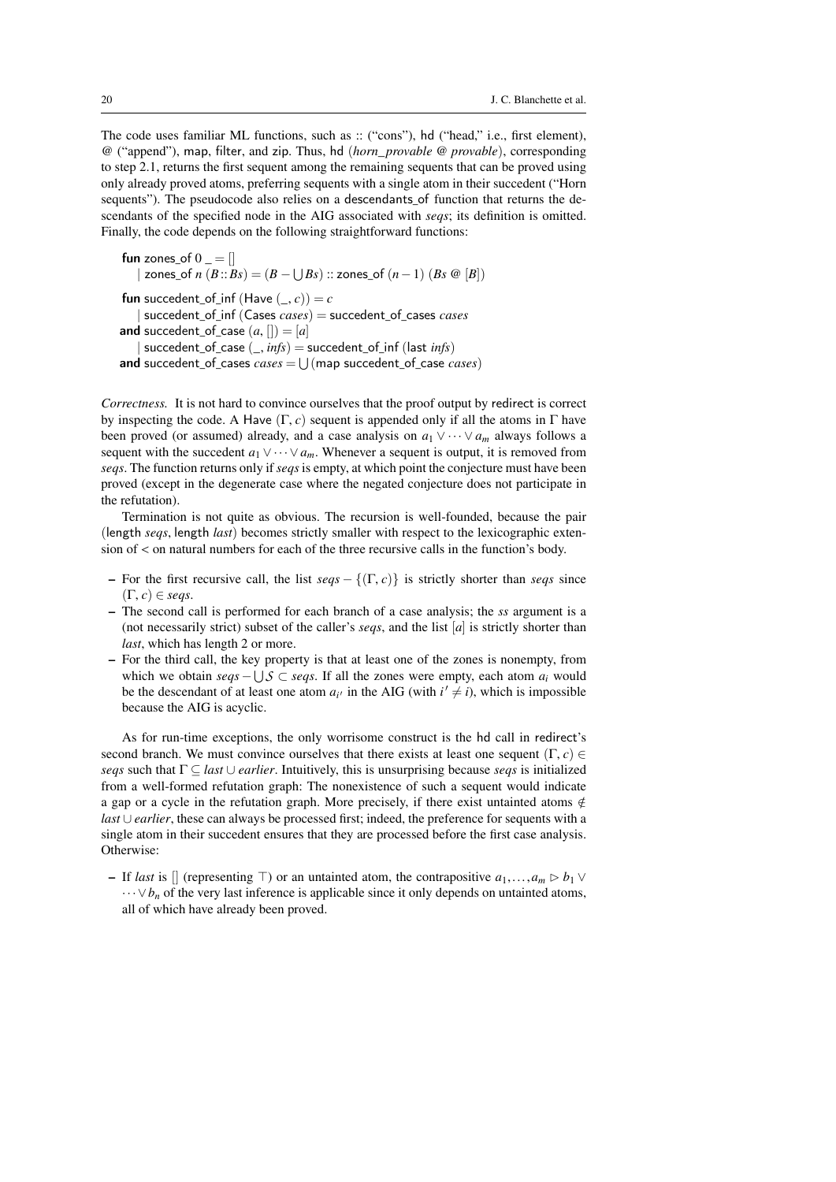The code uses familiar ML functions, such as :: ("cons"), hd ("head," i.e., first element), @ ("append"), map, filter, and zip. Thus, hd (*horn_provable* @ *provable*), corresponding to step 2.1, returns the first sequent among the remaining sequents that can be proved using only already proved atoms, preferring sequents with a single atom in their succedent ("Horn sequents"). The pseudocode also relies on a descendants_of function that returns the descendants of the specified node in the AIG associated with *seqs*; its definition is omitted. Finally, the code depends on the following straightforward functions:

```
fun zones_of 0 _ = []
  | zones_of n (B :: Bs) = (B − ⋃Bs) :: zones_of (n − 1) (Bs @ [B])

fun succedent_of_inf (Have (_, c)) = c
  | succedent_of_inf (Cases cases) = succedent_of_cases cases
and succedent_of_case (a, []) = [a]
  | succedent_of_case (_, infs) = succedent_of_inf (last infs)
and succedent_of_cases cases = ⋃(map succedent_of_case cases)
```

*Correctness.* It is not hard to convince ourselves that the proof output by redirect is correct by inspecting the code. A Have $(\Gamma, c)$ sequent is appended only if all the atoms in $\Gamma$ have been proved (or assumed) already, and a case analysis on $a_1 \vee \cdots \vee a_m$ always follows a sequent with the succedent $a_1 \vee \cdots \vee a_m$. Whenever a sequent is output, it is removed from *seqs*. The function returns only if *seqs* is empty, at which point the conjecture must have been proved (except in the degenerate case where the negated conjecture does not participate in the refutation).

Termination is not quite as obvious. The recursion is well-founded, because the pair (length *seqs*, length *last*) becomes strictly smaller with respect to the lexicographic extension of $<$ on natural numbers for each of the three recursive calls in the function's body.

- For the first recursive call, the list $seqs - \{(\Gamma, c)\}$ is strictly shorter than *seqs* since $(\Gamma, c) \in seqs$.
- The second call is performed for each branch of a case analysis; the *ss* argument is a (not necessarily strict) subset of the caller's *seqs*, and the list $[a]$ is strictly shorter than *last*, which has length 2 or more.
- For the third call, the key property is that at least one of the zones is nonempty, from which we obtain $seqs - \bigcup \mathcal{S} \subset seqs$. If all the zones were empty, each atom $a_i$ would be the descendant of at least one atom $a_{i'}$ in the AIG (with $i' \neq i$), which is impossible because the AIG is acyclic.

As for run-time exceptions, the only worrisome construct is the hd call in redirect's second branch. We must convince ourselves that there exists at least one sequent $(\Gamma, c) \in seqs$ such that $\Gamma \subseteq last \cup earlier$. Intuitively, this is unsurprising because *seqs* is initialized from a well-formed refutation graph: The nonexistence of such a sequent would indicate a gap or a cycle in the refutation graph. More precisely, if there exist untainted atoms $\notin last \cup earlier$, these can always be processed first; indeed, the preference for sequents with a single atom in their succedent ensures that they are processed before the first case analysis. Otherwise:

- If *last* is $[]$ (representing $\top$) or an untainted atom, the contrapositive $a_1, \ldots, a_m \rhd b_1 \vee \cdots \vee b_n$ of the very last inference is applicable since it only depends on untainted atoms, all of which have already been proved.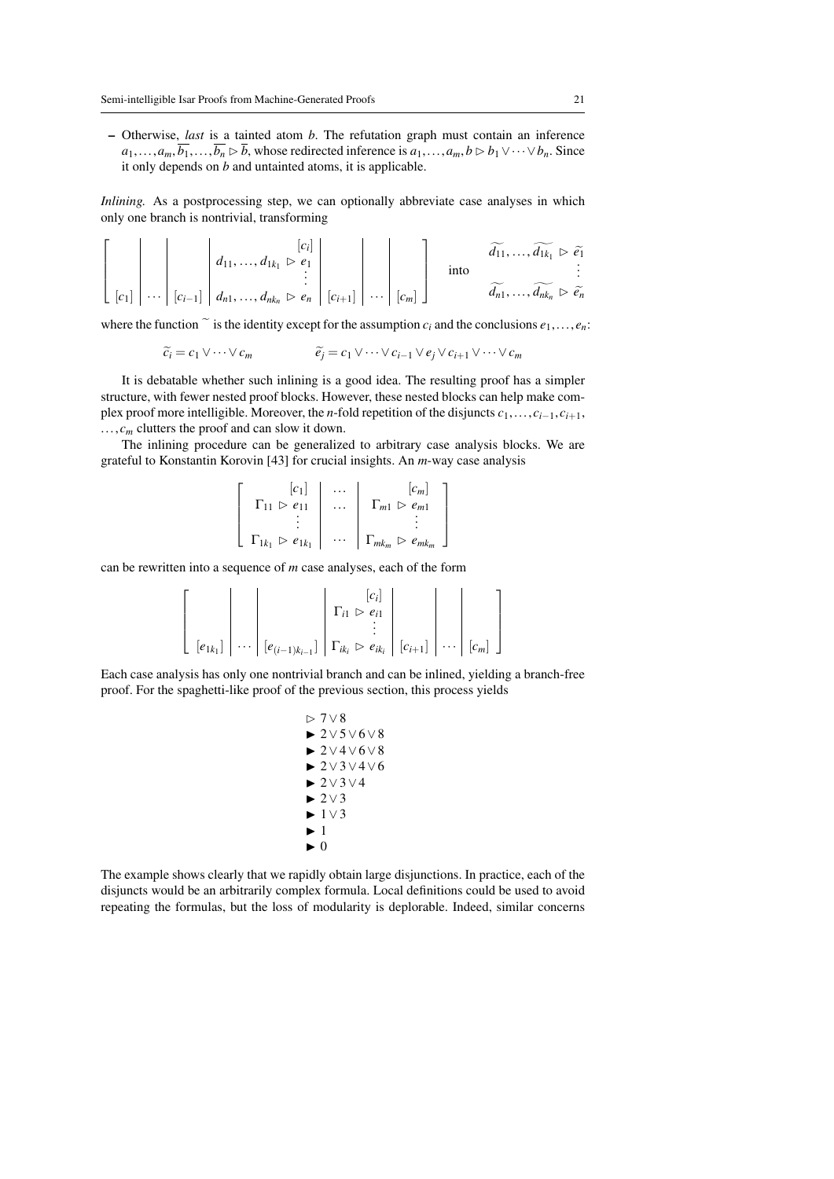– Otherwise, *last* is a tainted atom $b$. The refutation graph must contain an inference $a_1, \ldots, a_m, \overline{b_1}, \ldots, \overline{b_n} \rhd \overline{b}$, whose redirected inference is $a_1, \ldots, a_m, b \rhd b_1 \vee \cdots \vee b_n$. Since it only depends on $b$ and untainted atoms, it is applicable.

*Inlining.* As a postprocessing step, we can optionally abbreviate case analyses in which only one branch is nontrivial, transforming

$$\left[\begin{array}{c|c|c|c|c|c|c} \\ \\ [c_1] & \cdots & [c_{i-1}] & \begin{array}{r} [c_i] \\ d_{11}, \ldots, d_{1k_1} \rhd e_1 \\ \vdots \\ d_{n1}, \ldots, d_{nk_n} \rhd e_n \end{array} & [c_{i+1}] & \cdots & [c_m] \end{array}\right] \quad \text{into} \quad \begin{array}{r} \widetilde{d_{11}}, \ldots, \widetilde{d_{1k_1}} \rhd \widetilde{e_1} \\ \vdots \\ \widetilde{d_{n1}}, \ldots, \widetilde{d_{nk_n}} \rhd \widetilde{e_n} \end{array}$$

where the function $\widetilde{\ }$ is the identity except for the assumption $c_i$ and the conclusions $e_1, \ldots, e_n$:

$$\widetilde{c_i} = c_1 \vee \cdots \vee c_m \qquad\qquad \widetilde{e_j} = c_1 \vee \cdots \vee c_{i-1} \vee e_j \vee c_{i+1} \vee \cdots \vee c_m$$

It is debatable whether such inlining is a good idea. The resulting proof has a simpler structure, with fewer nested proof blocks. However, these nested blocks can help make complex proof more intelligible. Moreover, the $n$-fold repetition of the disjuncts $c_1, \ldots, c_{i-1}, c_{i+1}, \ldots, c_m$ clutters the proof and can slow it down.

The inlining procedure can be generalized to arbitrary case analysis blocks. We are grateful to Konstantin Korovin [43] for crucial insights. An $m$-way case analysis

$$\left[\begin{array}{c|c|c} \begin{array}{r} [c_1] \\ \Gamma_{11} \rhd e_{11} \\ \vdots \\ \Gamma_{1k_1} \rhd e_{1k_1} \end{array} & \begin{array}{c} \ldots \\ \ldots \\ \\ \cdots \end{array} & \begin{array}{r} [c_m] \\ \Gamma_{m1} \rhd e_{m1} \\ \vdots \\ \Gamma_{mk_m} \rhd e_{mk_m} \end{array} \end{array}\right]$$

can be rewritten into a sequence of $m$ case analyses, each of the form

$$\left[\begin{array}{c|c|c|c|c|c|c} \\ \\ [e_{1k_1}] & \cdots & [e_{(i-1)k_{i-1}}] & \begin{array}{r} [c_i] \\ \Gamma_{i1} \rhd e_{i1} \\ \vdots \\ \Gamma_{ik_i} \rhd e_{ik_i} \end{array} & [c_{i+1}] & \cdots & [c_m] \end{array}\right]$$

Each case analysis has only one nontrivial branch and can be inlined, yielding a branch-free proof. For the spaghetti-like proof of the previous section, this process yields

$\rhd\ 7 \vee 8$
$\blacktriangleright\ 2 \vee 5 \vee 6 \vee 8$
$\blacktriangleright\ 2 \vee 4 \vee 6 \vee 8$
$\blacktriangleright\ 2 \vee 3 \vee 4 \vee 6$
$\blacktriangleright\ 2 \vee 3 \vee 4$
$\blacktriangleright\ 2 \vee 3$
$\blacktriangleright\ 1 \vee 3$
$\blacktriangleright\ 1$
$\blacktriangleright\ 0$

The example shows clearly that we rapidly obtain large disjunctions. In practice, each of the disjuncts would be an arbitrarily complex formula. Local definitions could be used to avoid repeating the formulas, but the loss of modularity is deplorable. Indeed, similar concerns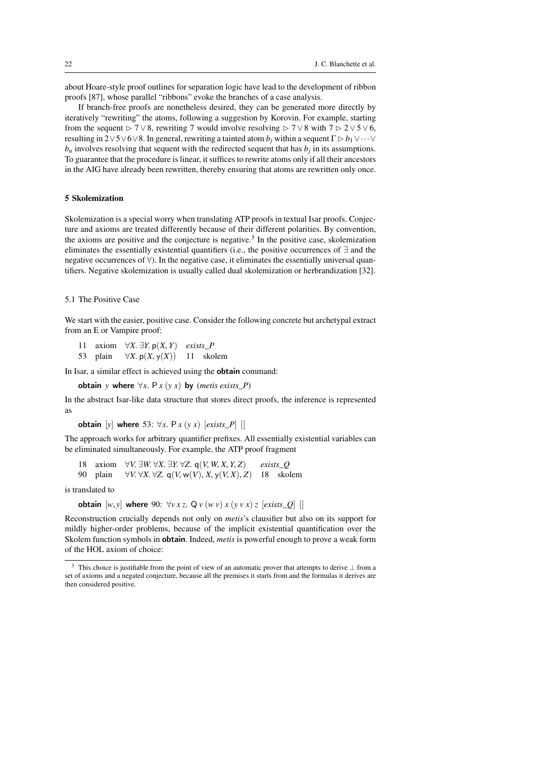about Hoare-style proof outlines for separation logic have lead to the development of ribbon proofs [87], whose parallel "ribbons" evoke the branches of a case analysis.

If branch-free proofs are nonetheless desired, they can be generated more directly by iteratively "rewriting" the atoms, following a suggestion by Korovin. For example, starting from the sequent $\rhd 7 \vee 8$, rewriting 7 would involve resolving $\rhd 7 \vee 8$ with $7 \rhd 2 \vee 5 \vee 6$, resulting in $2 \vee 5 \vee 6 \vee 8$. In general, rewriting a tainted atom $b_j$ within a sequent $\Gamma \rhd b_1 \vee \cdots \vee b_n$ involves resolving that sequent with the redirected sequent that has $b_j$ in its assumptions. To guarantee that the procedure is linear, it suffices to rewrite atoms only if all their ancestors in the AIG have already been rewritten, thereby ensuring that atoms are rewritten only once.

## 5 Skolemization

Skolemization is a special worry when translating ATP proofs in textual Isar proofs. Conjecture and axioms are treated differently because of their different polarities. By convention, the axioms are positive and the conjecture is negative.[3] In the positive case, skolemization eliminates the essentially existential quantifiers (i.e., the positive occurrences of $\exists$ and the negative occurrences of $\forall$). In the negative case, it eliminates the essentially universal quantifiers. Negative skolemization is usually called dual skolemization or herbrandization [32].

### 5.1 The Positive Case

We start with the easier, positive case. Consider the following concrete but archetypal extract from an E or Vampire proof:

| | | | | |
|---|---|---|---|---|
| 11 | axiom | $\forall X.\ \exists Y.\ \mathsf{p}(X, Y)$ | *exists_P* | |
| 53 | plain | $\forall X.\ \mathsf{p}(X, \mathsf{y}(X))$ | 11 | skolem |

In Isar, a similar effect is achieved using the **obtain** command:

**obtain** $y$ **where** $\forall x.\ \mathsf{P}\ x\ (y\ x)$ **by** (*metis exists_P*)

In the abstract Isar-like data structure that stores direct proofs, the inference is represented as

**obtain** $[y]$ **where** 53: $\forall x.\ \mathsf{P}\ x\ (y\ x)$ $[exists\_P]$ $[]$

The approach works for arbitrary quantifier prefixes. All essentially existential variables can be eliminated simultaneously. For example, the ATP proof fragment

| | | | | |
|---|---|---|---|---|
| 18 | axiom | $\forall V.\ \exists W.\ \forall X.\ \exists Y.\ \forall Z.\ \mathsf{q}(V, W, X, Y, Z)$ | *exists_Q* | |
| 90 | plain | $\forall V.\ \forall X.\ \forall Z.\ \mathsf{q}(V, \mathsf{w}(V), X, \mathsf{y}(V, X), Z)$ | 18 | skolem |

is translated to

**obtain** $[w, y]$ **where** 90: $\forall v\ x\ z.\ \mathsf{Q}\ v\ (w\ v)\ x\ (y\ v\ x)\ z$ $[exists\_Q]$ $[]$

Reconstruction crucially depends not only on *metis*'s clausifier but also on its support for mildly higher-order problems, because of the implicit existential quantification over the Skolem function symbols in **obtain**. Indeed, *metis* is powerful enough to prove a weak form of the HOL axiom of choice:

[3] This choice is justifiable from the point of view of an automatic prover that attempts to derive $\perp$ from a set of axioms and a negated conjecture, because all the premises it starts from and the formulas it derives are then considered positive.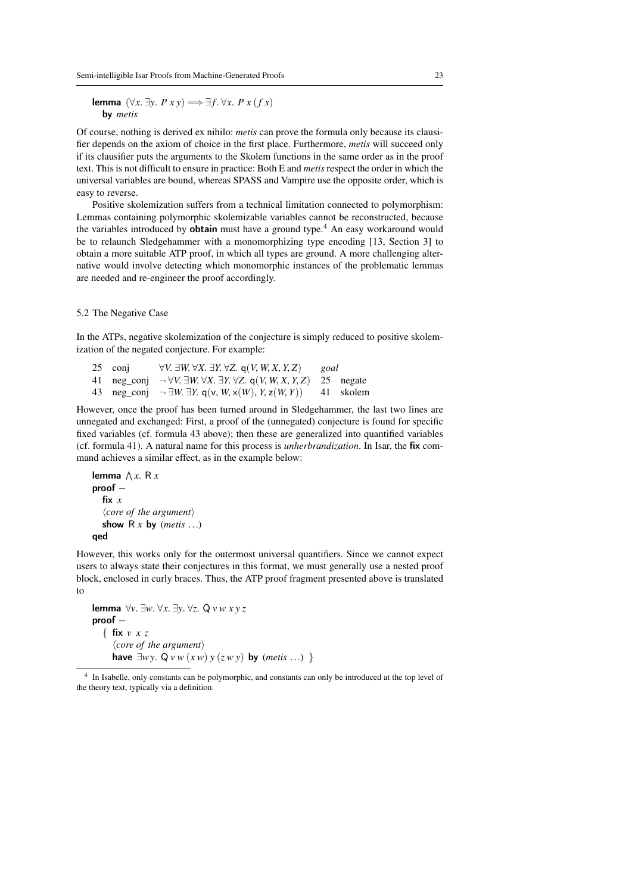**lemma** $(\forall x.\ \exists y.\ P\ x\ y) \Longrightarrow \exists f.\ \forall x.\ P\ x\ (f\ x)$
  **by** *metis*

Of course, nothing is derived ex nihilo: *metis* can prove the formula only because its clausifier depends on the axiom of choice in the first place. Furthermore, *metis* will succeed only if its clausifier puts the arguments to the Skolem functions in the same order as in the proof text. This is not difficult to ensure in practice: Both E and *metis* respect the order in which the universal variables are bound, whereas SPASS and Vampire use the opposite order, which is easy to reverse.

Positive skolemization suffers from a technical limitation connected to polymorphism: Lemmas containing polymorphic skolemizable variables cannot be reconstructed, because the variables introduced by **obtain** must have a ground type.[4] An easy workaround would be to relaunch Sledgehammer with a monomorphizing type encoding [13, Section 3] to obtain a more suitable ATP proof, in which all types are ground. A more challenging alternative would involve detecting which monomorphic instances of the problematic lemmas are needed and re-engineer the proof accordingly.

### 5.2 The Negative Case

In the ATPs, negative skolemization of the conjecture is simply reduced to positive skolemization of the negated conjecture. For example:

| | | | |
|---|---|---|---|
| 25 | conj | $\forall V.\ \exists W.\ \forall X.\ \exists Y.\ \forall Z.\ \mathsf{q}(V, W, X, Y, Z)$ | *goal* |
| 41 | neg_conj | $\neg\, \forall V.\ \exists W.\ \forall X.\ \exists Y.\ \forall Z.\ \mathsf{q}(V, W, X, Y, Z)$ | 25 negate |
| 43 | neg_conj | $\neg\, \exists W.\ \exists Y.\ \mathsf{q}(\mathsf{v}, W, \mathsf{x}(W), Y, \mathsf{z}(W, Y))$ | 41 skolem |

However, once the proof has been turned around in Sledgehammer, the last two lines are unnegated and exchanged: First, a proof of the (unnegated) conjecture is found for specific fixed variables (cf. formula 43 above); then these are generalized into quantified variables (cf. formula 41). A natural name for this process is *unherbrandization*. In Isar, the **fix** command achieves a similar effect, as in the example below:

```
lemma ⋀x. R x
proof –
  fix x
  ⟨core of the argument⟩
  show R x by (metis …)
qed
```

However, this works only for the outermost universal quantifiers. Since we cannot expect users to always state their conjectures in this format, we must generally use a nested proof block, enclosed in curly braces. Thus, the ATP proof fragment presented above is translated to

```
lemma ∀v. ∃w. ∀x. ∃y. ∀z. Q v w x y z
proof –
  { fix v x z
    ⟨core of the argument⟩
    have ∃w y. Q v w (x w) y (z w y) by (metis …) }
```

[4] In Isabelle, only constants can be polymorphic, and constants can only be introduced at the top level of the theory text, typically via a definition.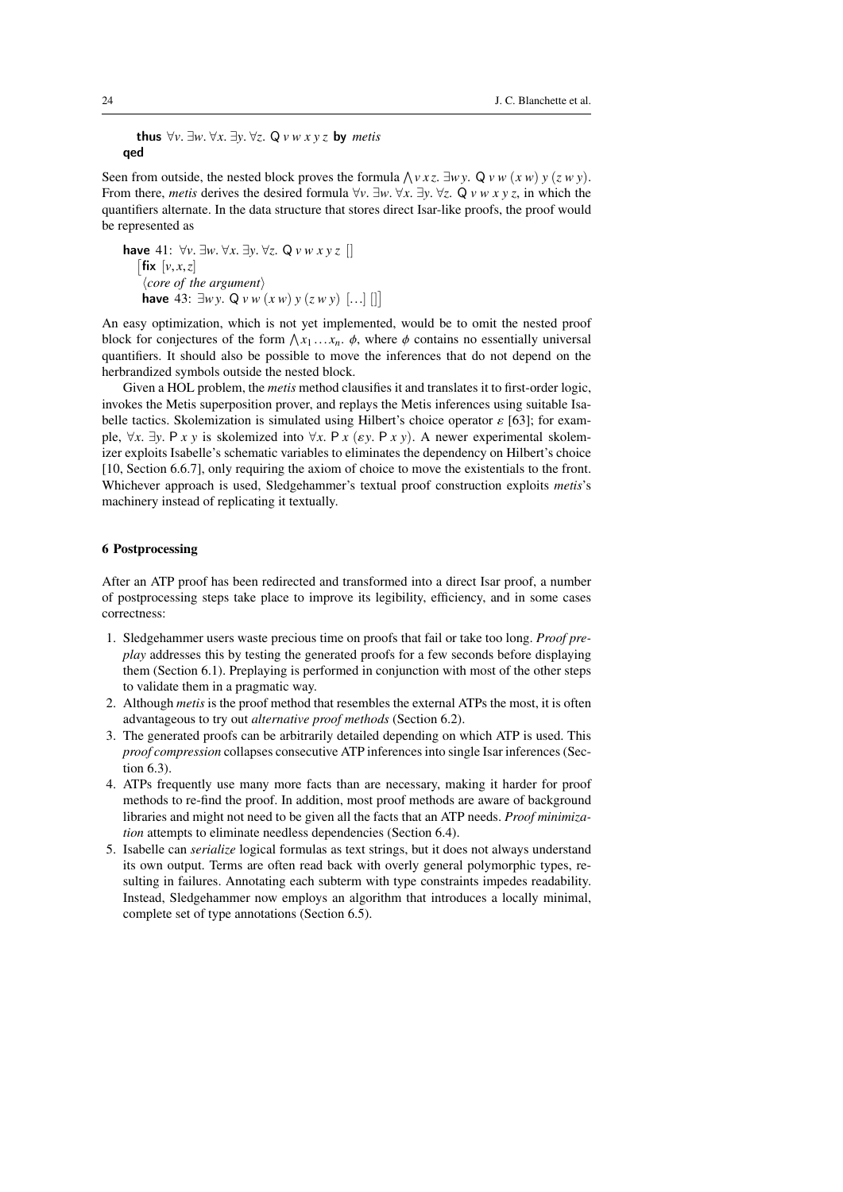**thus** $\forall v.\ \exists w.\ \forall x.\ \exists y.\ \forall z.\ \mathsf{Q}\ v\ w\ x\ y\ z$ **by** *metis*
**qed**

Seen from outside, the nested block proves the formula $\bigwedge v\,x\,z.\ \exists w\,y.\ \mathsf{Q}\ v\ w\ (x\ w)\ y\ (z\ w\ y)$. From there, *metis* derives the desired formula $\forall v.\ \exists w.\ \forall x.\ \exists y.\ \forall z.\ \mathsf{Q}\ v\ w\ x\ y\ z$, in which the quantifiers alternate. In the data structure that stores direct Isar-like proofs, the proof would be represented as

**have** 41: $\forall v.\ \exists w.\ \forall x.\ \exists y.\ \forall z.\ \mathsf{Q}\ v\ w\ x\ y\ z$ []
  [**fix** $[v, x, z]$
  ⟨*core of the argument*⟩
  **have** 43: $\exists w\,y.\ \mathsf{Q}\ v\ w\ (x\ w)\ y\ (z\ w\ y)$ [...] []]

An easy optimization, which is not yet implemented, would be to omit the nested proof block for conjectures of the form $\bigwedge x_1 \ldots x_n.\ \phi$, where $\phi$ contains no essentially universal quantifiers. It should also be possible to move the inferences that do not depend on the herbrandized symbols outside the nested block.

Given a HOL problem, the *metis* method clausifies it and translates it to first-order logic, invokes the Metis superposition prover, and replays the Metis inferences using suitable Isabelle tactics. Skolemization is simulated using Hilbert's choice operator $\varepsilon$ [63]; for example, $\forall x.\ \exists y.\ \mathsf{P}\ x\ y$ is skolemized into $\forall x.\ \mathsf{P}\ x\ (\varepsilon y.\ \mathsf{P}\ x\ y)$. A newer experimental skolemizer exploits Isabelle's schematic variables to eliminates the dependency on Hilbert's choice [10, Section 6.6.7], only requiring the axiom of choice to move the existentials to the front. Whichever approach is used, Sledgehammer's textual proof construction exploits *metis*'s machinery instead of replicating it textually.

## 6 Postprocessing

After an ATP proof has been redirected and transformed into a direct Isar proof, a number of postprocessing steps take place to improve its legibility, efficiency, and in some cases correctness:

1. Sledgehammer users waste precious time on proofs that fail or take too long. *Proof preplay* addresses this by testing the generated proofs for a few seconds before displaying them (Section 6.1). Preplaying is performed in conjunction with most of the other steps to validate them in a pragmatic way.
2. Although *metis* is the proof method that resembles the external ATPs the most, it is often advantageous to try out *alternative proof methods* (Section 6.2).
3. The generated proofs can be arbitrarily detailed depending on which ATP is used. This *proof compression* collapses consecutive ATP inferences into single Isar inferences (Section 6.3).
4. ATPs frequently use many more facts than are necessary, making it harder for proof methods to re-find the proof. In addition, most proof methods are aware of background libraries and might not need to be given all the facts that an ATP needs. *Proof minimization* attempts to eliminate needless dependencies (Section 6.4).
5. Isabelle can *serialize* logical formulas as text strings, but it does not always understand its own output. Terms are often read back with overly general polymorphic types, resulting in failures. Annotating each subterm with type constraints impedes readability. Instead, Sledgehammer now employs an algorithm that introduces a locally minimal, complete set of type annotations (Section 6.5).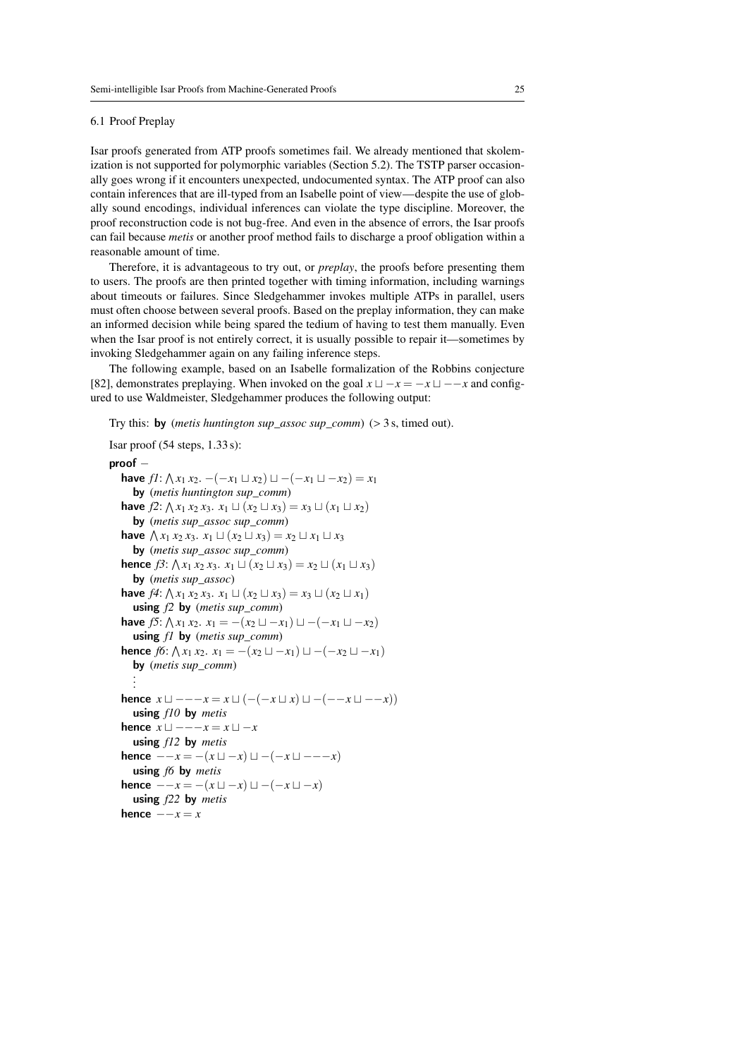### 6.1 Proof Preplay

Isar proofs generated from ATP proofs sometimes fail. We already mentioned that skolemization is not supported for polymorphic variables (Section 5.2). The TSTP parser occasionally goes wrong if it encounters unexpected, undocumented syntax. The ATP proof can also contain inferences that are ill-typed from an Isabelle point of view—despite the use of globally sound encodings, individual inferences can violate the type discipline. Moreover, the proof reconstruction code is not bug-free. And even in the absence of errors, the Isar proofs can fail because *metis* or another proof method fails to discharge a proof obligation within a reasonable amount of time.

Therefore, it is advantageous to try out, or *preplay*, the proofs before presenting them to users. The proofs are then printed together with timing information, including warnings about timeouts or failures. Since Sledgehammer invokes multiple ATPs in parallel, users must often choose between several proofs. Based on the preplay information, they can make an informed decision while being spared the tedium of having to test them manually. Even when the Isar proof is not entirely correct, it is usually possible to repair it—sometimes by invoking Sledgehammer again on any failing inference steps.

The following example, based on an Isabelle formalization of the Robbins conjecture [82], demonstrates preplaying. When invoked on the goal $x \sqcup -x = -x \sqcup --x$ and configured to use Waldmeister, Sledgehammer produces the following output:

Try this: **by** (*metis huntington sup_assoc sup_comm*) (> 3 s, timed out).

Isar proof (54 steps, 1.33 s):

**proof** −
  **have** *f1*: $\bigwedge x_1\, x_2.\ -(-x_1 \sqcup x_2) \sqcup -(-x_1 \sqcup -x_2) = x_1$
    **by** (*metis huntington sup_comm*)
  **have** *f2*: $\bigwedge x_1\, x_2\, x_3.\ x_1 \sqcup (x_2 \sqcup x_3) = x_3 \sqcup (x_1 \sqcup x_2)$
    **by** (*metis sup_assoc sup_comm*)
  **have** $\bigwedge x_1\, x_2\, x_3.\ x_1 \sqcup (x_2 \sqcup x_3) = x_2 \sqcup x_1 \sqcup x_3$
    **by** (*metis sup_assoc sup_comm*)
  **hence** *f3*: $\bigwedge x_1\, x_2\, x_3.\ x_1 \sqcup (x_2 \sqcup x_3) = x_2 \sqcup (x_1 \sqcup x_3)$
    **by** (*metis sup_assoc*)
  **have** *f4*: $\bigwedge x_1\, x_2\, x_3.\ x_1 \sqcup (x_2 \sqcup x_3) = x_3 \sqcup (x_2 \sqcup x_1)$
    **using** *f2* **by** (*metis sup_comm*)
  **have** *f5*: $\bigwedge x_1\, x_2.\ x_1 = -(x_2 \sqcup -x_1) \sqcup -(-x_1 \sqcup -x_2)$
    **using** *f1* **by** (*metis sup_comm*)
  **hence** *f6*: $\bigwedge x_1\, x_2.\ x_1 = -(x_2 \sqcup -x_1) \sqcup -(-x_2 \sqcup -x_1)$
    **by** (*metis sup_comm*)
    ⋮
  **hence** $x \sqcup ---x = x \sqcup (-(-x \sqcup x) \sqcup -(--x \sqcup --x))$
    **using** *f10* **by** *metis*
  **hence** $x \sqcup ---x = x \sqcup -x$
    **using** *f12* **by** *metis*
  **hence** $--x = -(x \sqcup -x) \sqcup -(-x \sqcup ---x)$
    **using** *f6* **by** *metis*
  **hence** $--x = -(x \sqcup -x) \sqcup -(-x \sqcup -x)$
    **using** *f22* **by** *metis*
  **hence** $--x = x$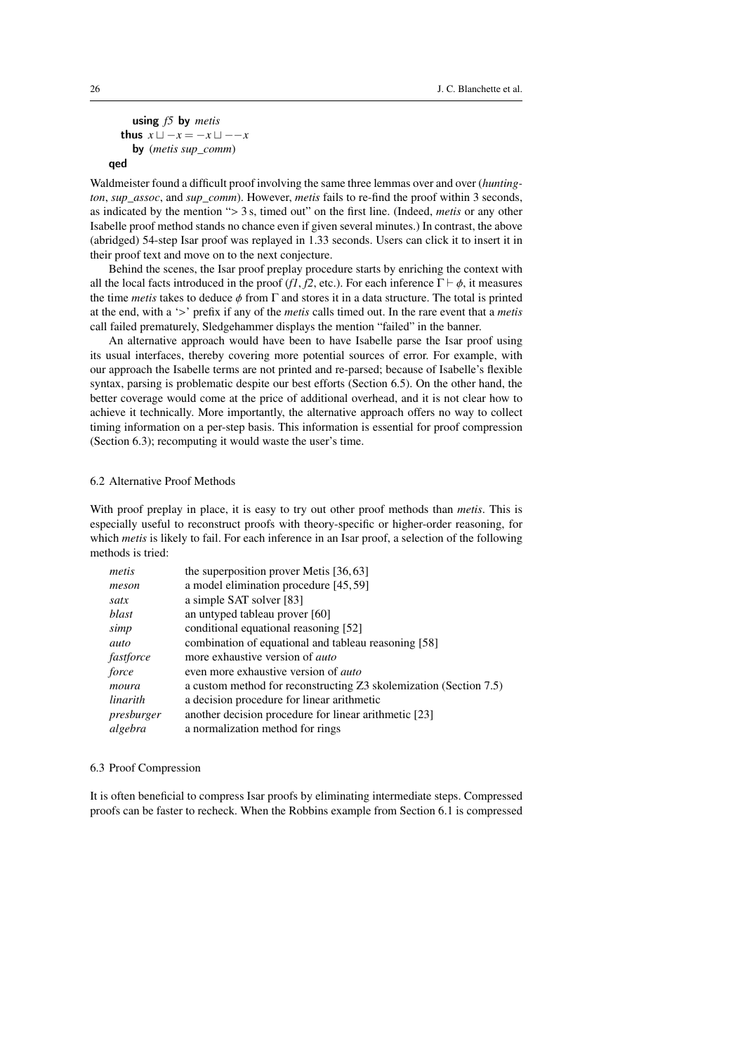```
    using f5 by metis
  thus x ⊔ −x = −x ⊔ −−x
    by (metis sup_comm)
qed
```

Waldmeister found a difficult proof involving the same three lemmas over and over (*huntington*, *sup_assoc*, and *sup_comm*). However, *metis* fails to re-find the proof within 3 seconds, as indicated by the mention "> 3 s, timed out" on the first line. (Indeed, *metis* or any other Isabelle proof method stands no chance even if given several minutes.) In contrast, the above (abridged) 54-step Isar proof was replayed in 1.33 seconds. Users can click it to insert it in their proof text and move on to the next conjecture.

Behind the scenes, the Isar proof preplay procedure starts by enriching the context with all the local facts introduced in the proof (*f1*, *f2*, etc.). For each inference $\Gamma \vdash \phi$, it measures the time *metis* takes to deduce $\phi$ from $\Gamma$ and stores it in a data structure. The total is printed at the end, with a '>' prefix if any of the *metis* calls timed out. In the rare event that a *metis* call failed prematurely, Sledgehammer displays the mention "failed" in the banner.

An alternative approach would have been to have Isabelle parse the Isar proof using its usual interfaces, thereby covering more potential sources of error. For example, with our approach the Isabelle terms are not printed and re-parsed; because of Isabelle's flexible syntax, parsing is problematic despite our best efforts (Section 6.5). On the other hand, the better coverage would come at the price of additional overhead, and it is not clear how to achieve it technically. More importantly, the alternative approach offers no way to collect timing information on a per-step basis. This information is essential for proof compression (Section 6.3); recomputing it would waste the user's time.

### 6.2 Alternative Proof Methods

With proof preplay in place, it is easy to try out other proof methods than *metis*. This is especially useful to reconstruct proofs with theory-specific or higher-order reasoning, for which *metis* is likely to fail. For each inference in an Isar proof, a selection of the following methods is tried:

| | |
|---|---|
| *metis* | the superposition prover Metis [36, 63] |
| *meson* | a model elimination procedure [45, 59] |
| *satx* | a simple SAT solver [83] |
| *blast* | an untyped tableau prover [60] |
| *simp* | conditional equational reasoning [52] |
| *auto* | combination of equational and tableau reasoning [58] |
| *fastforce* | more exhaustive version of *auto* |
| *force* | even more exhaustive version of *auto* |
| *moura* | a custom method for reconstructing Z3 skolemization (Section 7.5) |
| *linarith* | a decision procedure for linear arithmetic |
| *presburger* | another decision procedure for linear arithmetic [23] |
| *algebra* | a normalization method for rings |

### 6.3 Proof Compression

It is often beneficial to compress Isar proofs by eliminating intermediate steps. Compressed proofs can be faster to recheck. When the Robbins example from Section 6.1 is compressed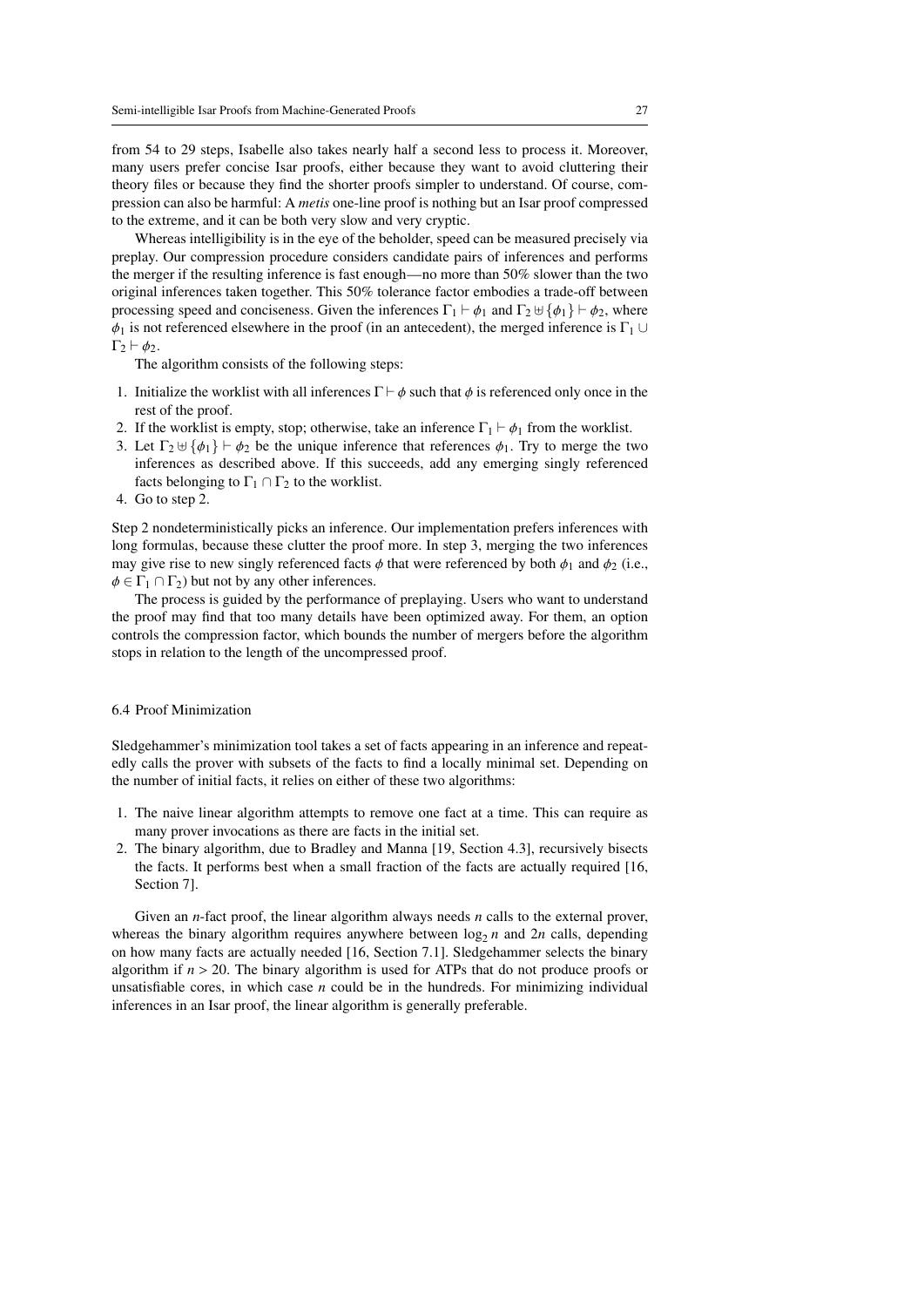from 54 to 29 steps, Isabelle also takes nearly half a second less to process it. Moreover, many users prefer concise Isar proofs, either because they want to avoid cluttering their theory files or because they find the shorter proofs simpler to understand. Of course, compression can also be harmful: A *metis* one-line proof is nothing but an Isar proof compressed to the extreme, and it can be both very slow and very cryptic.

Whereas intelligibility is in the eye of the beholder, speed can be measured precisely via preplay. Our compression procedure considers candidate pairs of inferences and performs the merger if the resulting inference is fast enough—no more than 50% slower than the two original inferences taken together. This 50% tolerance factor embodies a trade-off between processing speed and conciseness. Given the inferences $\Gamma_1 \vdash \phi_1$ and $\Gamma_2 \uplus \{\phi_1\} \vdash \phi_2$, where $\phi_1$ is not referenced elsewhere in the proof (in an antecedent), the merged inference is $\Gamma_1 \cup \Gamma_2 \vdash \phi_2$.

The algorithm consists of the following steps:

1. Initialize the worklist with all inferences $\Gamma \vdash \phi$ such that $\phi$ is referenced only once in the rest of the proof.
2. If the worklist is empty, stop; otherwise, take an inference $\Gamma_1 \vdash \phi_1$ from the worklist.
3. Let $\Gamma_2 \uplus \{\phi_1\} \vdash \phi_2$ be the unique inference that references $\phi_1$. Try to merge the two inferences as described above. If this succeeds, add any emerging singly referenced facts belonging to $\Gamma_1 \cap \Gamma_2$ to the worklist.
4. Go to step 2.

Step 2 nondeterministically picks an inference. Our implementation prefers inferences with long formulas, because these clutter the proof more. In step 3, merging the two inferences may give rise to new singly referenced facts $\phi$ that were referenced by both $\phi_1$ and $\phi_2$ (i.e., $\phi \in \Gamma_1 \cap \Gamma_2$) but not by any other inferences.

The process is guided by the performance of preplaying. Users who want to understand the proof may find that too many details have been optimized away. For them, an option controls the compression factor, which bounds the number of mergers before the algorithm stops in relation to the length of the uncompressed proof.

### 6.4 Proof Minimization

Sledgehammer's minimization tool takes a set of facts appearing in an inference and repeatedly calls the prover with subsets of the facts to find a locally minimal set. Depending on the number of initial facts, it relies on either of these two algorithms:

1. The naive linear algorithm attempts to remove one fact at a time. This can require as many prover invocations as there are facts in the initial set.
2. The binary algorithm, due to Bradley and Manna [19, Section 4.3], recursively bisects the facts. It performs best when a small fraction of the facts are actually required [16, Section 7].

Given an $n$-fact proof, the linear algorithm always needs $n$ calls to the external prover, whereas the binary algorithm requires anywhere between $\log_2 n$ and $2n$ calls, depending on how many facts are actually needed [16, Section 7.1]. Sledgehammer selects the binary algorithm if $n > 20$. The binary algorithm is used for ATPs that do not produce proofs or unsatisfiable cores, in which case $n$ could be in the hundreds. For minimizing individual inferences in an Isar proof, the linear algorithm is generally preferable.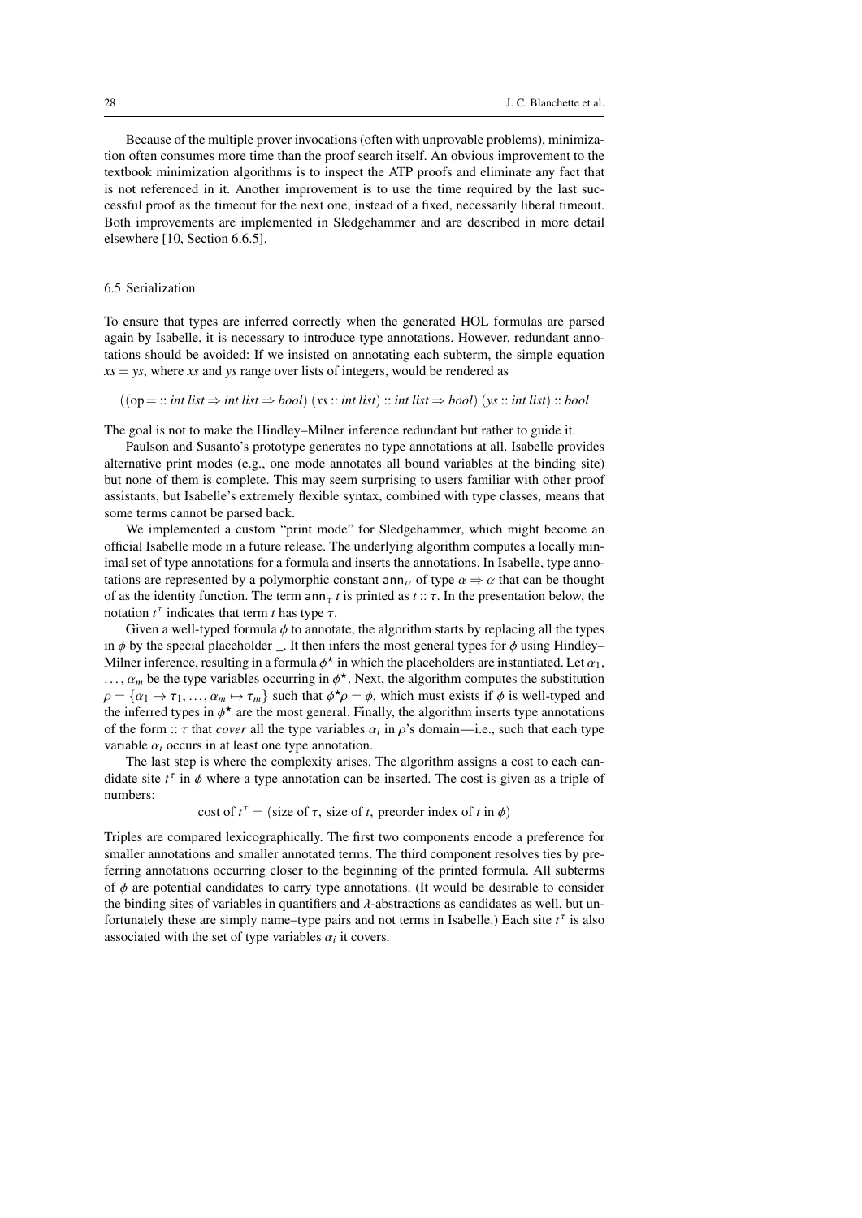Because of the multiple prover invocations (often with unprovable problems), minimization often consumes more time than the proof search itself. An obvious improvement to the textbook minimization algorithms is to inspect the ATP proofs and eliminate any fact that is not referenced in it. Another improvement is to use the time required by the last successful proof as the timeout for the next one, instead of a fixed, necessarily liberal timeout. Both improvements are implemented in Sledgehammer and are described in more detail elsewhere [10, Section 6.6.5].

### 6.5 Serialization

To ensure that types are inferred correctly when the generated HOL formulas are parsed again by Isabelle, it is necessary to introduce type annotations. However, redundant annotations should be avoided: If we insisted on annotating each subterm, the simple equation $xs = ys$, where $xs$ and $ys$ range over lists of integers, would be rendered as

$$((\mathrm{op} = :: \mathit{int\ list} \Rightarrow \mathit{int\ list} \Rightarrow \mathit{bool})\ (xs :: \mathit{int\ list}) :: \mathit{int\ list} \Rightarrow \mathit{bool})\ (ys :: \mathit{int\ list}) :: \mathit{bool}$$

The goal is not to make the Hindley–Milner inference redundant but rather to guide it.

Paulson and Susanto's prototype generates no type annotations at all. Isabelle provides alternative print modes (e.g., one mode annotates all bound variables at the binding site) but none of them is complete. This may seem surprising to users familiar with other proof assistants, but Isabelle's extremely flexible syntax, combined with type classes, means that some terms cannot be parsed back.

We implemented a custom "print mode" for Sledgehammer, which might become an official Isabelle mode in a future release. The underlying algorithm computes a locally minimal set of type annotations for a formula and inserts the annotations. In Isabelle, type annotations are represented by a polymorphic constant $\mathsf{ann}_\alpha$ of type $\alpha \Rightarrow \alpha$ that can be thought of as the identity function. The term $\mathsf{ann}_\tau\ t$ is printed as $t :: \tau$. In the presentation below, the notation $t^\tau$ indicates that term $t$ has type $\tau$.

Given a well-typed formula $\phi$ to annotate, the algorithm starts by replacing all the types in $\phi$ by the special placeholder _. It then infers the most general types for $\phi$ using Hindley–Milner inference, resulting in a formula $\phi^\star$ in which the placeholders are instantiated. Let $\alpha_1$, $\ldots$, $\alpha_m$ be the type variables occurring in $\phi^\star$. Next, the algorithm computes the substitution $\rho = \{\alpha_1 \mapsto \tau_1, \ldots, \alpha_m \mapsto \tau_m\}$ such that $\phi^\star\rho = \phi$, which must exists if $\phi$ is well-typed and the inferred types in $\phi^\star$ are the most general. Finally, the algorithm inserts type annotations of the form $:: \tau$ that *cover* all the type variables $\alpha_i$ in $\rho$'s domain—i.e., such that each type variable $\alpha_i$ occurs in at least one type annotation.

The last step is where the complexity arises. The algorithm assigns a cost to each candidate site $t^\tau$ in $\phi$ where a type annotation can be inserted. The cost is given as a triple of numbers:

$$\text{cost of } t^\tau = (\text{size of } \tau,\ \text{size of } t,\ \text{preorder index of } t \text{ in } \phi)$$

Triples are compared lexicographically. The first two components encode a preference for smaller annotations and smaller annotated terms. The third component resolves ties by preferring annotations occurring closer to the beginning of the printed formula. All subterms of $\phi$ are potential candidates to carry type annotations. (It would be desirable to consider the binding sites of variables in quantifiers and $\lambda$-abstractions as candidates as well, but unfortunately these are simply name–type pairs and not terms in Isabelle.) Each site $t^\tau$ is also associated with the set of type variables $\alpha_i$ it covers.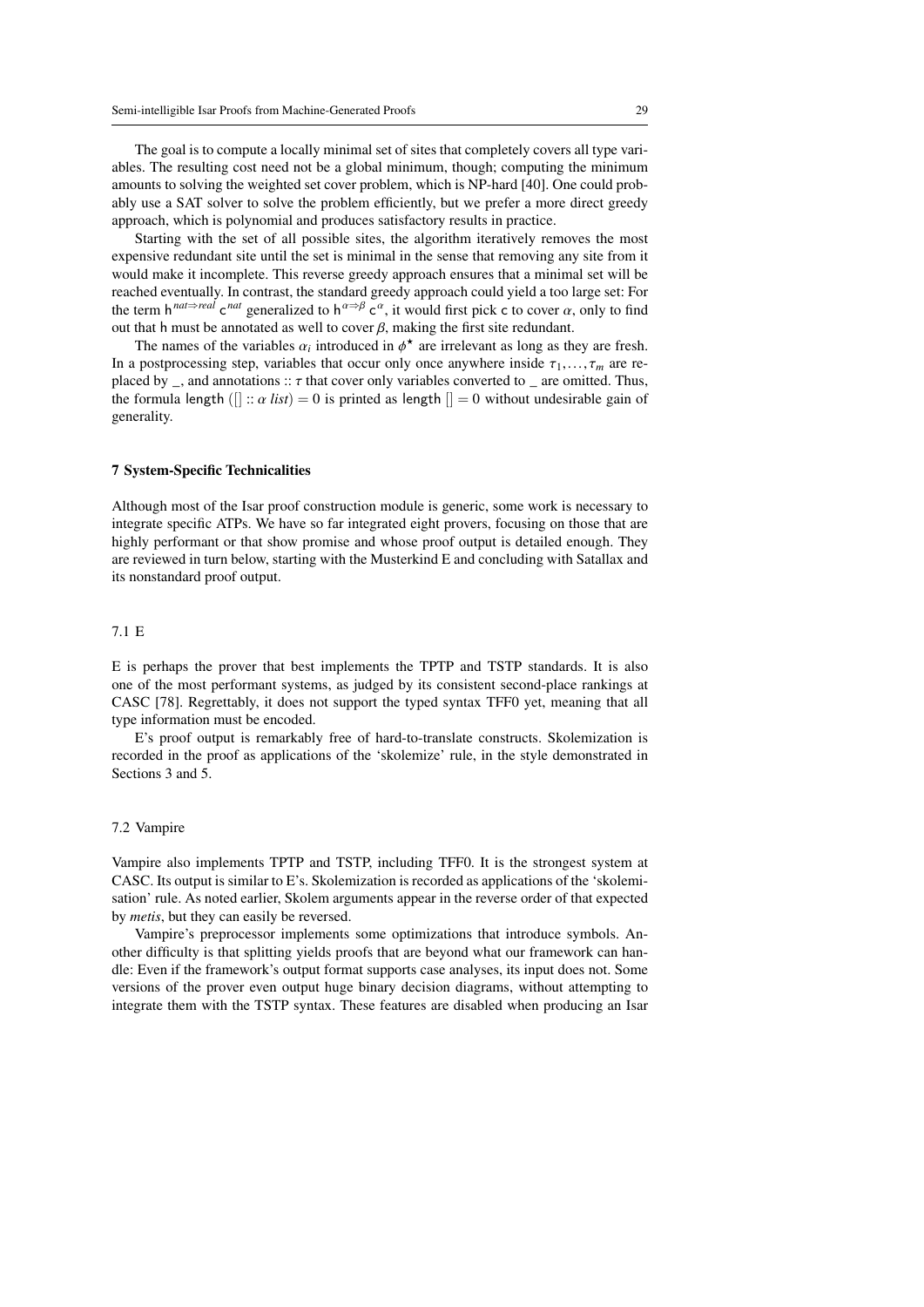The goal is to compute a locally minimal set of sites that completely covers all type variables. The resulting cost need not be a global minimum, though; computing the minimum amounts to solving the weighted set cover problem, which is NP-hard [40]. One could probably use a SAT solver to solve the problem efficiently, but we prefer a more direct greedy approach, which is polynomial and produces satisfactory results in practice.

Starting with the set of all possible sites, the algorithm iteratively removes the most expensive redundant site until the set is minimal in the sense that removing any site from it would make it incomplete. This reverse greedy approach ensures that a minimal set will be reached eventually. In contrast, the standard greedy approach could yield a too large set: For the term $\mathsf{h}^{nat \Rightarrow real}\ \mathsf{c}^{nat}$ generalized to $\mathsf{h}^{\alpha \Rightarrow \beta}\ \mathsf{c}^{\alpha}$, it would first pick $\mathsf{c}$ to cover $\alpha$, only to find out that $\mathsf{h}$ must be annotated as well to cover $\beta$, making the first site redundant.

The names of the variables $\alpha_i$ introduced in $\phi^{\star}$ are irrelevant as long as they are fresh. In a postprocessing step, variables that occur only once anywhere inside $\tau_1, \ldots, \tau_m$ are replaced by _, and annotations $:: \tau$ that cover only variables converted to _ are omitted. Thus, the formula $\mathsf{length}\ ([] :: \alpha\ list) = 0$ is printed as $\mathsf{length}\ [] = 0$ without undesirable gain of generality.

## 7 System-Specific Technicalities

Although most of the Isar proof construction module is generic, some work is necessary to integrate specific ATPs. We have so far integrated eight provers, focusing on those that are highly performant or that show promise and whose proof output is detailed enough. They are reviewed in turn below, starting with the Musterkind E and concluding with Satallax and its nonstandard proof output.

### 7.1 E

E is perhaps the prover that best implements the TPTP and TSTP standards. It is also one of the most performant systems, as judged by its consistent second-place rankings at CASC [78]. Regrettably, it does not support the typed syntax TFF0 yet, meaning that all type information must be encoded.

E's proof output is remarkably free of hard-to-translate constructs. Skolemization is recorded in the proof as applications of the 'skolemize' rule, in the style demonstrated in Sections 3 and 5.

### 7.2 Vampire

Vampire also implements TPTP and TSTP, including TFF0. It is the strongest system at CASC. Its output is similar to E's. Skolemization is recorded as applications of the 'skolemisation' rule. As noted earlier, Skolem arguments appear in the reverse order of that expected by *metis*, but they can easily be reversed.

Vampire's preprocessor implements some optimizations that introduce symbols. Another difficulty is that splitting yields proofs that are beyond what our framework can handle: Even if the framework's output format supports case analyses, its input does not. Some versions of the prover even output huge binary decision diagrams, without attempting to integrate them with the TSTP syntax. These features are disabled when producing an Isar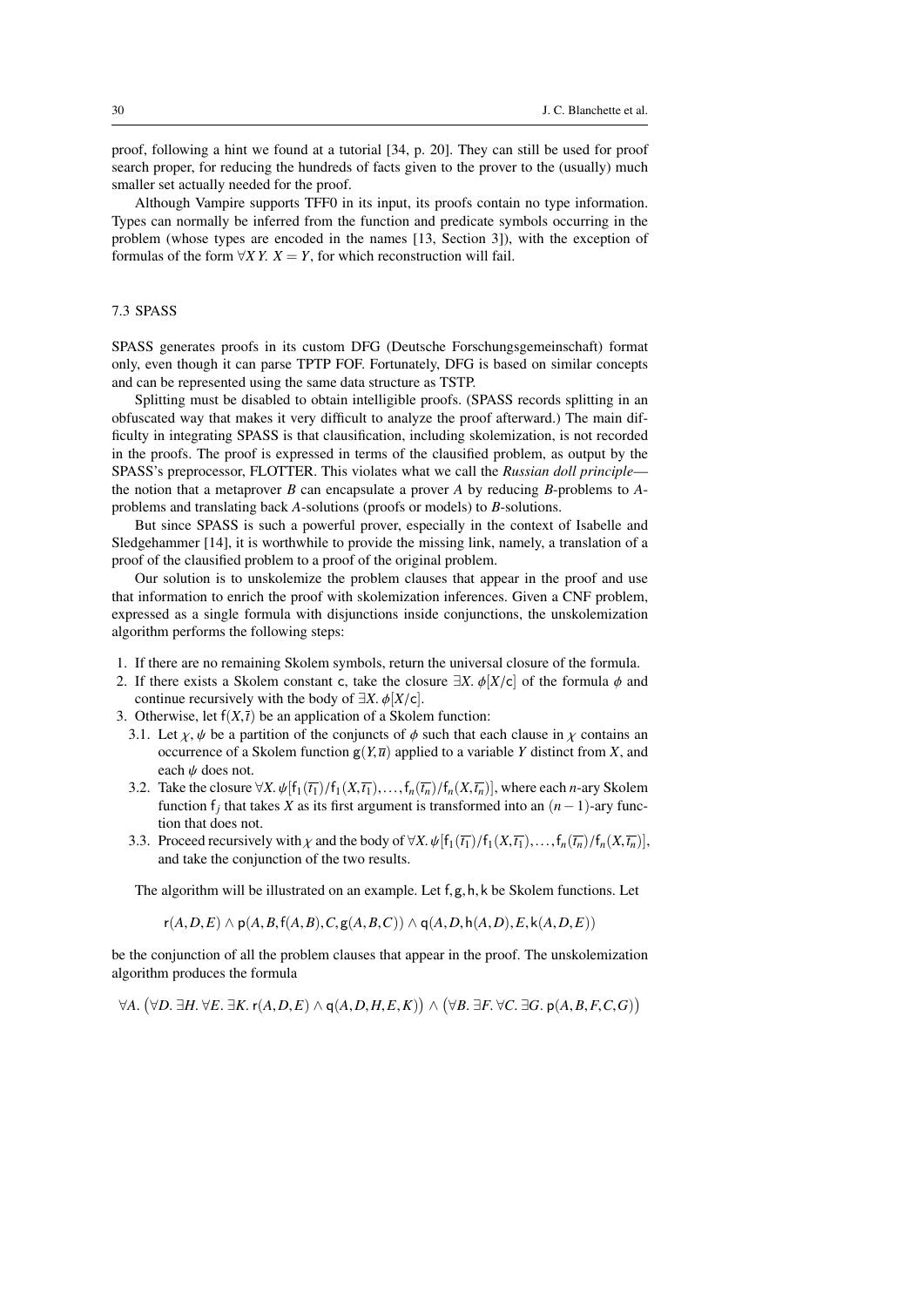proof, following a hint we found at a tutorial [34, p. 20]. They can still be used for proof search proper, for reducing the hundreds of facts given to the prover to the (usually) much smaller set actually needed for the proof.

Although Vampire supports TFF0 in its input, its proofs contain no type information. Types can normally be inferred from the function and predicate symbols occurring in the problem (whose types are encoded in the names [13, Section 3]), with the exception of formulas of the form $\forall X\,Y.\; X = Y$, for which reconstruction will fail.

### 7.3 SPASS

SPASS generates proofs in its custom DFG (Deutsche Forschungsgemeinschaft) format only, even though it can parse TPTP FOF. Fortunately, DFG is based on similar concepts and can be represented using the same data structure as TSTP.

Splitting must be disabled to obtain intelligible proofs. (SPASS records splitting in an obfuscated way that makes it very difficult to analyze the proof afterward.) The main difficulty in integrating SPASS is that clausification, including skolemization, is not recorded in the proofs. The proof is expressed in terms of the clausified problem, as output by the SPASS's preprocessor, FLOTTER. This violates what we call the *Russian doll principle*—the notion that a metaprover $B$ can encapsulate a prover $A$ by reducing $B$-problems to $A$-problems and translating back $A$-solutions (proofs or models) to $B$-solutions.

But since SPASS is such a powerful prover, especially in the context of Isabelle and Sledgehammer [14], it is worthwhile to provide the missing link, namely, a translation of a proof of the clausified problem to a proof of the original problem.

Our solution is to unskolemize the problem clauses that appear in the proof and use that information to enrich the proof with skolemization inferences. Given a CNF problem, expressed as a single formula with disjunctions inside conjunctions, the unskolemization algorithm performs the following steps:

1. If there are no remaining Skolem symbols, return the universal closure of the formula.
2. If there exists a Skolem constant $\mathsf{c}$, take the closure $\exists X.\; \phi[X/\mathsf{c}]$ of the formula $\phi$ and continue recursively with the body of $\exists X.\; \phi[X/\mathsf{c}]$.
3. Otherwise, let $\mathsf{f}(X,\bar{t})$ be an application of a Skolem function:
   - 3.1. Let $\chi, \psi$ be a partition of the conjuncts of $\phi$ such that each clause in $\chi$ contains an occurrence of a Skolem function $\mathsf{g}(Y,\overline{u})$ applied to a variable $Y$ distinct from $X$, and each $\psi$ does not.
   - 3.2. Take the closure $\forall X.\; \psi[\mathsf{f}_1(\overline{t_1})/\mathsf{f}_1(X,\overline{t_1}),\ldots,\mathsf{f}_n(\overline{t_n})/\mathsf{f}_n(X,\overline{t_n})]$, where each $n$-ary Skolem function $\mathsf{f}_j$ that takes $X$ as its first argument is transformed into an $(n-1)$-ary function that does not.
   - 3.3. Proceed recursively with $\chi$ and the body of $\forall X.\; \psi[\mathsf{f}_1(\overline{t_1})/\mathsf{f}_1(X,\overline{t_1}),\ldots,\mathsf{f}_n(\overline{t_n})/\mathsf{f}_n(X,\overline{t_n})]$, and take the conjunction of the two results.

The algorithm will be illustrated on an example. Let $\mathsf{f},\mathsf{g},\mathsf{h},\mathsf{k}$ be Skolem functions. Let

$$\mathsf{r}(A,D,E) \wedge \mathsf{p}(A,B,\mathsf{f}(A,B),C,\mathsf{g}(A,B,C)) \wedge \mathsf{q}(A,D,\mathsf{h}(A,D),E,\mathsf{k}(A,D,E))$$

be the conjunction of all the problem clauses that appear in the proof. The unskolemization algorithm produces the formula

$$\forall A.\; \big(\forall D.\; \exists H.\; \forall E.\; \exists K.\; \mathsf{r}(A,D,E) \wedge \mathsf{q}(A,D,H,E,K)\big) \wedge \big(\forall B.\; \exists F.\; \forall C.\; \exists G.\; \mathsf{p}(A,B,F,C,G)\big)$$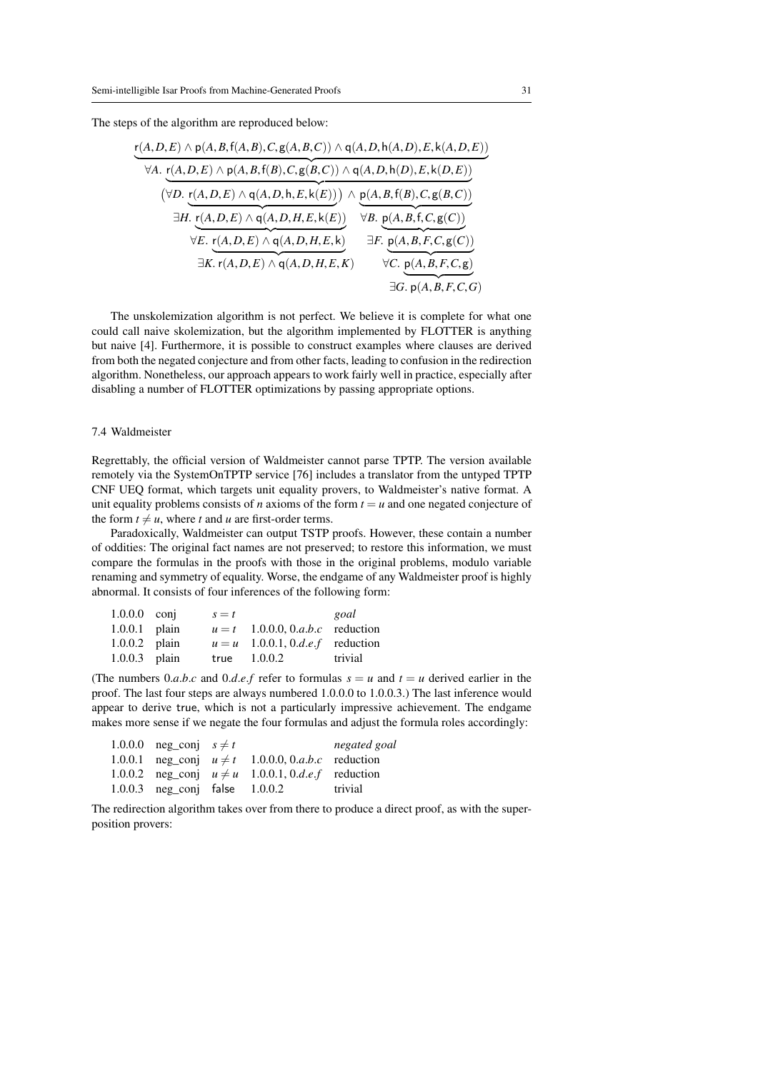The steps of the algorithm are reproduced below:

$$\underbrace{\mathsf{r}(A,D,E) \wedge \mathsf{p}(A,B,\mathsf{f}(A,B),C,\mathsf{g}(A,B,C)) \wedge \mathsf{q}(A,D,\mathsf{h}(A,D),E,\mathsf{k}(A,D,E))}$$

$$\forall A.\ \underbrace{\mathsf{r}(A,D,E) \wedge \mathsf{p}(A,B,\mathsf{f}(B),C,\mathsf{g}(B,C)) \wedge \mathsf{q}(A,D,\mathsf{h}(D),E,\mathsf{k}(D,E))}$$

$$\big(\forall D.\ \underbrace{\mathsf{r}(A,D,E) \wedge \mathsf{q}(A,D,\mathsf{h},E,\mathsf{k}(E))}\big) \wedge \underbrace{\mathsf{p}(A,B,\mathsf{f}(B),C,\mathsf{g}(B,C))}$$

$$\exists H.\ \underbrace{\mathsf{r}(A,D,E) \wedge \mathsf{q}(A,D,H,E,\mathsf{k}(E))} \qquad \forall B.\ \underbrace{\mathsf{p}(A,B,\mathsf{f},C,\mathsf{g}(C))}$$

$$\forall E.\ \underbrace{\mathsf{r}(A,D,E) \wedge \mathsf{q}(A,D,H,E,\mathsf{k})} \qquad \exists F.\ \underbrace{\mathsf{p}(A,B,F,C,\mathsf{g}(C))}$$

$$\exists K.\ \mathsf{r}(A,D,E) \wedge \mathsf{q}(A,D,H,E,K) \qquad \forall C.\ \underbrace{\mathsf{p}(A,B,F,C,\mathsf{g})}$$

$$\exists G.\ \mathsf{p}(A,B,F,C,G)$$

The unskolemization algorithm is not perfect. We believe it is complete for what one could call naive skolemization, but the algorithm implemented by FLOTTER is anything but naive [4]. Furthermore, it is possible to construct examples where clauses are derived from both the negated conjecture and from other facts, leading to confusion in the redirection algorithm. Nonetheless, our approach appears to work fairly well in practice, especially after disabling a number of FLOTTER optimizations by passing appropriate options.

### 7.4 Waldmeister

Regrettably, the official version of Waldmeister cannot parse TPTP. The version available remotely via the SystemOnTPTP service [76] includes a translator from the untyped TPTP CNF UEQ format, which targets unit equality provers, to Waldmeister's native format. A unit equality problems consists of $n$ axioms of the form $t = u$ and one negated conjecture of the form $t \neq u$, where $t$ and $u$ are first-order terms.

Paradoxically, Waldmeister can output TSTP proofs. However, these contain a number of oddities: The original fact names are not preserved; to restore this information, we must compare the formulas in the proofs with those in the original problems, modulo variable renaming and symmetry of equality. Worse, the endgame of any Waldmeister proof is highly abnormal. It consists of four inferences of the following form:

| | | | | |
|---|---|---|---|---|
| 1.0.0.0 | conj | $s = t$ | | *goal* |
| 1.0.0.1 | plain | $u = t$ | 1.0.0.0, 0.$a.b.c$ | reduction |
| 1.0.0.2 | plain | $u = u$ | 1.0.0.1, 0.$d.e.f$ | reduction |
| 1.0.0.3 | plain | true | 1.0.0.2 | trivial |

(The numbers 0.$a.b.c$ and 0.$d.e.f$ refer to formulas $s = u$ and $t = u$ derived earlier in the proof. The last four steps are always numbered 1.0.0.0 to 1.0.0.3.) The last inference would appear to derive true, which is not a particularly impressive achievement. The endgame makes more sense if we negate the four formulas and adjust the formula roles accordingly:

| | | | | |
|---|---|---|---|---|
| 1.0.0.0 | neg_conj | $s \neq t$ | | *negated goal* |
| 1.0.0.1 | neg_conj | $u \neq t$ | 1.0.0.0, 0.$a.b.c$ | reduction |
| 1.0.0.2 | neg_conj | $u \neq u$ | 1.0.0.1, 0.$d.e.f$ | reduction |
| 1.0.0.3 | neg_conj | false | 1.0.0.2 | trivial |

The redirection algorithm takes over from there to produce a direct proof, as with the superposition provers: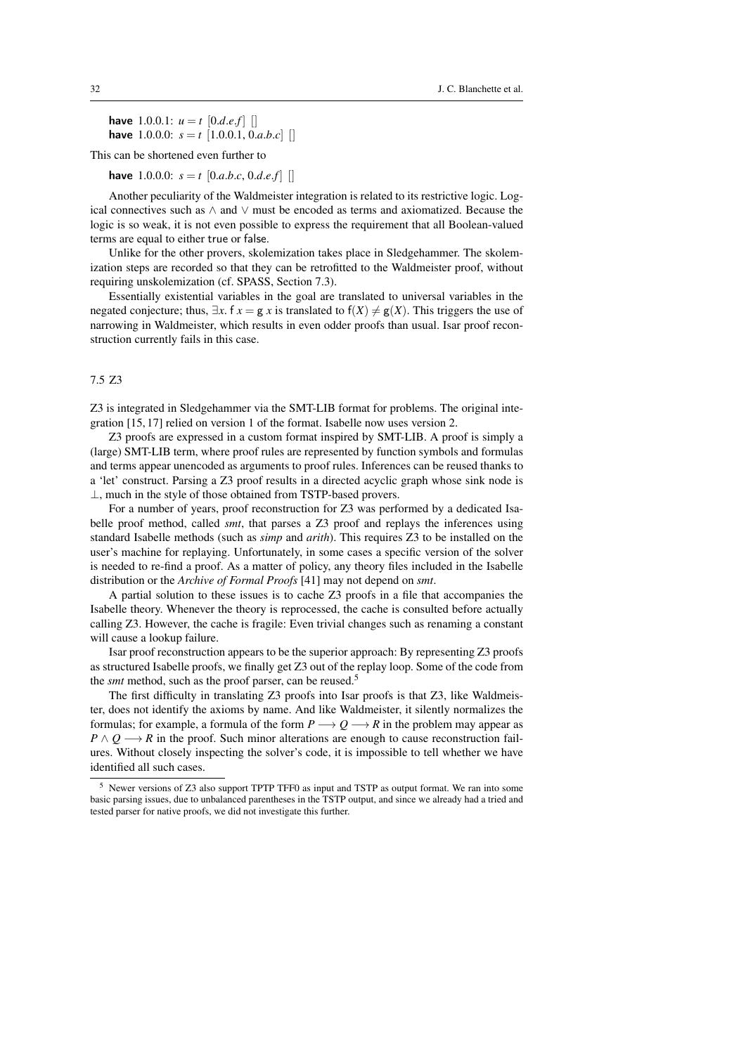**have** 1.0.0.1: $u = t$ [0.$d$.$e$.$f$] []
**have** 1.0.0.0: $s = t$ [1.0.0.1, 0.$a$.$b$.$c$] []

This can be shortened even further to

**have** 1.0.0.0: $s = t$ [0.$a$.$b$.$c$, 0.$d$.$e$.$f$] []

Another peculiarity of the Waldmeister integration is related to its restrictive logic. Logical connectives such as $\wedge$ and $\vee$ must be encoded as terms and axiomatized. Because the logic is so weak, it is not even possible to express the requirement that all Boolean-valued terms are equal to either true or false.

Unlike for the other provers, skolemization takes place in Sledgehammer. The skolemization steps are recorded so that they can be retrofitted to the Waldmeister proof, without requiring unskolemization (cf. SPASS, Section 7.3).

Essentially existential variables in the goal are translated to universal variables in the negated conjecture; thus, $\exists x.\ \mathsf{f}\ x = \mathsf{g}\ x$ is translated to $\mathsf{f}(X) \neq \mathsf{g}(X)$. This triggers the use of narrowing in Waldmeister, which results in even odder proofs than usual. Isar proof reconstruction currently fails in this case.

### 7.5 Z3

Z3 is integrated in Sledgehammer via the SMT-LIB format for problems. The original integration [15, 17] relied on version 1 of the format. Isabelle now uses version 2.

Z3 proofs are expressed in a custom format inspired by SMT-LIB. A proof is simply a (large) SMT-LIB term, where proof rules are represented by function symbols and formulas and terms appear unencoded as arguments to proof rules. Inferences can be reused thanks to a 'let' construct. Parsing a Z3 proof results in a directed acyclic graph whose sink node is $\bot$, much in the style of those obtained from TSTP-based provers.

For a number of years, proof reconstruction for Z3 was performed by a dedicated Isabelle proof method, called *smt*, that parses a Z3 proof and replays the inferences using standard Isabelle methods (such as *simp* and *arith*). This requires Z3 to be installed on the user's machine for replaying. Unfortunately, in some cases a specific version of the solver is needed to re-find a proof. As a matter of policy, any theory files included in the Isabelle distribution or the *Archive of Formal Proofs* [41] may not depend on *smt*.

A partial solution to these issues is to cache Z3 proofs in a file that accompanies the Isabelle theory. Whenever the theory is reprocessed, the cache is consulted before actually calling Z3. However, the cache is fragile: Even trivial changes such as renaming a constant will cause a lookup failure.

Isar proof reconstruction appears to be the superior approach: By representing Z3 proofs as structured Isabelle proofs, we finally get Z3 out of the replay loop. Some of the code from the *smt* method, such as the proof parser, can be reused.[5]

The first difficulty in translating Z3 proofs into Isar proofs is that Z3, like Waldmeister, does not identify the axioms by name. And like Waldmeister, it silently normalizes the formulas; for example, a formula of the form $P \longrightarrow Q \longrightarrow R$ in the problem may appear as $P \wedge Q \longrightarrow R$ in the proof. Such minor alterations are enough to cause reconstruction failures. Without closely inspecting the solver's code, it is impossible to tell whether we have identified all such cases.

[5] Newer versions of Z3 also support TPTP TFF0 as input and TSTP as output format. We ran into some basic parsing issues, due to unbalanced parentheses in the TSTP output, and since we already had a tried and tested parser for native proofs, we did not investigate this further.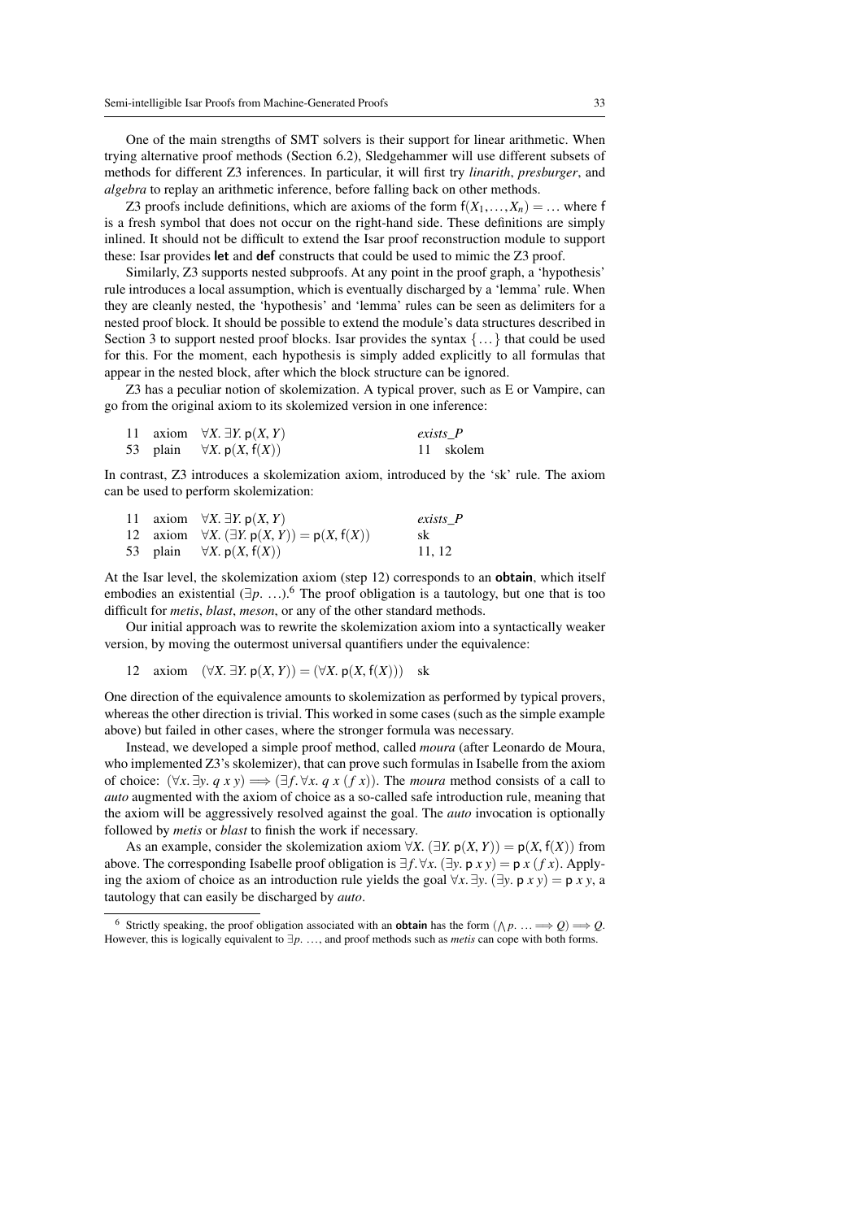One of the main strengths of SMT solvers is their support for linear arithmetic. When trying alternative proof methods (Section 6.2), Sledgehammer will use different subsets of methods for different Z3 inferences. In particular, it will first try *linarith*, *presburger*, and *algebra* to replay an arithmetic inference, before falling back on other methods.

Z3 proofs include definitions, which are axioms of the form $\mathsf{f}(X_1, \ldots, X_n) = \ldots$ where $\mathsf{f}$ is a fresh symbol that does not occur on the right-hand side. These definitions are simply inlined. It should not be difficult to extend the Isar proof reconstruction module to support these: Isar provides **let** and **def** constructs that could be used to mimic the Z3 proof.

Similarly, Z3 supports nested subproofs. At any point in the proof graph, a 'hypothesis' rule introduces a local assumption, which is eventually discharged by a 'lemma' rule. When they are cleanly nested, the 'hypothesis' and 'lemma' rules can be seen as delimiters for a nested proof block. It should be possible to extend the module's data structures described in Section 3 to support nested proof blocks. Isar provides the syntax $\{\ldots\}$ that could be used for this. For the moment, each hypothesis is simply added explicitly to all formulas that appear in the nested block, after which the block structure can be ignored.

Z3 has a peculiar notion of skolemization. A typical prover, such as E or Vampire, can go from the original axiom to its skolemized version in one inference:

| | | | |
|---|---|---|---|
| 11 | axiom | $\forall X.\ \exists Y.\ \mathsf{p}(X, Y)$ | *exists_P* |
| 53 | plain | $\forall X.\ \mathsf{p}(X, \mathsf{f}(X))$ | 11 skolem |

In contrast, Z3 introduces a skolemization axiom, introduced by the 'sk' rule. The axiom can be used to perform skolemization:

| | | | |
|---|---|---|---|
| 11 | axiom | $\forall X.\ \exists Y.\ \mathsf{p}(X, Y)$ | *exists_P* |
| 12 | axiom | $\forall X.\ (\exists Y.\ \mathsf{p}(X, Y)) = \mathsf{p}(X, \mathsf{f}(X))$ | sk |
| 53 | plain | $\forall X.\ \mathsf{p}(X, \mathsf{f}(X))$ | 11, 12 |

At the Isar level, the skolemization axiom (step 12) corresponds to an **obtain**, which itself embodies an existential ($\exists p.\ \ldots$).[6] The proof obligation is a tautology, but one that is too difficult for *metis*, *blast*, *meson*, or any of the other standard methods.

Our initial approach was to rewrite the skolemization axiom into a syntactically weaker version, by moving the outermost universal quantifiers under the equivalence:

| | | | |
|---|---|---|---|
| 12 | axiom | $(\forall X.\ \exists Y.\ \mathsf{p}(X, Y)) = (\forall X.\ \mathsf{p}(X, \mathsf{f}(X)))$ | sk |

One direction of the equivalence amounts to skolemization as performed by typical provers, whereas the other direction is trivial. This worked in some cases (such as the simple example above) but failed in other cases, where the stronger formula was necessary.

Instead, we developed a simple proof method, called *moura* (after Leonardo de Moura, who implemented Z3's skolemizer), that can prove such formulas in Isabelle from the axiom of choice: $(\forall x.\ \exists y.\ q\ x\ y) \Longrightarrow (\exists f.\ \forall x.\ q\ x\ (f\ x))$. The *moura* method consists of a call to *auto* augmented with the axiom of choice as a so-called safe introduction rule, meaning that the axiom will be aggressively resolved against the goal. The *auto* invocation is optionally followed by *metis* or *blast* to finish the work if necessary.

As an example, consider the skolemization axiom $\forall X.\ (\exists Y.\ \mathsf{p}(X, Y)) = \mathsf{p}(X, \mathsf{f}(X))$ from above. The corresponding Isabelle proof obligation is $\exists f.\ \forall x.\ (\exists y.\ \mathsf{p}\ x\ y) = \mathsf{p}\ x\ (f\ x)$. Applying the axiom of choice as an introduction rule yields the goal $\forall x.\ \exists y.\ (\exists y.\ \mathsf{p}\ x\ y) = \mathsf{p}\ x\ y$, a tautology that can easily be discharged by *auto*.

---

[6] Strictly speaking, the proof obligation associated with an **obtain** has the form $(\bigwedge p.\ \ldots \Longrightarrow Q) \Longrightarrow Q$. However, this is logically equivalent to $\exists p.\ \ldots$, and proof methods such as *metis* can cope with both forms.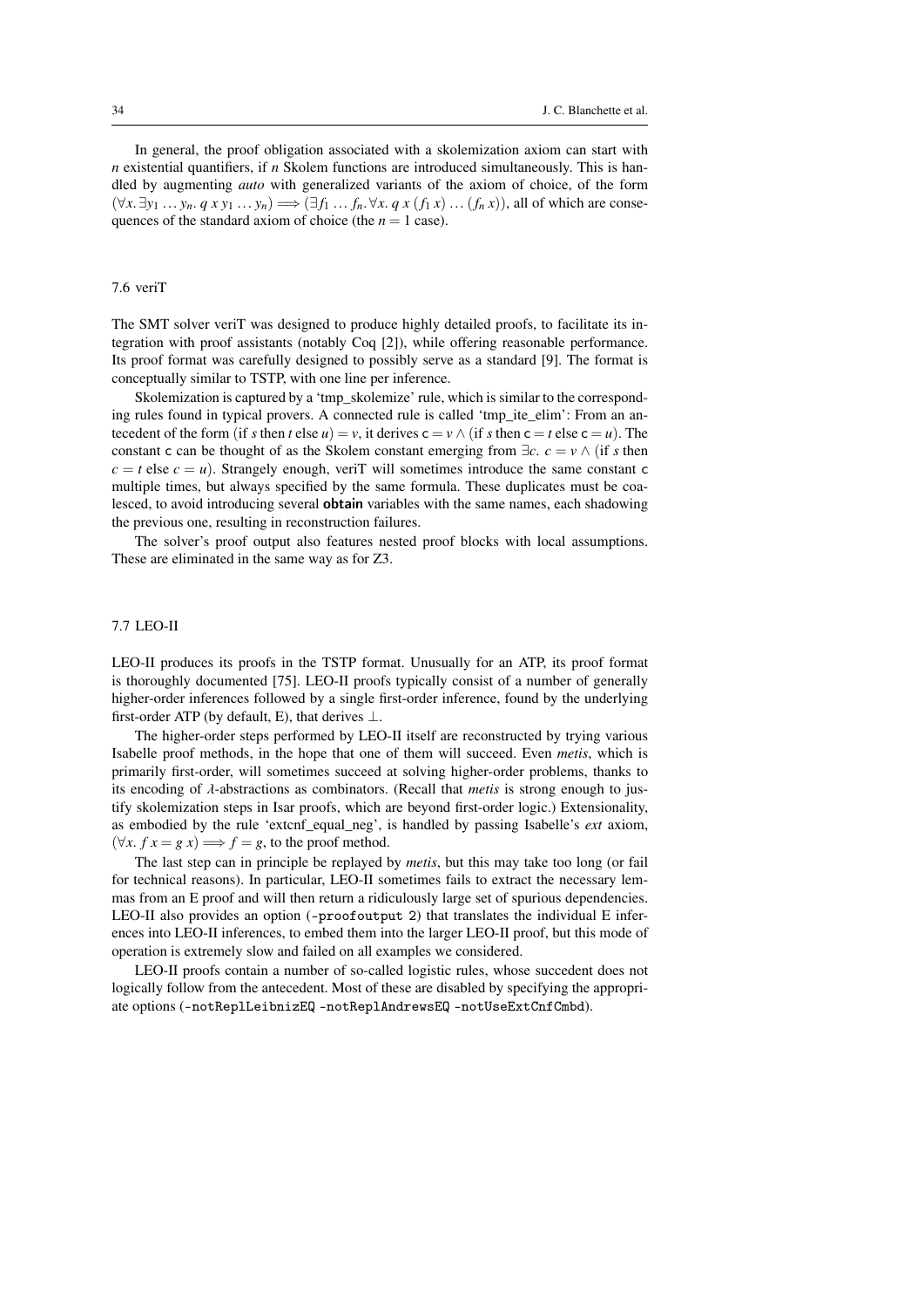In general, the proof obligation associated with a skolemization axiom can start with $n$ existential quantifiers, if $n$ Skolem functions are introduced simultaneously. This is handled by augmenting *auto* with generalized variants of the axiom of choice, of the form $(\forall x.\, \exists y_1 \ldots y_n.\; q\; x\; y_1 \ldots y_n) \Longrightarrow (\exists f_1 \ldots f_n.\, \forall x.\; q\; x\; (f_1\, x) \ldots (f_n\, x))$, all of which are consequences of the standard axiom of choice (the $n = 1$ case).

### 7.6 veriT

The SMT solver veriT was designed to produce highly detailed proofs, to facilitate its integration with proof assistants (notably Coq [2]), while offering reasonable performance. Its proof format was carefully designed to possibly serve as a standard [9]. The format is conceptually similar to TSTP, with one line per inference.

Skolemization is captured by a 'tmp_skolemize' rule, which is similar to the corresponding rules found in typical provers. A connected rule is called 'tmp_ite_elim': From an antecedent of the form (if $s$ then $t$ else $u$) $= v$, it derives $\mathsf{c} = v \wedge$ (if $s$ then $\mathsf{c} = t$ else $\mathsf{c} = u$). The constant $\mathsf{c}$ can be thought of as the Skolem constant emerging from $\exists c.\; c = v \wedge$ (if $s$ then $c = t$ else $c = u$). Strangely enough, veriT will sometimes introduce the same constant $\mathsf{c}$ multiple times, but always specified by the same formula. These duplicates must be coalesced, to avoid introducing several **obtain** variables with the same names, each shadowing the previous one, resulting in reconstruction failures.

The solver's proof output also features nested proof blocks with local assumptions. These are eliminated in the same way as for Z3.

### 7.7 LEO-II

LEO-II produces its proofs in the TSTP format. Unusually for an ATP, its proof format is thoroughly documented [75]. LEO-II proofs typically consist of a number of generally higher-order inferences followed by a single first-order inference, found by the underlying first-order ATP (by default, E), that derives $\bot$.

The higher-order steps performed by LEO-II itself are reconstructed by trying various Isabelle proof methods, in the hope that one of them will succeed. Even *metis*, which is primarily first-order, will sometimes succeed at solving higher-order problems, thanks to its encoding of $\lambda$-abstractions as combinators. (Recall that *metis* is strong enough to justify skolemization steps in Isar proofs, which are beyond first-order logic.) Extensionality, as embodied by the rule 'extcnf_equal_neg', is handled by passing Isabelle's *ext* axiom, $(\forall x.\; f\; x = g\; x) \Longrightarrow f = g$, to the proof method.

The last step can in principle be replayed by *metis*, but this may take too long (or fail for technical reasons). In particular, LEO-II sometimes fails to extract the necessary lemmas from an E proof and will then return a ridiculously large set of spurious dependencies. LEO-II also provides an option (`-proofoutput 2`) that translates the individual E inferences into LEO-II inferences, to embed them into the larger LEO-II proof, but this mode of operation is extremely slow and failed on all examples we considered.

LEO-II proofs contain a number of so-called logistic rules, whose succedent does not logically follow from the antecedent. Most of these are disabled by specifying the appropriate options (`-notReplLeibnizEQ -notReplAndrewsEQ -notUseExtCnfCmbd`).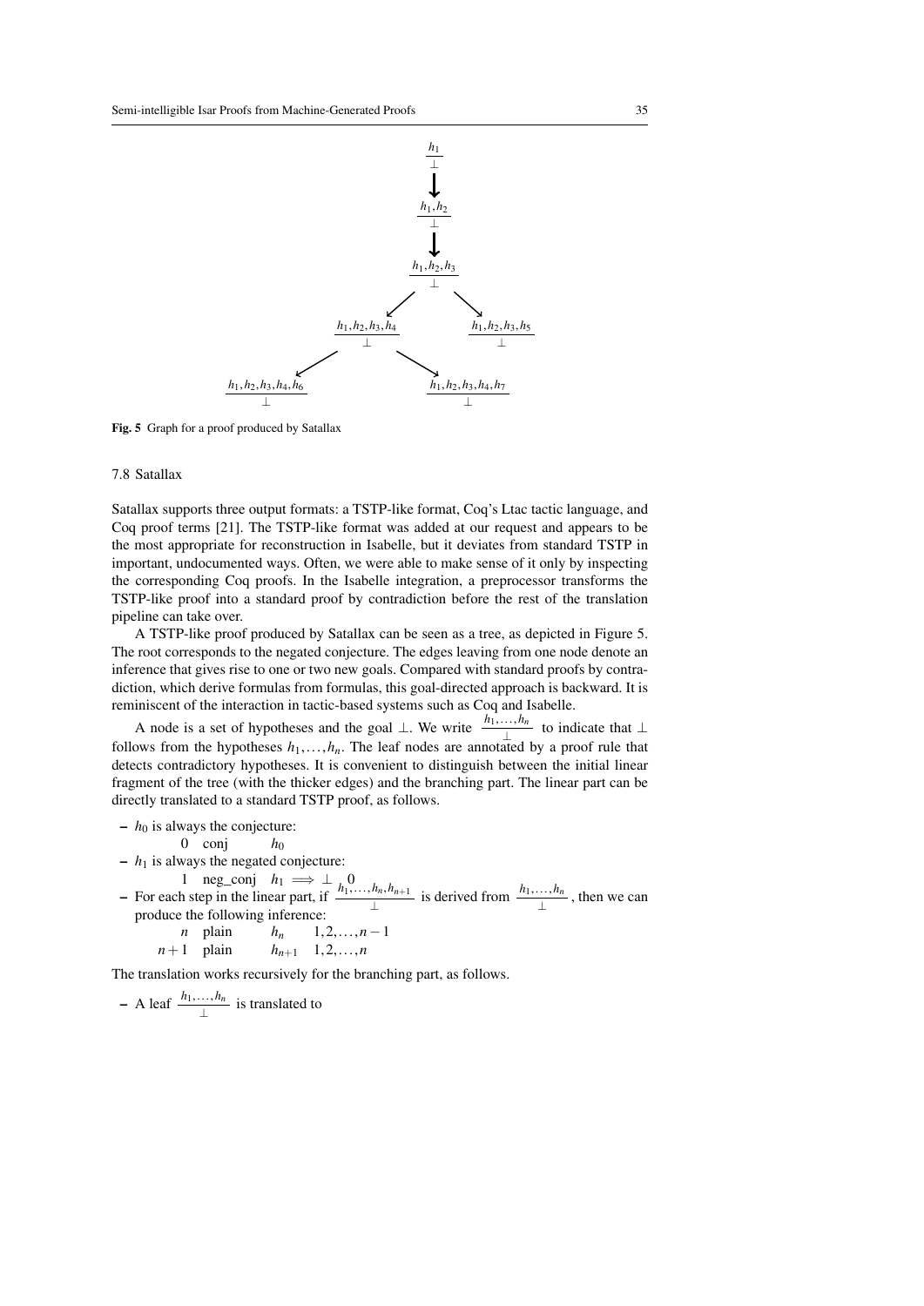**Fig. 5** Graph for a proof produced by Satallax

### 7.8 Satallax

Satallax supports three output formats: a TSTP-like format, Coq's Ltac tactic language, and Coq proof terms [21]. The TSTP-like format was added at our request and appears to be the most appropriate for reconstruction in Isabelle, but it deviates from standard TSTP in important, undocumented ways. Often, we were able to make sense of it only by inspecting the corresponding Coq proofs. In the Isabelle integration, a preprocessor transforms the TSTP-like proof into a standard proof by contradiction before the rest of the translation pipeline can take over.

A TSTP-like proof produced by Satallax can be seen as a tree, as depicted in Figure 5. The root corresponds to the negated conjecture. The edges leaving from one node denote an inference that gives rise to one or two new goals. Compared with standard proofs by contradiction, which derive formulas from formulas, this goal-directed approach is backward. It is reminiscent of the interaction in tactic-based systems such as Coq and Isabelle.

A node is a set of hypotheses and the goal $\bot$. We write $\frac{h_1,\ldots,h_n}{\bot}$ to indicate that $\bot$ follows from the hypotheses $h_1,\ldots,h_n$. The leaf nodes are annotated by a proof rule that detects contradictory hypotheses. It is convenient to distinguish between the initial linear fragment of the tree (with the thicker edges) and the branching part. The linear part can be directly translated to a standard TSTP proof, as follows.

- $h_0$ is always the conjecture:

  $0 \quad \text{conj} \quad h_0$

- $h_1$ is always the negated conjecture:

  $1 \quad \text{neg\_conj} \quad h_1 \implies \bot \quad 0$

- For each step in the linear part, if $\frac{h_1,\ldots,h_n,h_{n+1}}{\bot}$ is derived from $\frac{h_1,\ldots,h_n}{\bot}$, then we can produce the following inference:

  $n \quad \text{plain} \quad h_n \quad 1,2,\ldots,n-1$

  $n+1 \quad \text{plain} \quad h_{n+1} \quad 1,2,\ldots,n$

The translation works recursively for the branching part, as follows.

- A leaf $\frac{h_1,\ldots,h_n}{\bot}$ is translated to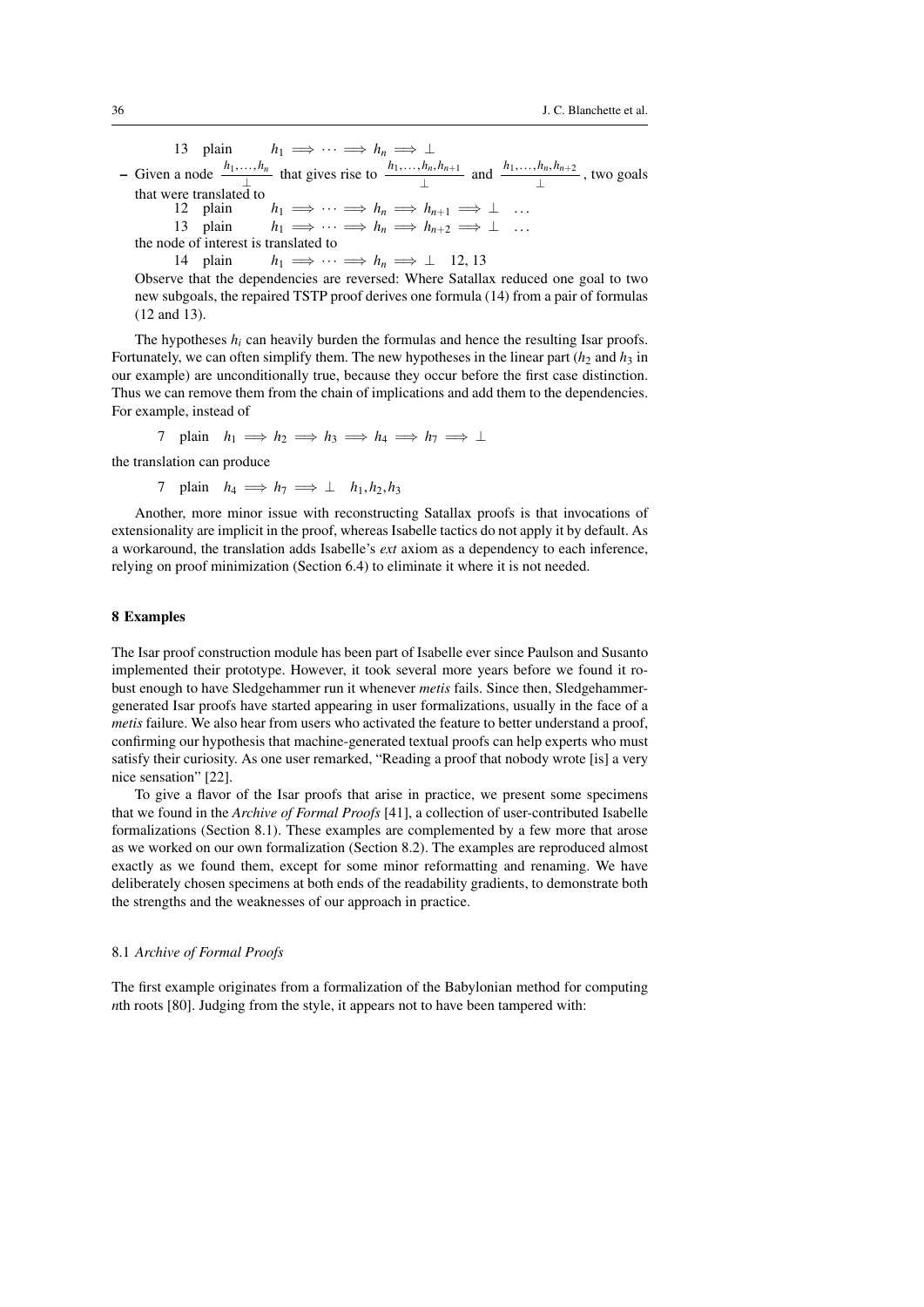13 plain $h_1 \implies \cdots \implies h_n \implies \bot$

- Given a node $\frac{h_1,\ldots,h_n}{\bot}$ that gives rise to $\frac{h_1,\ldots,h_n,h_{n+1}}{\bot}$ and $\frac{h_1,\ldots,h_n,h_{n+2}}{\bot}$, two goals that were translated to

  12 plain $h_1 \implies \cdots \implies h_n \implies h_{n+1} \implies \bot$ ...

  13 plain $h_1 \implies \cdots \implies h_n \implies h_{n+2} \implies \bot$ ...

  the node of interest is translated to

  14 plain $h_1 \implies \cdots \implies h_n \implies \bot$ 12, 13

  Observe that the dependencies are reversed: Where Satallax reduced one goal to two new subgoals, the repaired TSTP proof derives one formula (14) from a pair of formulas (12 and 13).

The hypotheses $h_i$ can heavily burden the formulas and hence the resulting Isar proofs. Fortunately, we can often simplify them. The new hypotheses in the linear part ($h_2$ and $h_3$ in our example) are unconditionally true, because they occur before the first case distinction. Thus we can remove them from the chain of implications and add them to the dependencies. For example, instead of

7 plain $h_1 \implies h_2 \implies h_3 \implies h_4 \implies h_7 \implies \bot$

the translation can produce

7 plain $h_4 \implies h_7 \implies \bot$ $h_1, h_2, h_3$

Another, more minor issue with reconstructing Satallax proofs is that invocations of extensionality are implicit in the proof, whereas Isabelle tactics do not apply it by default. As a workaround, the translation adds Isabelle's *ext* axiom as a dependency to each inference, relying on proof minimization (Section 6.4) to eliminate it where it is not needed.

## 8 Examples

The Isar proof construction module has been part of Isabelle ever since Paulson and Susanto implemented their prototype. However, it took several more years before we found it robust enough to have Sledgehammer run it whenever *metis* fails. Since then, Sledgehammer-generated Isar proofs have started appearing in user formalizations, usually in the face of a *metis* failure. We also hear from users who activated the feature to better understand a proof, confirming our hypothesis that machine-generated textual proofs can help experts who must satisfy their curiosity. As one user remarked, "Reading a proof that nobody wrote [is] a very nice sensation" [22].

To give a flavor of the Isar proofs that arise in practice, we present some specimens that we found in the *Archive of Formal Proofs* [41], a collection of user-contributed Isabelle formalizations (Section 8.1). These examples are complemented by a few more that arose as we worked on our own formalization (Section 8.2). The examples are reproduced almost exactly as we found them, except for some minor reformatting and renaming. We have deliberately chosen specimens at both ends of the readability gradients, to demonstrate both the strengths and the weaknesses of our approach in practice.

### 8.1 *Archive of Formal Proofs*

The first example originates from a formalization of the Babylonian method for computing $n$th roots [80]. Judging from the style, it appears not to have been tampered with: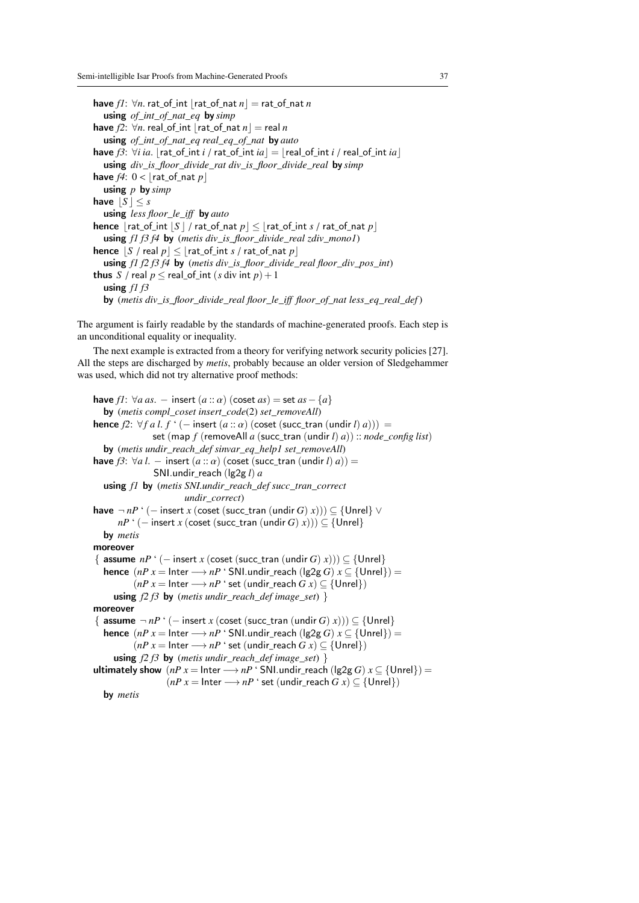```
have f1: ∀n. rat_of_int ⌊rat_of_nat n⌋ = rat_of_nat n
  using of_int_of_nat_eq by simp
have f2: ∀n. real_of_int ⌊rat_of_nat n⌋ = real n
  using of_int_of_nat_eq real_eq_of_nat by auto
have f3: ∀i ia. ⌊rat_of_int i / rat_of_int ia⌋ = ⌊real_of_int i / real_of_int ia⌋
  using div_is_floor_divide_rat div_is_floor_divide_real by simp
have f4: 0 < ⌊rat_of_nat p⌋
  using p by simp
have ⌊S⌋ ≤ s
  using less floor_le_iff by auto
hence ⌊rat_of_int ⌊S⌋ / rat_of_nat p⌋ ≤ ⌊rat_of_int s / rat_of_nat p⌋
  using f1 f3 f4 by (metis div_is_floor_divide_real zdiv_mono1)
hence ⌊S / real p⌋ ≤ ⌊rat_of_int s / rat_of_nat p⌋
  using f1 f2 f3 f4 by (metis div_is_floor_divide_real floor_div_pos_int)
thus S / real p ≤ real_of_int (s div int p) + 1
  using f1 f3
  by (metis div_is_floor_divide_real floor_le_iff floor_of_nat less_eq_real_def)
```

The argument is fairly readable by the standards of machine-generated proofs. Each step is an unconditional equality or inequality.

The next example is extracted from a theory for verifying network security policies [27]. All the steps are discharged by *metis*, probably because an older version of Sledgehammer was used, which did not try alternative proof methods:

```
have f1: ∀a as. − insert (a :: α) (coset as) = set as − {a}
  by (metis compl_coset insert_code(2) set_removeAll)
hence f2: ∀f a l. f ‘ (− insert (a :: α) (coset (succ_tran (undir l) a))) =
            set (map f (removeAll a (succ_tran (undir l) a)) :: node_config list)
  by (metis undir_reach_def sinvar_eq_help1 set_removeAll)
have f3: ∀a l. − insert (a :: α) (coset (succ_tran (undir l) a)) =
            SNI.undir_reach (lg2g l) a
  using f1 by (metis SNI.undir_reach_def succ_tran_correct
                     undir_correct)
have ¬ nP ‘ (− insert x (coset (succ_tran (undir G) x))) ⊆ {Unrel} ∨
     nP ‘ (− insert x (coset (succ_tran (undir G) x))) ⊆ {Unrel}
  by metis
moreover
{ assume nP ‘ (− insert x (coset (succ_tran (undir G) x))) ⊆ {Unrel}
  hence (nP x = Inter ⟶ nP ‘ SNI.undir_reach (lg2g G) x ⊆ {Unrel}) =
        (nP x = Inter ⟶ nP ‘ set (undir_reach G x) ⊆ {Unrel})
    using f2 f3 by (metis undir_reach_def image_set) }
moreover
{ assume ¬ nP ‘ (− insert x (coset (succ_tran (undir G) x))) ⊆ {Unrel}
  hence (nP x = Inter ⟶ nP ‘ SNI.undir_reach (lg2g G) x ⊆ {Unrel}) =
        (nP x = Inter ⟶ nP ‘ set (undir_reach G x) ⊆ {Unrel})
    using f2 f3 by (metis undir_reach_def image_set) }
ultimately show (nP x = Inter ⟶ nP ‘ SNI.undir_reach (lg2g G) x ⊆ {Unrel}) =
                (nP x = Inter ⟶ nP ‘ set (undir_reach G x) ⊆ {Unrel})
  by metis
```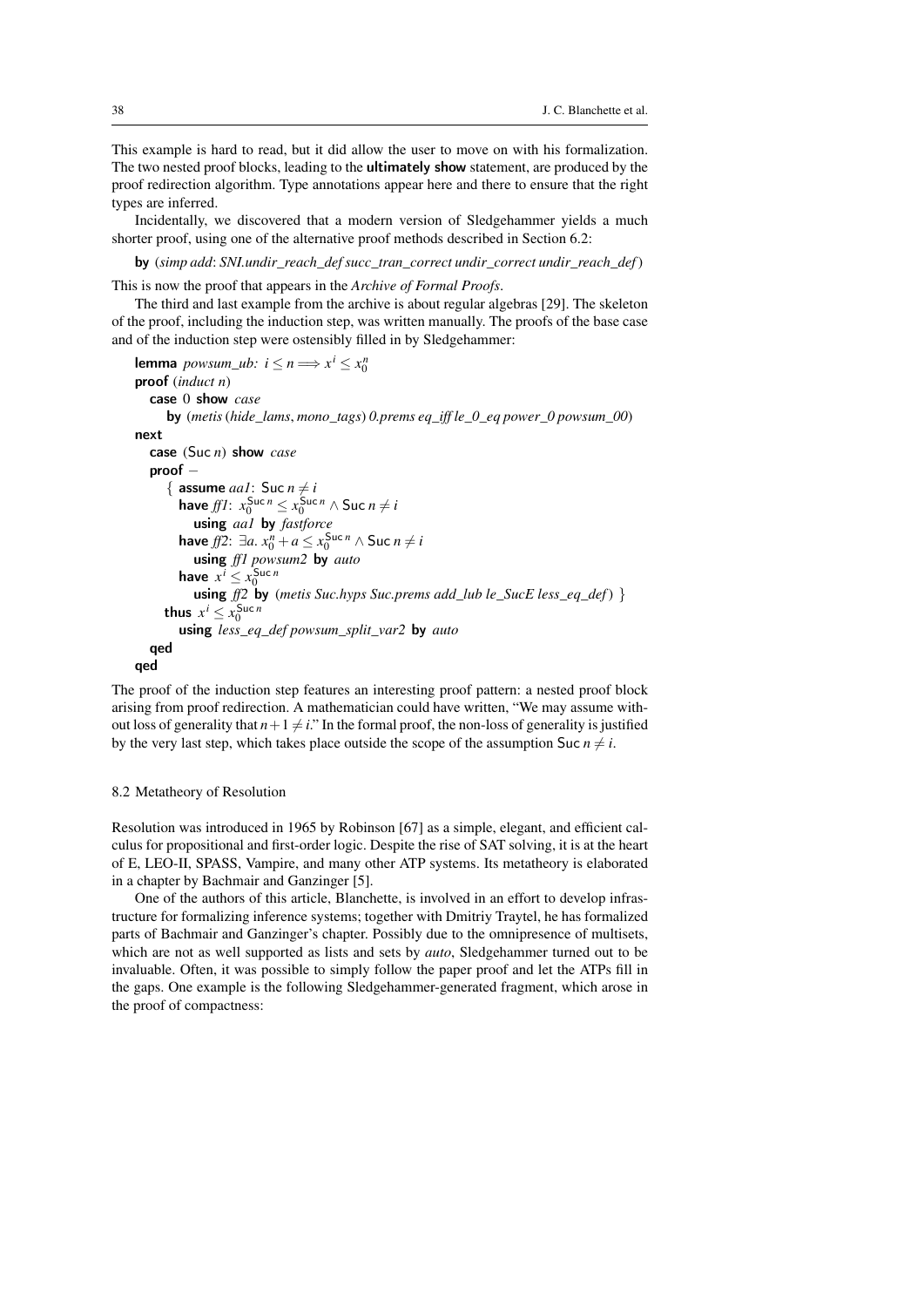This example is hard to read, but it did allow the user to move on with his formalization. The two nested proof blocks, leading to the **ultimately show** statement, are produced by the proof redirection algorithm. Type annotations appear here and there to ensure that the right types are inferred.

Incidentally, we discovered that a modern version of Sledgehammer yields a much shorter proof, using one of the alternative proof methods described in Section 6.2:

```
by (simp add: SNI.undir_reach_def succ_tran_correct undir_correct undir_reach_def)
```

This is now the proof that appears in the *Archive of Formal Proofs*.

The third and last example from the archive is about regular algebras [29]. The skeleton of the proof, including the induction step, was written manually. The proofs of the base case and of the induction step were ostensibly filled in by Sledgehammer:

```
lemma powsum_ub: i ≤ n ⟹ x^i ≤ x_0^n
proof (induct n)
  case 0 show case
    by (metis (hide_lams, mono_tags) 0.prems eq_iff le_0_eq power_0 powsum_00)
next
  case (Suc n) show case
  proof −
    { assume aa1: Suc n ≠ i
      have ff1: x_0^(Suc n) ≤ x_0^(Suc n) ∧ Suc n ≠ i
        using aa1 by fastforce
      have ff2: ∃a. x_0^n + a ≤ x_0^(Suc n) ∧ Suc n ≠ i
        using ff1 powsum2 by auto
      have x^i ≤ x_0^(Suc n)
        using ff2 by (metis Suc.hyps Suc.prems add_lub le_SucE less_eq_def) }
    thus x^i ≤ x_0^(Suc n)
      using less_eq_def powsum_split_var2 by auto
  qed
qed
```

The proof of the induction step features an interesting proof pattern: a nested proof block arising from proof redirection. A mathematician could have written, "We may assume without loss of generality that $n+1 \neq i$." In the formal proof, the non-loss of generality is justified by the very last step, which takes place outside the scope of the assumption $\mathsf{Suc}\ n \neq i$.

### 8.2 Metatheory of Resolution

Resolution was introduced in 1965 by Robinson [67] as a simple, elegant, and efficient calculus for propositional and first-order logic. Despite the rise of SAT solving, it is at the heart of E, LEO-II, SPASS, Vampire, and many other ATP systems. Its metatheory is elaborated in a chapter by Bachmair and Ganzinger [5].

One of the authors of this article, Blanchette, is involved in an effort to develop infrastructure for formalizing inference systems; together with Dmitriy Traytel, he has formalized parts of Bachmair and Ganzinger's chapter. Possibly due to the omnipresence of multisets, which are not as well supported as lists and sets by *auto*, Sledgehammer turned out to be invaluable. Often, it was possible to simply follow the paper proof and let the ATPs fill in the gaps. One example is the following Sledgehammer-generated fragment, which arose in the proof of compactness: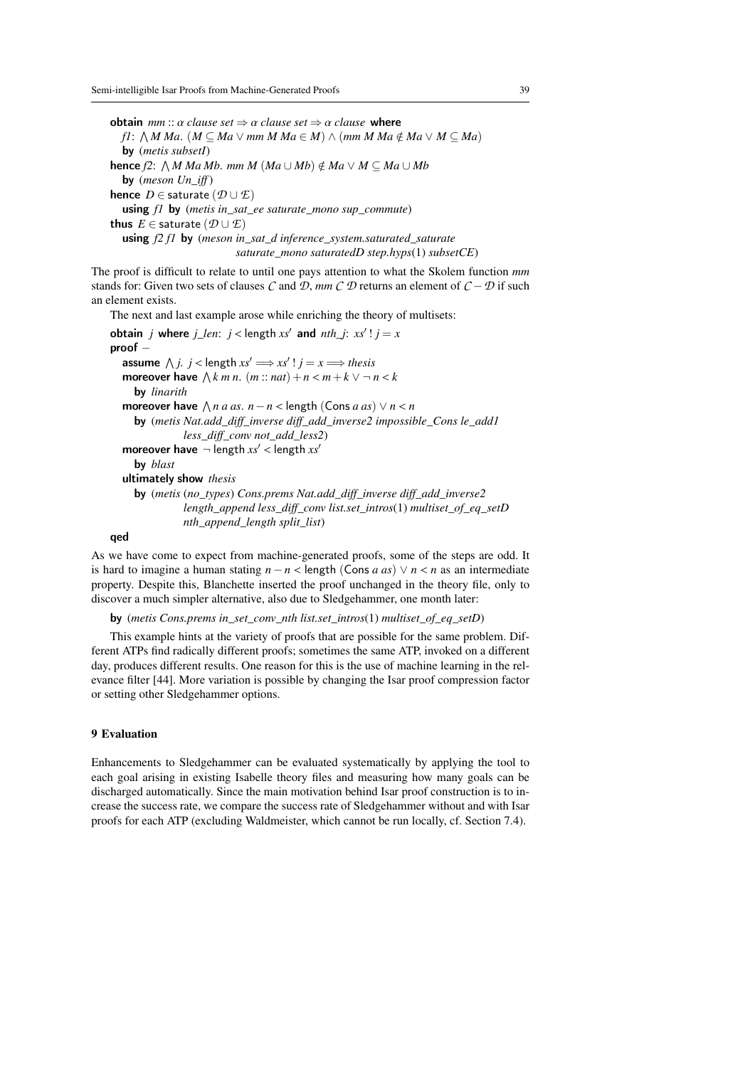```
obtain mm :: α clause set ⇒ α clause set ⇒ α clause where
  f1: ⋀M Ma. (M ⊆ Ma ∨ mm M Ma ∈ M) ∧ (mm M Ma ∉ Ma ∨ M ⊆ Ma)
  by (metis subsetI)
hence f2: ⋀M Ma Mb. mm M (Ma ∪ Mb) ∉ Ma ∨ M ⊆ Ma ∪ Mb
  by (meson Un_iff)
hence D ∈ saturate (𝒟 ∪ ℰ)
  using f1 by (metis in_sat_ee saturate_mono sup_commute)
thus E ∈ saturate (𝒟 ∪ ℰ)
  using f2 f1 by (meson in_sat_d inference_system.saturated_saturate
                        saturate_mono saturatedD step.hyps(1) subsetCE)
```

The proof is difficult to relate to until one pays attention to what the Skolem function *mm* stands for: Given two sets of clauses $\mathcal{C}$ and $\mathcal{D}$, *mm* $\mathcal{C}$ $\mathcal{D}$ returns an element of $\mathcal{C} - \mathcal{D}$ if such an element exists.

The next and last example arose while enriching the theory of multisets:

```
obtain j where j_len: j < length xs' and nth_j: xs' ! j = x
proof –
  assume ⋀j. j < length xs' ⟹ xs' ! j = x ⟹ thesis
  moreover have ⋀k m n. (m :: nat) + n < m + k ∨ ¬ n < k
    by linarith
  moreover have ⋀n a as. n – n < length (Cons a as) ∨ n < n
    by (metis Nat.add_diff_inverse diff_add_inverse2 impossible_Cons le_add1
              less_diff_conv not_add_less2)
  moreover have ¬ length xs' < length xs'
    by blast
  ultimately show thesis
    by (metis (no_types) Cons.prems Nat.add_diff_inverse diff_add_inverse2
              length_append less_diff_conv list.set_intros(1) multiset_of_eq_setD
              nth_append_length split_list)
qed
```

As we have come to expect from machine-generated proofs, some of the steps are odd. It is hard to imagine a human stating $n - n <$ length (Cons $a$ $as$) $\vee$ $n < n$ as an intermediate property. Despite this, Blanchette inserted the proof unchanged in the theory file, only to discover a much simpler alternative, also due to Sledgehammer, one month later:

```
by (metis Cons.prems in_set_conv_nth list.set_intros(1) multiset_of_eq_setD)
```

This example hints at the variety of proofs that are possible for the same problem. Different ATPs find radically different proofs; sometimes the same ATP, invoked on a different day, produces different results. One reason for this is the use of machine learning in the relevance filter [44]. More variation is possible by changing the Isar proof compression factor or setting other Sledgehammer options.

## 9 Evaluation

Enhancements to Sledgehammer can be evaluated systematically by applying the tool to each goal arising in existing Isabelle theory files and measuring how many goals can be discharged automatically. Since the main motivation behind Isar proof construction is to increase the success rate, we compare the success rate of Sledgehammer without and with Isar proofs for each ATP (excluding Waldmeister, which cannot be run locally, cf. Section 7.4).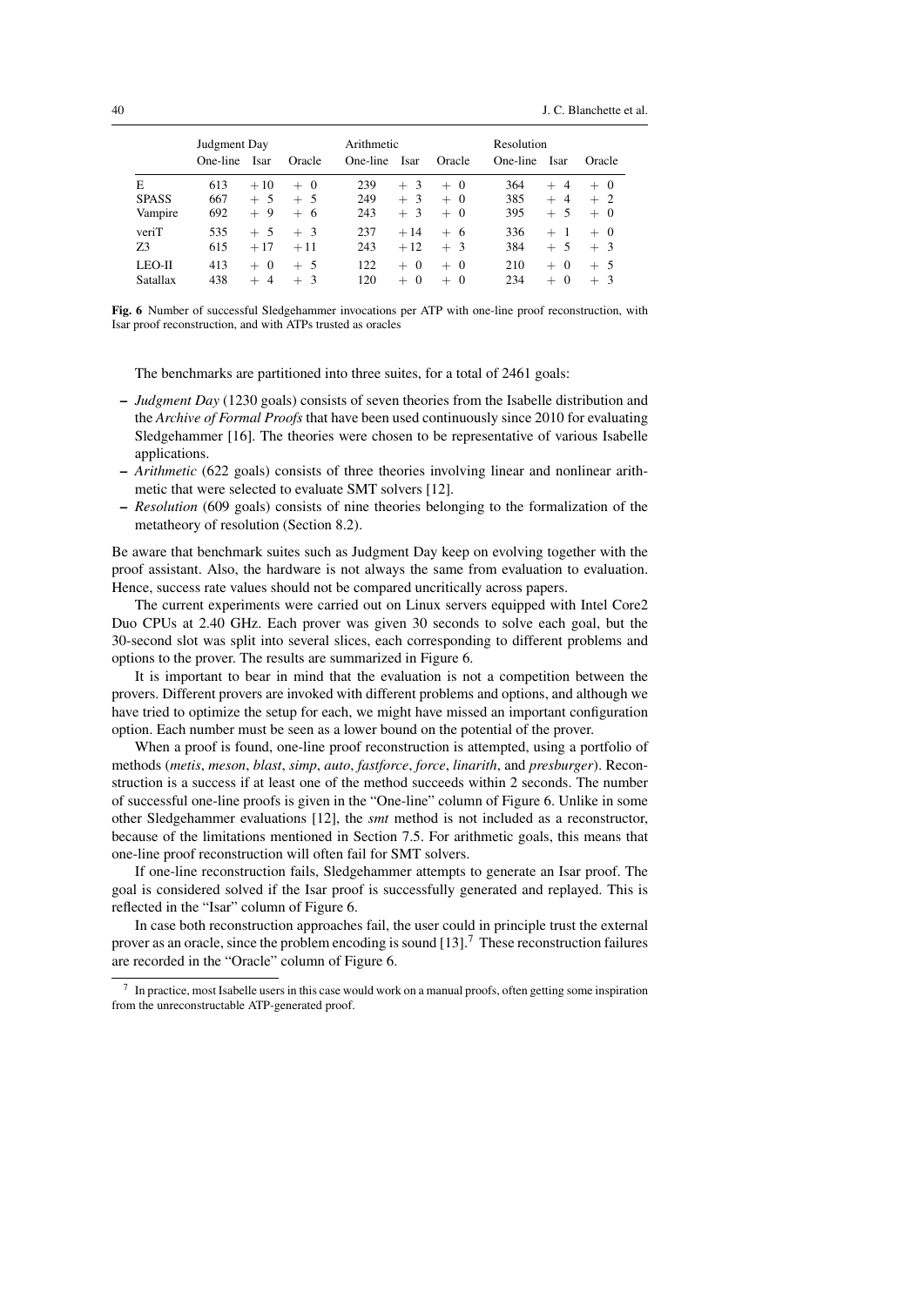| | Judgment Day | | | Arithmetic | | | Resolution | | |
|---|---|---|---|---|---|---|---|---|---|
| | One-line | Isar | Oracle | One-line | Isar | Oracle | One-line | Isar | Oracle |
| E | 613 | +10 | + 0 | 239 | + 3 | + 0 | 364 | + 4 | + 0 |
| SPASS | 667 | + 5 | + 5 | 249 | + 3 | + 0 | 385 | + 4 | + 2 |
| Vampire | 692 | + 9 | + 6 | 243 | + 3 | + 0 | 395 | + 5 | + 0 |
| veriT | 535 | + 5 | + 3 | 237 | +14 | + 6 | 336 | + 1 | + 0 |
| Z3 | 615 | +17 | +11 | 243 | +12 | + 3 | 384 | + 5 | + 3 |
| LEO-II | 413 | + 0 | + 5 | 122 | + 0 | + 0 | 210 | + 0 | + 5 |
| Satallax | 438 | + 4 | + 3 | 120 | + 0 | + 0 | 234 | + 0 | + 3 |

**Fig. 6** Number of successful Sledgehammer invocations per ATP with one-line proof reconstruction, with Isar proof reconstruction, and with ATPs trusted as oracles

The benchmarks are partitioned into three suites, for a total of 2461 goals:

- *Judgment Day* (1230 goals) consists of seven theories from the Isabelle distribution and the *Archive of Formal Proofs* that have been used continuously since 2010 for evaluating Sledgehammer [16]. The theories were chosen to be representative of various Isabelle applications.
- *Arithmetic* (622 goals) consists of three theories involving linear and nonlinear arithmetic that were selected to evaluate SMT solvers [12].
- *Resolution* (609 goals) consists of nine theories belonging to the formalization of the metatheory of resolution (Section 8.2).

Be aware that benchmark suites such as Judgment Day keep on evolving together with the proof assistant. Also, the hardware is not always the same from evaluation to evaluation. Hence, success rate values should not be compared uncritically across papers.

The current experiments were carried out on Linux servers equipped with Intel Core2 Duo CPUs at 2.40 GHz. Each prover was given 30 seconds to solve each goal, but the 30-second slot was split into several slices, each corresponding to different problems and options to the prover. The results are summarized in Figure 6.

It is important to bear in mind that the evaluation is not a competition between the provers. Different provers are invoked with different problems and options, and although we have tried to optimize the setup for each, we might have missed an important configuration option. Each number must be seen as a lower bound on the potential of the prover.

When a proof is found, one-line proof reconstruction is attempted, using a portfolio of methods (*metis*, *meson*, *blast*, *simp*, *auto*, *fastforce*, *force*, *linarith*, and *presburger*). Reconstruction is a success if at least one of the method succeeds within 2 seconds. The number of successful one-line proofs is given in the "One-line" column of Figure 6. Unlike in some other Sledgehammer evaluations [12], the *smt* method is not included as a reconstructor, because of the limitations mentioned in Section 7.5. For arithmetic goals, this means that one-line proof reconstruction will often fail for SMT solvers.

If one-line reconstruction fails, Sledgehammer attempts to generate an Isar proof. The goal is considered solved if the Isar proof is successfully generated and replayed. This is reflected in the "Isar" column of Figure 6.

In case both reconstruction approaches fail, the user could in principle trust the external prover as an oracle, since the problem encoding is sound [13].[7] These reconstruction failures are recorded in the "Oracle" column of Figure 6.

[7] In practice, most Isabelle users in this case would work on a manual proofs, often getting some inspiration from the unreconstructable ATP-generated proof.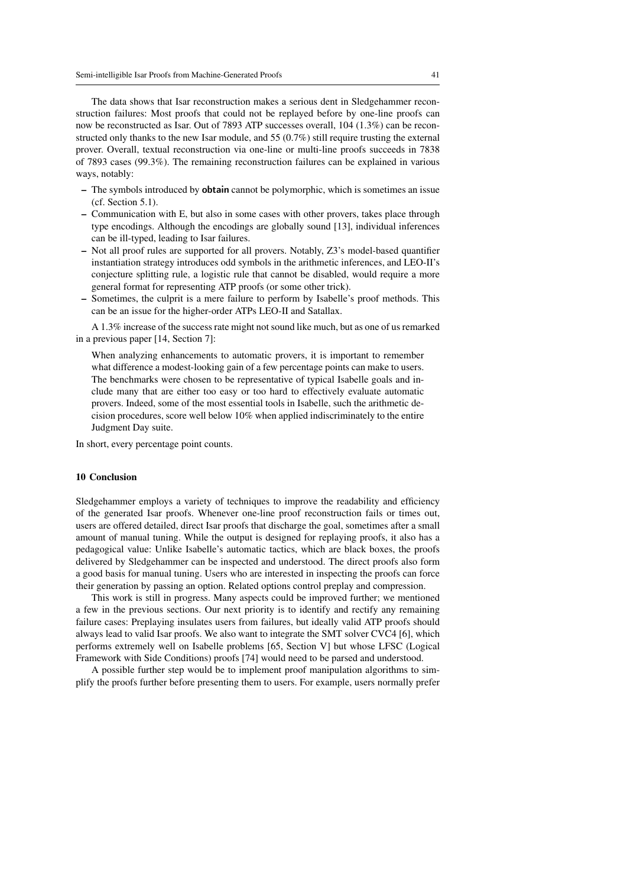The data shows that Isar reconstruction makes a serious dent in Sledgehammer reconstruction failures: Most proofs that could not be replayed before by one-line proofs can now be reconstructed as Isar. Out of 7893 ATP successes overall, 104 (1.3%) can be reconstructed only thanks to the new Isar module, and 55 (0.7%) still require trusting the external prover. Overall, textual reconstruction via one-line or multi-line proofs succeeds in 7838 of 7893 cases (99.3%). The remaining reconstruction failures can be explained in various ways, notably:

- The symbols introduced by **obtain** cannot be polymorphic, which is sometimes an issue (cf. Section 5.1).
- Communication with E, but also in some cases with other provers, takes place through type encodings. Although the encodings are globally sound [13], individual inferences can be ill-typed, leading to Isar failures.
- Not all proof rules are supported for all provers. Notably, Z3's model-based quantifier instantiation strategy introduces odd symbols in the arithmetic inferences, and LEO-II's conjecture splitting rule, a logistic rule that cannot be disabled, would require a more general format for representing ATP proofs (or some other trick).
- Sometimes, the culprit is a mere failure to perform by Isabelle's proof methods. This can be an issue for the higher-order ATPs LEO-II and Satallax.

A 1.3% increase of the success rate might not sound like much, but as one of us remarked in a previous paper [14, Section 7]:

> When analyzing enhancements to automatic provers, it is important to remember what difference a modest-looking gain of a few percentage points can make to users. The benchmarks were chosen to be representative of typical Isabelle goals and include many that are either too easy or too hard to effectively evaluate automatic provers. Indeed, some of the most essential tools in Isabelle, such the arithmetic decision procedures, score well below 10% when applied indiscriminately to the entire Judgment Day suite.

In short, every percentage point counts.

## 10 Conclusion

Sledgehammer employs a variety of techniques to improve the readability and efficiency of the generated Isar proofs. Whenever one-line proof reconstruction fails or times out, users are offered detailed, direct Isar proofs that discharge the goal, sometimes after a small amount of manual tuning. While the output is designed for replaying proofs, it also has a pedagogical value: Unlike Isabelle's automatic tactics, which are black boxes, the proofs delivered by Sledgehammer can be inspected and understood. The direct proofs also form a good basis for manual tuning. Users who are interested in inspecting the proofs can force their generation by passing an option. Related options control preplay and compression.

This work is still in progress. Many aspects could be improved further; we mentioned a few in the previous sections. Our next priority is to identify and rectify any remaining failure cases: Preplaying insulates users from failures, but ideally valid ATP proofs should always lead to valid Isar proofs. We also want to integrate the SMT solver CVC4 [6], which performs extremely well on Isabelle problems [65, Section V] but whose LFSC (Logical Framework with Side Conditions) proofs [74] would need to be parsed and understood.

A possible further step would be to implement proof manipulation algorithms to simplify the proofs further before presenting them to users. For example, users normally prefer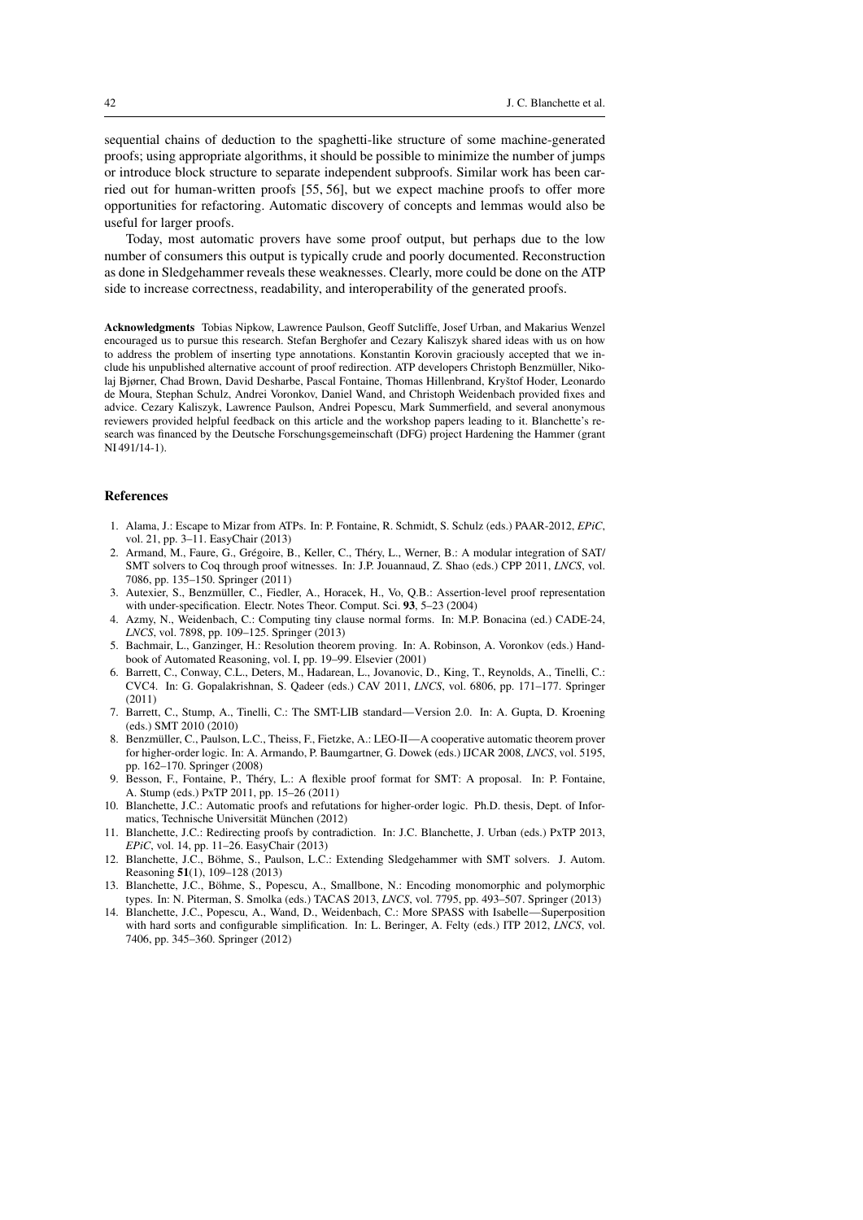sequential chains of deduction to the spaghetti-like structure of some machine-generated proofs; using appropriate algorithms, it should be possible to minimize the number of jumps or introduce block structure to separate independent subproofs. Similar work has been carried out for human-written proofs [55, 56], but we expect machine proofs to offer more opportunities for refactoring. Automatic discovery of concepts and lemmas would also be useful for larger proofs.

Today, most automatic provers have some proof output, but perhaps due to the low number of consumers this output is typically crude and poorly documented. Reconstruction as done in Sledgehammer reveals these weaknesses. Clearly, more could be done on the ATP side to increase correctness, readability, and interoperability of the generated proofs.

**Acknowledgments** Tobias Nipkow, Lawrence Paulson, Geoff Sutcliffe, Josef Urban, and Makarius Wenzel encouraged us to pursue this research. Stefan Berghofer and Cezary Kaliszyk shared ideas with us on how to address the problem of inserting type annotations. Konstantin Korovin graciously accepted that we include his unpublished alternative account of proof redirection. ATP developers Christoph Benzmüller, Nikolaj Bjørner, Chad Brown, David Desharbe, Pascal Fontaine, Thomas Hillenbrand, Kryštof Hoder, Leonardo de Moura, Stephan Schulz, Andrei Voronkov, Daniel Wand, and Christoph Weidenbach provided fixes and advice. Cezary Kaliszyk, Lawrence Paulson, Andrei Popescu, Mark Summerfield, and several anonymous reviewers provided helpful feedback on this article and the workshop papers leading to it. Blanchette's research was financed by the Deutsche Forschungsgemeinschaft (DFG) project Hardening the Hammer (grant NI 491/14-1).

## References

1. Alama, J.: Escape to Mizar from ATPs. In: P. Fontaine, R. Schmidt, S. Schulz (eds.) PAAR-2012, *EPiC*, vol. 21, pp. 3–11. EasyChair (2013)
2. Armand, M., Faure, G., Grégoire, B., Keller, C., Théry, L., Werner, B.: A modular integration of SAT/SMT solvers to Coq through proof witnesses. In: J.P. Jouannaud, Z. Shao (eds.) CPP 2011, *LNCS*, vol. 7086, pp. 135–150. Springer (2011)
3. Autexier, S., Benzmüller, C., Fiedler, A., Horacek, H., Vo, Q.B.: Assertion-level proof representation with under-specification. Electr. Notes Theor. Comput. Sci. **93**, 5–23 (2004)
4. Azmy, N., Weidenbach, C.: Computing tiny clause normal forms. In: M.P. Bonacina (ed.) CADE-24, *LNCS*, vol. 7898, pp. 109–125. Springer (2013)
5. Bachmair, L., Ganzinger, H.: Resolution theorem proving. In: A. Robinson, A. Voronkov (eds.) Handbook of Automated Reasoning, vol. I, pp. 19–99. Elsevier (2001)
6. Barrett, C., Conway, C.L., Deters, M., Hadarean, L., Jovanovic, D., King, T., Reynolds, A., Tinelli, C.: CVC4. In: G. Gopalakrishnan, S. Qadeer (eds.) CAV 2011, *LNCS*, vol. 6806, pp. 171–177. Springer (2011)
7. Barrett, C., Stump, A., Tinelli, C.: The SMT-LIB standard—Version 2.0. In: A. Gupta, D. Kroening (eds.) SMT 2010 (2010)
8. Benzmüller, C., Paulson, L.C., Theiss, F., Fietzke, A.: LEO-II—A cooperative automatic theorem prover for higher-order logic. In: A. Armando, P. Baumgartner, G. Dowek (eds.) IJCAR 2008, *LNCS*, vol. 5195, pp. 162–170. Springer (2008)
9. Besson, F., Fontaine, P., Théry, L.: A flexible proof format for SMT: A proposal. In: P. Fontaine, A. Stump (eds.) PxTP 2011, pp. 15–26 (2011)
10. Blanchette, J.C.: Automatic proofs and refutations for higher-order logic. Ph.D. thesis, Dept. of Informatics, Technische Universität München (2012)
11. Blanchette, J.C.: Redirecting proofs by contradiction. In: J.C. Blanchette, J. Urban (eds.) PxTP 2013, *EPiC*, vol. 14, pp. 11–26. EasyChair (2013)
12. Blanchette, J.C., Böhme, S., Paulson, L.C.: Extending Sledgehammer with SMT solvers. J. Autom. Reasoning **51**(1), 109–128 (2013)
13. Blanchette, J.C., Böhme, S., Popescu, A., Smallbone, N.: Encoding monomorphic and polymorphic types. In: N. Piterman, S. Smolka (eds.) TACAS 2013, *LNCS*, vol. 7795, pp. 493–507. Springer (2013)
14. Blanchette, J.C., Popescu, A., Wand, D., Weidenbach, C.: More SPASS with Isabelle—Superposition with hard sorts and configurable simplification. In: L. Beringer, A. Felty (eds.) ITP 2012, *LNCS*, vol. 7406, pp. 345–360. Springer (2012)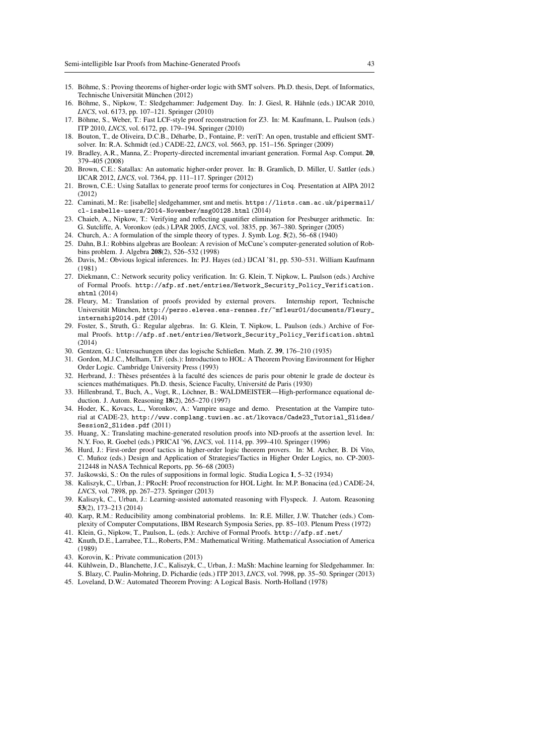15. Böhme, S.: Proving theorems of higher-order logic with SMT solvers. Ph.D. thesis, Dept. of Informatics, Technische Universität München (2012)
16. Böhme, S., Nipkow, T.: Sledgehammer: Judgement Day. In: J. Giesl, R. Hähnle (eds.) IJCAR 2010, *LNCS*, vol. 6173, pp. 107–121. Springer (2010)
17. Böhme, S., Weber, T.: Fast LCF-style proof reconstruction for Z3. In: M. Kaufmann, L. Paulson (eds.) ITP 2010, *LNCS*, vol. 6172, pp. 179–194. Springer (2010)
18. Bouton, T., de Oliveira, D.C.B., Déharbe, D., Fontaine, P.: veriT: An open, trustable and efficient SMT-solver. In: R.A. Schmidt (ed.) CADE-22, *LNCS*, vol. 5663, pp. 151–156. Springer (2009)
19. Bradley, A.R., Manna, Z.: Property-directed incremental invariant generation. Formal Asp. Comput. **20**, 379–405 (2008)
20. Brown, C.E.: Satallax: An automatic higher-order prover. In: B. Gramlich, D. Miller, U. Sattler (eds.) IJCAR 2012, *LNCS*, vol. 7364, pp. 111–117. Springer (2012)
21. Brown, C.E.: Using Satallax to generate proof terms for conjectures in Coq. Presentation at AIPA 2012 (2012)
22. Caminati, M.: Re: [isabelle] sledgehammer, smt and metis. `https://lists.cam.ac.uk/pipermail/cl-isabelle-users/2014-November/msg00128.html` (2014)
23. Chaieb, A., Nipkow, T.: Verifying and reflecting quantifier elimination for Presburger arithmetic. In: G. Sutcliffe, A. Voronkov (eds.) LPAR 2005, *LNCS*, vol. 3835, pp. 367–380. Springer (2005)
24. Church, A.: A formulation of the simple theory of types. J. Symb. Log. **5**(2), 56–68 (1940)
25. Dahn, B.I.: Robbins algebras are Boolean: A revision of McCune's computer-generated solution of Robbins problem. J. Algebra **208**(2), 526–532 (1998)
26. Davis, M.: Obvious logical inferences. In: P.J. Hayes (ed.) IJCAI '81, pp. 530–531. William Kaufmann (1981)
27. Diekmann, C.: Network security policy verification. In: G. Klein, T. Nipkow, L. Paulson (eds.) Archive of Formal Proofs. `http://afp.sf.net/entries/Network_Security_Policy_Verification.shtml` (2014)
28. Fleury, M.: Translation of proofs provided by external provers. Internship report, Technische Universität München, `http://perso.eleves.ens-rennes.fr/~mfleur01/documents/Fleury_internship2014.pdf` (2014)
29. Foster, S., Struth, G.: Regular algebras. In: G. Klein, T. Nipkow, L. Paulson (eds.) Archive of Formal Proofs. `http://afp.sf.net/entries/Network_Security_Policy_Verification.shtml` (2014)
30. Gentzen, G.: Untersuchungen über das logische Schließen. Math. Z. **39**, 176–210 (1935)
31. Gordon, M.J.C., Melham, T.F. (eds.): Introduction to HOL: A Theorem Proving Environment for Higher Order Logic. Cambridge University Press (1993)
32. Herbrand, J.: Thèses présentées à la faculté des sciences de paris pour obtenir le grade de docteur ès sciences mathématiques. Ph.D. thesis, Science Faculty, Université de Paris (1930)
33. Hillenbrand, T., Buch, A., Vogt, R., Löchner, B.: WALDMEISTER—High-performance equational deduction. J. Autom. Reasoning **18**(2), 265–270 (1997)
34. Hoder, K., Kovacs, L., Voronkov, A.: Vampire usage and demo. Presentation at the Vampire tutorial at CADE-23, `http://www.complang.tuwien.ac.at/lkovacs/Cade23_Tutorial_Slides/Session2_Slides.pdf` (2011)
35. Huang, X.: Translating machine-generated resolution proofs into ND-proofs at the assertion level. In: N.Y. Foo, R. Goebel (eds.) PRICAI '96, *LNCS*, vol. 1114, pp. 399–410. Springer (1996)
36. Hurd, J.: First-order proof tactics in higher-order logic theorem provers. In: M. Archer, B. Di Vito, C. Muñoz (eds.) Design and Application of Strategies/Tactics in Higher Order Logics, no. CP-2003-212448 in NASA Technical Reports, pp. 56–68 (2003)
37. Jaśkowski, S.: On the rules of suppositions in formal logic. Studia Logica **1**, 5–32 (1934)
38. Kaliszyk, C., Urban, J.: PRocH: Proof reconstruction for HOL Light. In: M.P. Bonacina (ed.) CADE-24, *LNCS*, vol. 7898, pp. 267–273. Springer (2013)
39. Kaliszyk, C., Urban, J.: Learning-assisted automated reasoning with Flyspeck. J. Autom. Reasoning **53**(2), 173–213 (2014)
40. Karp, R.M.: Reducibility among combinatorial problems. In: R.E. Miller, J.W. Thatcher (eds.) Complexity of Computer Computations, IBM Research Symposia Series, pp. 85–103. Plenum Press (1972)
41. Klein, G., Nipkow, T., Paulson, L. (eds.): Archive of Formal Proofs. `http://afp.sf.net/`
42. Knuth, D.E., Larrabee, T.L., Roberts, P.M.: Mathematical Writing. Mathematical Association of America (1989)
43. Korovin, K.: Private communication (2013)
44. Kühlwein, D., Blanchette, J.C., Kaliszyk, C., Urban, J.: MaSh: Machine learning for Sledgehammer. In: S. Blazy, C. Paulin-Mohring, D. Pichardie (eds.) ITP 2013, *LNCS*, vol. 7998, pp. 35–50. Springer (2013)
45. Loveland, D.W.: Automated Theorem Proving: A Logical Basis. North-Holland (1978)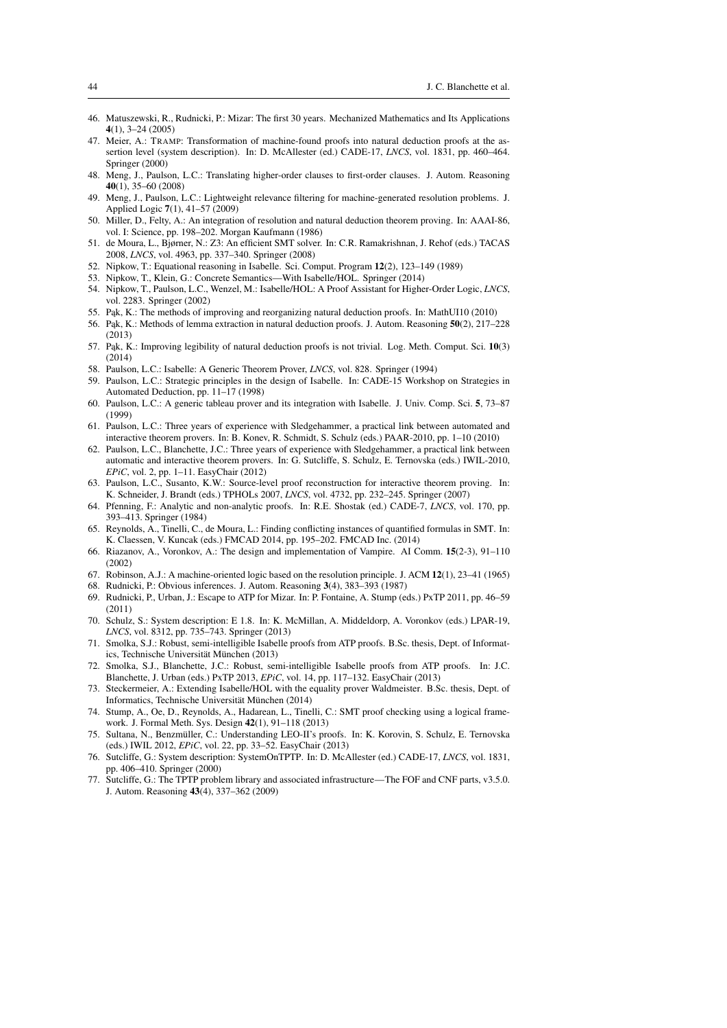46. Matuszewski, R., Rudnicki, P.: Mizar: The first 30 years. Mechanized Mathematics and Its Applications **4**(1), 3–24 (2005)
47. Meier, A.: TRAMP: Transformation of machine-found proofs into natural deduction proofs at the assertion level (system description). In: D. McAllester (ed.) CADE-17, *LNCS*, vol. 1831, pp. 460–464. Springer (2000)
48. Meng, J., Paulson, L.C.: Translating higher-order clauses to first-order clauses. J. Autom. Reasoning **40**(1), 35–60 (2008)
49. Meng, J., Paulson, L.C.: Lightweight relevance filtering for machine-generated resolution problems. J. Applied Logic **7**(1), 41–57 (2009)
50. Miller, D., Felty, A.: An integration of resolution and natural deduction theorem proving. In: AAAI-86, vol. I: Science, pp. 198–202. Morgan Kaufmann (1986)
51. de Moura, L., Bjørner, N.: Z3: An efficient SMT solver. In: C.R. Ramakrishnan, J. Rehof (eds.) TACAS 2008, *LNCS*, vol. 4963, pp. 337–340. Springer (2008)
52. Nipkow, T.: Equational reasoning in Isabelle. Sci. Comput. Program **12**(2), 123–149 (1989)
53. Nipkow, T., Klein, G.: Concrete Semantics—With Isabelle/HOL. Springer (2014)
54. Nipkow, T., Paulson, L.C., Wenzel, M.: Isabelle/HOL: A Proof Assistant for Higher-Order Logic, *LNCS*, vol. 2283. Springer (2002)
55. Pąk, K.: The methods of improving and reorganizing natural deduction proofs. In: MathUI10 (2010)
56. Pąk, K.: Methods of lemma extraction in natural deduction proofs. J. Autom. Reasoning **50**(2), 217–228 (2013)
57. Pąk, K.: Improving legibility of natural deduction proofs is not trivial. Log. Meth. Comput. Sci. **10**(3) (2014)
58. Paulson, L.C.: Isabelle: A Generic Theorem Prover, *LNCS*, vol. 828. Springer (1994)
59. Paulson, L.C.: Strategic principles in the design of Isabelle. In: CADE-15 Workshop on Strategies in Automated Deduction, pp. 11–17 (1998)
60. Paulson, L.C.: A generic tableau prover and its integration with Isabelle. J. Univ. Comp. Sci. **5**, 73–87 (1999)
61. Paulson, L.C.: Three years of experience with Sledgehammer, a practical link between automated and interactive theorem provers. In: B. Konev, R. Schmidt, S. Schulz (eds.) PAAR-2010, pp. 1–10 (2010)
62. Paulson, L.C., Blanchette, J.C.: Three years of experience with Sledgehammer, a practical link between automatic and interactive theorem provers. In: G. Sutcliffe, S. Schulz, E. Ternovska (eds.) IWIL-2010, *EPiC*, vol. 2, pp. 1–11. EasyChair (2012)
63. Paulson, L.C., Susanto, K.W.: Source-level proof reconstruction for interactive theorem proving. In: K. Schneider, J. Brandt (eds.) TPHOLs 2007, *LNCS*, vol. 4732, pp. 232–245. Springer (2007)
64. Pfenning, F.: Analytic and non-analytic proofs. In: R.E. Shostak (ed.) CADE-7, *LNCS*, vol. 170, pp. 393–413. Springer (1984)
65. Reynolds, A., Tinelli, C., de Moura, L.: Finding conflicting instances of quantified formulas in SMT. In: K. Claessen, V. Kuncak (eds.) FMCAD 2014, pp. 195–202. FMCAD Inc. (2014)
66. Riazanov, A., Voronkov, A.: The design and implementation of Vampire. AI Comm. **15**(2-3), 91–110 (2002)
67. Robinson, A.J.: A machine-oriented logic based on the resolution principle. J. ACM **12**(1), 23–41 (1965)
68. Rudnicki, P.: Obvious inferences. J. Autom. Reasoning **3**(4), 383–393 (1987)
69. Rudnicki, P., Urban, J.: Escape to ATP for Mizar. In: P. Fontaine, A. Stump (eds.) PxTP 2011, pp. 46–59 (2011)
70. Schulz, S.: System description: E 1.8. In: K. McMillan, A. Middeldorp, A. Voronkov (eds.) LPAR-19, *LNCS*, vol. 8312, pp. 735–743. Springer (2013)
71. Smolka, S.J.: Robust, semi-intelligible Isabelle proofs from ATP proofs. B.Sc. thesis, Dept. of Informatics, Technische Universität München (2013)
72. Smolka, S.J., Blanchette, J.C.: Robust, semi-intelligible Isabelle proofs from ATP proofs. In: J.C. Blanchette, J. Urban (eds.) PxTP 2013, *EPiC*, vol. 14, pp. 117–132. EasyChair (2013)
73. Steckermeier, A.: Extending Isabelle/HOL with the equality prover Waldmeister. B.Sc. thesis, Dept. of Informatics, Technische Universität München (2014)
74. Stump, A., Oe, D., Reynolds, A., Hadarean, L., Tinelli, C.: SMT proof checking using a logical framework. J. Formal Meth. Sys. Design **42**(1), 91–118 (2013)
75. Sultana, N., Benzmüller, C.: Understanding LEO-II's proofs. In: K. Korovin, S. Schulz, E. Ternovska (eds.) IWIL 2012, *EPiC*, vol. 22, pp. 33–52. EasyChair (2013)
76. Sutcliffe, G.: System description: SystemOnTPTP. In: D. McAllester (ed.) CADE-17, *LNCS*, vol. 1831, pp. 406–410. Springer (2000)
77. Sutcliffe, G.: The TPTP problem library and associated infrastructure—The FOF and CNF parts, v3.5.0. J. Autom. Reasoning **43**(4), 337–362 (2009)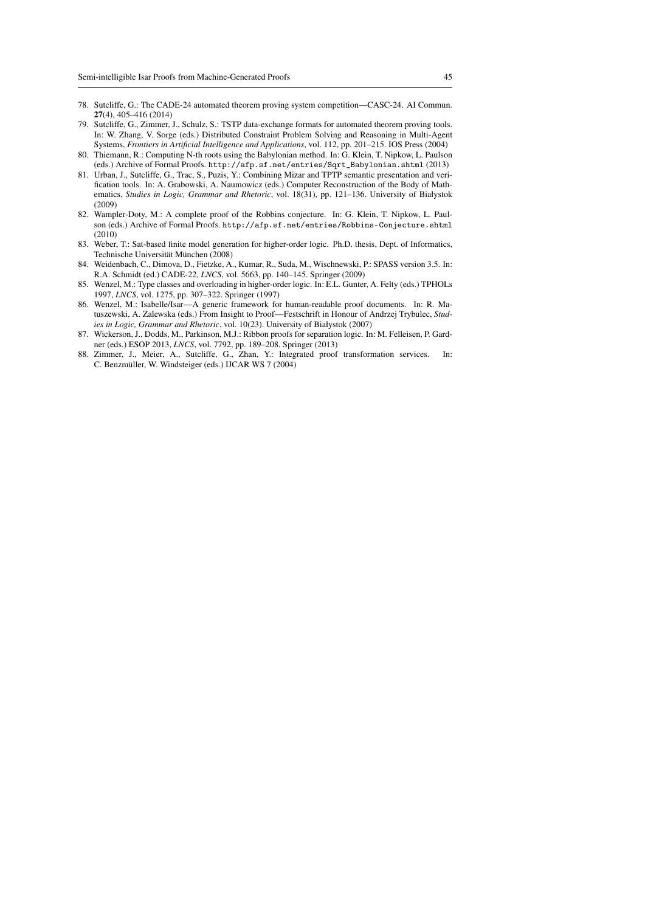78. Sutcliffe, G.: The CADE-24 automated theorem proving system competition—CASC-24. AI Commun. **27**(4), 405–416 (2014)
79. Sutcliffe, G., Zimmer, J., Schulz, S.: TSTP data-exchange formats for automated theorem proving tools. In: W. Zhang, V. Sorge (eds.) Distributed Constraint Problem Solving and Reasoning in Multi-Agent Systems, *Frontiers in Artificial Intelligence and Applications*, vol. 112, pp. 201–215. IOS Press (2004)
80. Thiemann, R.: Computing N-th roots using the Babylonian method. In: G. Klein, T. Nipkow, L. Paulson (eds.) Archive of Formal Proofs. `http://afp.sf.net/entries/Sqrt_Babylonian.shtml` (2013)
81. Urban, J., Sutcliffe, G., Trac, S., Puzis, Y.: Combining Mizar and TPTP semantic presentation and verification tools. In: A. Grabowski, A. Naumowicz (eds.) Computer Reconstruction of the Body of Mathematics, *Studies in Logic, Grammar and Rhetoric*, vol. 18(31), pp. 121–136. University of Białystok (2009)
82. Wampler-Doty, M.: A complete proof of the Robbins conjecture. In: G. Klein, T. Nipkow, L. Paulson (eds.) Archive of Formal Proofs. `http://afp.sf.net/entries/Robbins-Conjecture.shtml` (2010)
83. Weber, T.: Sat-based finite model generation for higher-order logic. Ph.D. thesis, Dept. of Informatics, Technische Universität München (2008)
84. Weidenbach, C., Dimova, D., Fietzke, A., Kumar, R., Suda, M., Wischnewski, P.: SPASS version 3.5. In: R.A. Schmidt (ed.) CADE-22, *LNCS*, vol. 5663, pp. 140–145. Springer (2009)
85. Wenzel, M.: Type classes and overloading in higher-order logic. In: E.L. Gunter, A. Felty (eds.) TPHOLs 1997, *LNCS*, vol. 1275, pp. 307–322. Springer (1997)
86. Wenzel, M.: Isabelle/Isar—A generic framework for human-readable proof documents. In: R. Matuszewski, A. Zalewska (eds.) From Insight to Proof—Festschrift in Honour of Andrzej Trybulec, *Studies in Logic, Grammar and Rhetoric*, vol. 10(23). University of Białystok (2007)
87. Wickerson, J., Dodds, M., Parkinson, M.J.: Ribbon proofs for separation logic. In: M. Felleisen, P. Gardner (eds.) ESOP 2013, *LNCS*, vol. 7792, pp. 189–208. Springer (2013)
88. Zimmer, J., Meier, A., Sutcliffe, G., Zhan, Y.: Integrated proof transformation services. In: C. Benzmüller, W. Windsteiger (eds.) IJCAR WS 7 (2004)